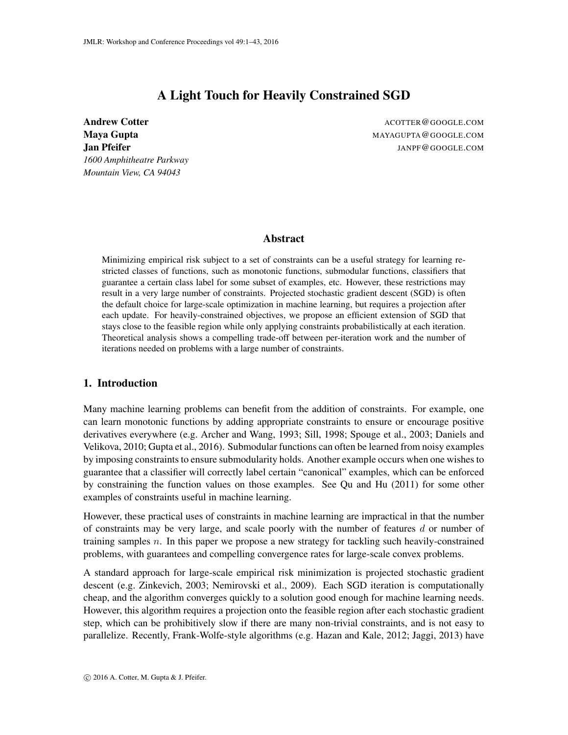# A Light Touch for Heavily Constrained SGD

**Andrew Cotter** ACOTTER@GOOGLE.COM
**Maya Gupta** MAYAGUPTA@GOOGLE.COM
**Jan Pfeifer** JANPF@GOOGLE.COM
*1600 Amphitheatre Parkway*
*Mountain View, CA 94043*

## Abstract

Minimizing empirical risk subject to a set of constraints can be a useful strategy for learning restricted classes of functions, such as monotonic functions, submodular functions, classifiers that guarantee a certain class label for some subset of examples, etc. However, these restrictions may result in a very large number of constraints. Projected stochastic gradient descent (SGD) is often the default choice for large-scale optimization in machine learning, but requires a projection after each update. For heavily-constrained objectives, we propose an efficient extension of SGD that stays close to the feasible region while only applying constraints probabilistically at each iteration. Theoretical analysis shows a compelling trade-off between per-iteration work and the number of iterations needed on problems with a large number of constraints.

## 1. Introduction

Many machine learning problems can benefit from the addition of constraints. For example, one can learn monotonic functions by adding appropriate constraints to ensure or encourage positive derivatives everywhere (e.g. Archer and Wang, 1993; Sill, 1998; Spouge et al., 2003; Daniels and Velikova, 2010; Gupta et al., 2016). Submodular functions can often be learned from noisy examples by imposing constraints to ensure submodularity holds. Another example occurs when one wishes to guarantee that a classifier will correctly label certain "canonical" examples, which can be enforced by constraining the function values on those examples. See Qu and Hu (2011) for some other examples of constraints useful in machine learning.

However, these practical uses of constraints in machine learning are impractical in that the number of constraints may be very large, and scale poorly with the number of features $d$ or number of training samples $n$. In this paper we propose a new strategy for tackling such heavily-constrained problems, with guarantees and compelling convergence rates for large-scale convex problems.

A standard approach for large-scale empirical risk minimization is projected stochastic gradient descent (e.g. Zinkevich, 2003; Nemirovski et al., 2009). Each SGD iteration is computationally cheap, and the algorithm converges quickly to a solution good enough for machine learning needs. However, this algorithm requires a projection onto the feasible region after each stochastic gradient step, which can be prohibitively slow if there are many non-trivial constraints, and is not easy to parallelize. Recently, Frank-Wolfe-style algorithms (e.g. Hazan and Kale, 2012; Jaggi, 2013) have

© 2016 A. Cotter, M. Gupta & J. Pfeifer.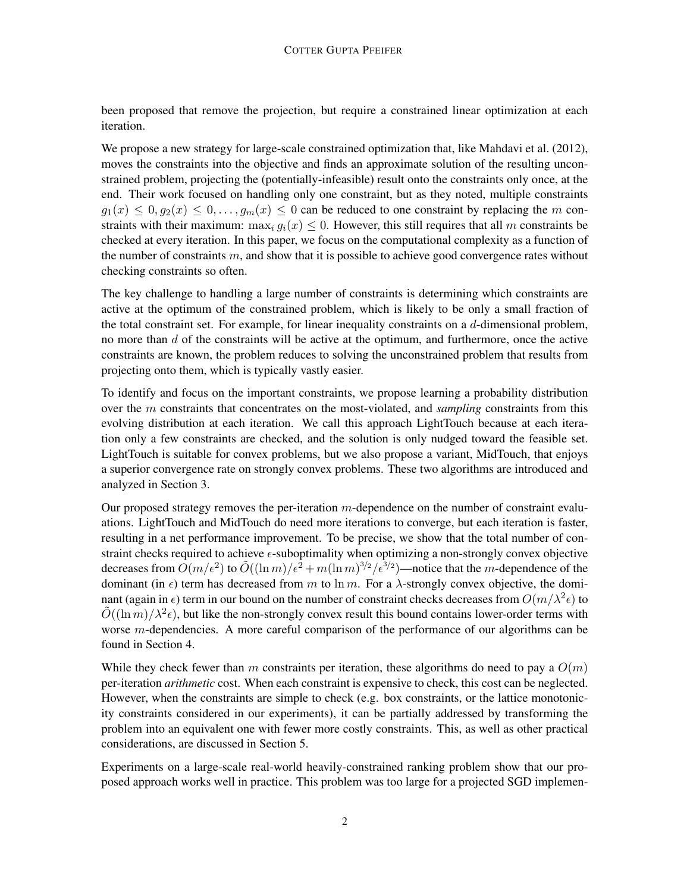been proposed that remove the projection, but require a constrained linear optimization at each iteration.

We propose a new strategy for large-scale constrained optimization that, like Mahdavi et al. (2012), moves the constraints into the objective and finds an approximate solution of the resulting unconstrained problem, projecting the (potentially-infeasible) result onto the constraints only once, at the end. Their work focused on handling only one constraint, but as they noted, multiple constraints $g_1(x) \leq 0, g_2(x) \leq 0, \ldots, g_m(x) \leq 0$ can be reduced to one constraint by replacing the $m$ constraints with their maximum: $\max_i g_i(x) \leq 0$. However, this still requires that all $m$ constraints be checked at every iteration. In this paper, we focus on the computational complexity as a function of the number of constraints $m$, and show that it is possible to achieve good convergence rates without checking constraints so often.

The key challenge to handling a large number of constraints is determining which constraints are active at the optimum of the constrained problem, which is likely to be only a small fraction of the total constraint set. For example, for linear inequality constraints on a $d$-dimensional problem, no more than $d$ of the constraints will be active at the optimum, and furthermore, once the active constraints are known, the problem reduces to solving the unconstrained problem that results from projecting onto them, which is typically vastly easier.

To identify and focus on the important constraints, we propose learning a probability distribution over the $m$ constraints that concentrates on the most-violated, and *sampling* constraints from this evolving distribution at each iteration. We call this approach LightTouch because at each iteration only a few constraints are checked, and the solution is only nudged toward the feasible set. LightTouch is suitable for convex problems, but we also propose a variant, MidTouch, that enjoys a superior convergence rate on strongly convex problems. These two algorithms are introduced and analyzed in Section 3.

Our proposed strategy removes the per-iteration $m$-dependence on the number of constraint evaluations. LightTouch and MidTouch do need more iterations to converge, but each iteration is faster, resulting in a net performance improvement. To be precise, we show that the total number of constraint checks required to achieve $\epsilon$-suboptimality when optimizing a non-strongly convex objective decreases from $O(m/\epsilon^2)$ to $\tilde{O}((\ln m)/\epsilon^2 + m(\ln m)^{3/2}/\epsilon^{3/2})$—notice that the $m$-dependence of the dominant (in $\epsilon$) term has decreased from $m$ to $\ln m$. For a $\lambda$-strongly convex objective, the dominant (again in $\epsilon$) term in our bound on the number of constraint checks decreases from $O(m/\lambda^2\epsilon)$ to $\tilde{O}((\ln m)/\lambda^2\epsilon)$, but like the non-strongly convex result this bound contains lower-order terms with worse $m$-dependencies. A more careful comparison of the performance of our algorithms can be found in Section 4.

While they check fewer than $m$ constraints per iteration, these algorithms do need to pay a $O(m)$ per-iteration *arithmetic* cost. When each constraint is expensive to check, this cost can be neglected. However, when the constraints are simple to check (e.g. box constraints, or the lattice monotonicity constraints considered in our experiments), it can be partially addressed by transforming the problem into an equivalent one with fewer more costly constraints. This, as well as other practical considerations, are discussed in Section 5.

Experiments on a large-scale real-world heavily-constrained ranking problem show that our proposed approach works well in practice. This problem was too large for a projected SGD implemen-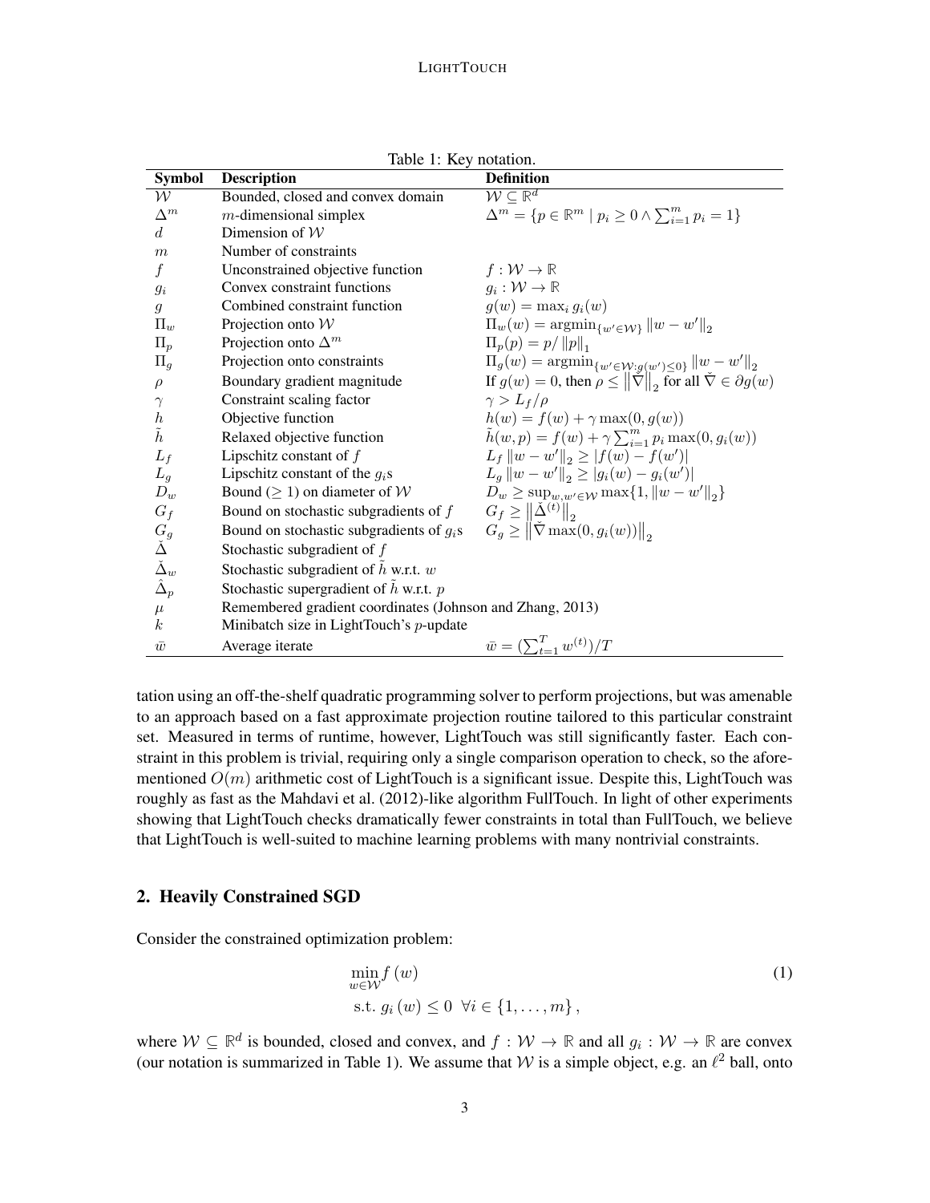Table 1: Key notation.

| Symbol | Description | Definition |
|---|---|---|
| $\mathcal{W}$ | Bounded, closed and convex domain | $\mathcal{W} \subseteq \mathbb{R}^d$ |
| $\Delta^m$ | $m$-dimensional simplex | $\Delta^m = \{p \in \mathbb{R}^m \mid p_i \geq 0 \wedge \sum_{i=1}^m p_i = 1\}$ |
| $d$ | Dimension of $\mathcal{W}$ | |
| $m$ | Number of constraints | |
| $f$ | Unconstrained objective function | $f : \mathcal{W} \to \mathbb{R}$ |
| $g_i$ | Convex constraint functions | $g_i : \mathcal{W} \to \mathbb{R}$ |
| $g$ | Combined constraint function | $g(w) = \max_i g_i(w)$ |
| $\Pi_w$ | Projection onto $\mathcal{W}$ | $\Pi_w(w) = \operatorname{argmin}_{\{w' \in \mathcal{W}\}} \left\|w - w'\right\|_2$ |
| $\Pi_p$ | Projection onto $\Delta^m$ | $\Pi_p(p) = p / \left\|p\right\|_1$ |
| $\Pi_g$ | Projection onto constraints | $\Pi_g(w) = \operatorname{argmin}_{\{w' \in \mathcal{W}: g(w') \leq 0\}} \left\|w - w'\right\|_2$ |
| $\rho$ | Boundary gradient magnitude | If $g(w) = 0$, then $\rho \leq \left\|\check{\nabla}\right\|_2$ for all $\check{\nabla} \in \partial g(w)$ |
| $\gamma$ | Constraint scaling factor | $\gamma > L_f / \rho$ |
| $h$ | Objective function | $h(w) = f(w) + \gamma \max(0, g(w))$ |
| $\tilde{h}$ | Relaxed objective function | $\tilde{h}(w, p) = f(w) + \gamma \sum_{i=1}^m p_i \max(0, g_i(w))$ |
| $L_f$ | Lipschitz constant of $f$ | $L_f \left\|w - w'\right\|_2 \geq \left\|f(w) - f(w')\right\|$ |
| $L_g$ | Lipschitz constant of the $g_i$s | $L_g \left\|w - w'\right\|_2 \geq \left\|g_i(w) - g_i(w')\right\|$ |
| $D_w$ | Bound ($\geq 1$) on diameter of $\mathcal{W}$ | $D_w \geq \sup_{w, w' \in \mathcal{W}} \max\{1, \left\|w - w'\right\|_2\}$ |
| $G_f$ | Bound on stochastic subgradients of $f$ | $G_f \geq \left\|\check{\Delta}^{(t)}\right\|_2$ |
| $G_g$ | Bound on stochastic subgradients of $g_i$s | $G_g \geq \left\|\check{\nabla} \max(0, g_i(w))\right\|_2$ |
| $\check{\Delta}$ | Stochastic subgradient of $f$ | |
| $\check{\Delta}_w$ | Stochastic subgradient of $\tilde{h}$ w.r.t. $w$ | |
| $\hat{\Delta}_p$ | Stochastic supergradient of $\tilde{h}$ w.r.t. $p$ | |
| $\mu$ | Remembered gradient coordinates (Johnson and Zhang, 2013) | |
| $k$ | Minibatch size in LightTouch's $p$-update | |
| $\bar{w}$ | Average iterate | $\bar{w} = (\sum_{t=1}^T w^{(t)}) / T$ |

tation using an off-the-shelf quadratic programming solver to perform projections, but was amenable to an approach based on a fast approximate projection routine tailored to this particular constraint set. Measured in terms of runtime, however, LightTouch was still significantly faster. Each constraint in this problem is trivial, requiring only a single comparison operation to check, so the aforementioned $O(m)$ arithmetic cost of LightTouch is a significant issue. Despite this, LightTouch was roughly as fast as the Mahdavi et al. (2012)-like algorithm FullTouch. In light of other experiments showing that LightTouch checks dramatically fewer constraints in total than FullTouch, we believe that LightTouch is well-suited to machine learning problems with many nontrivial constraints.

## 2. Heavily Constrained SGD

Consider the constrained optimization problem:

$$\begin{aligned}
&\min_{w \in \mathcal{W}} f(w) \\
&\text{s.t. } g_i(w) \leq 0 \;\; \forall i \in \{1, \ldots, m\},
\end{aligned} \tag{1}$$

where $\mathcal{W} \subseteq \mathbb{R}^d$ is bounded, closed and convex, and $f : \mathcal{W} \to \mathbb{R}$ and all $g_i : \mathcal{W} \to \mathbb{R}$ are convex (our notation is summarized in Table 1). We assume that $\mathcal{W}$ is a simple object, e.g. an $\ell^2$ ball, onto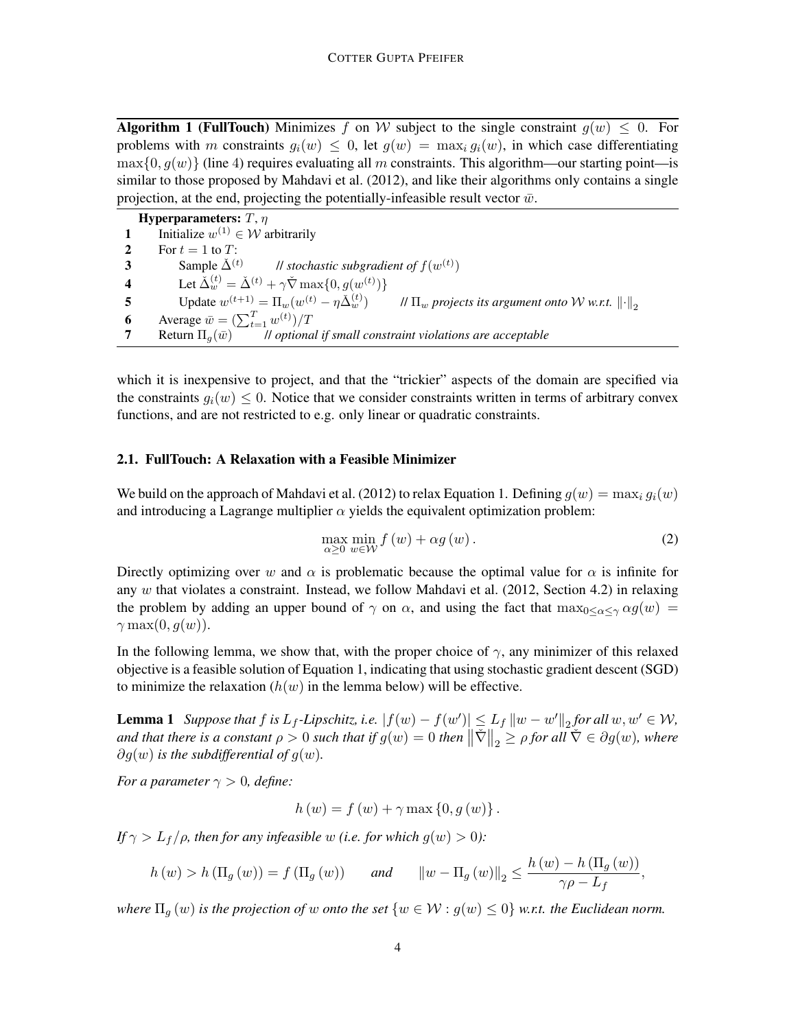**Algorithm 1 (FullTouch)** Minimizes $f$ on $\mathcal{W}$ subject to the single constraint $g(w) \leq 0$. For problems with $m$ constraints $g_i(w) \leq 0$, let $g(w) = \max_i g_i(w)$, in which case differentiating $\max\{0, g(w)\}$ (line 4) requires evaluating all $m$ constraints. This algorithm—our starting point—is similar to those proposed by Mahdavi et al. (2012), and like their algorithms only contains a single projection, at the end, projecting the potentially-infeasible result vector $\bar{w}$.

```
    Hyperparameters: T, η
1   Initialize w^(1) ∈ W arbitrarily
2   For t = 1 to T:
3       Sample Δ̌^(t)        // stochastic subgradient of f(w^(t))
4       Let Δ̌_w^(t) = Δ̌^(t) + γ∇̌ max{0, g(w^(t))}
5       Update w^(t+1) = Π_w(w^(t) − ηΔ̌_w^(t))     // Π_w projects its argument onto W w.r.t. ‖·‖_2
6   Average w̄ = (Σ_{t=1}^T w^(t))/T
7   Return Π_g(w̄)     // optional if small constraint violations are acceptable
```

which it is inexpensive to project, and that the "trickier" aspects of the domain are specified via the constraints $g_i(w) \leq 0$. Notice that we consider constraints written in terms of arbitrary convex functions, and are not restricted to e.g. only linear or quadratic constraints.

### 2.1. FullTouch: A Relaxation with a Feasible Minimizer

We build on the approach of Mahdavi et al. (2012) to relax Equation 1. Defining $g(w) = \max_i g_i(w)$ and introducing a Lagrange multiplier $\alpha$ yields the equivalent optimization problem:

$$\max_{\alpha \geq 0} \min_{w \in \mathcal{W}} f(w) + \alpha g(w). \tag{2}$$

Directly optimizing over $w$ and $\alpha$ is problematic because the optimal value for $\alpha$ is infinite for any $w$ that violates a constraint. Instead, we follow Mahdavi et al. (2012, Section 4.2) in relaxing the problem by adding an upper bound of $\gamma$ on $\alpha$, and using the fact that $\max_{0 \leq \alpha \leq \gamma} \alpha g(w) = \gamma \max(0, g(w))$.

In the following lemma, we show that, with the proper choice of $\gamma$, any minimizer of this relaxed objective is a feasible solution of Equation 1, indicating that using stochastic gradient descent (SGD) to minimize the relaxation ($h(w)$ in the lemma below) will be effective.

**Lemma 1** *Suppose that $f$ is $L_f$-Lipschitz, i.e. $|f(w) - f(w')| \leq L_f \|w - w'\|_2$ for all $w, w' \in \mathcal{W}$, and that there is a constant $\rho > 0$ such that if $g(w) = 0$ then $\|\check{\nabla}\|_2 \geq \rho$ for all $\check{\nabla} \in \partial g(w)$, where $\partial g(w)$ is the subdifferential of $g(w)$.*

*For a parameter $\gamma > 0$, define:*

$$h(w) = f(w) + \gamma \max\{0, g(w)\}.$$

*If $\gamma > L_f/\rho$, then for any infeasible $w$ (i.e. for which $g(w) > 0$):*

$$h(w) > h(\Pi_g(w)) = f(\Pi_g(w)) \qquad \text{and} \qquad \|w - \Pi_g(w)\|_2 \leq \frac{h(w) - h(\Pi_g(w))}{\gamma\rho - L_f},$$

*where $\Pi_g(w)$ is the projection of $w$ onto the set $\{w \in \mathcal{W} : g(w) \leq 0\}$ w.r.t. the Euclidean norm.*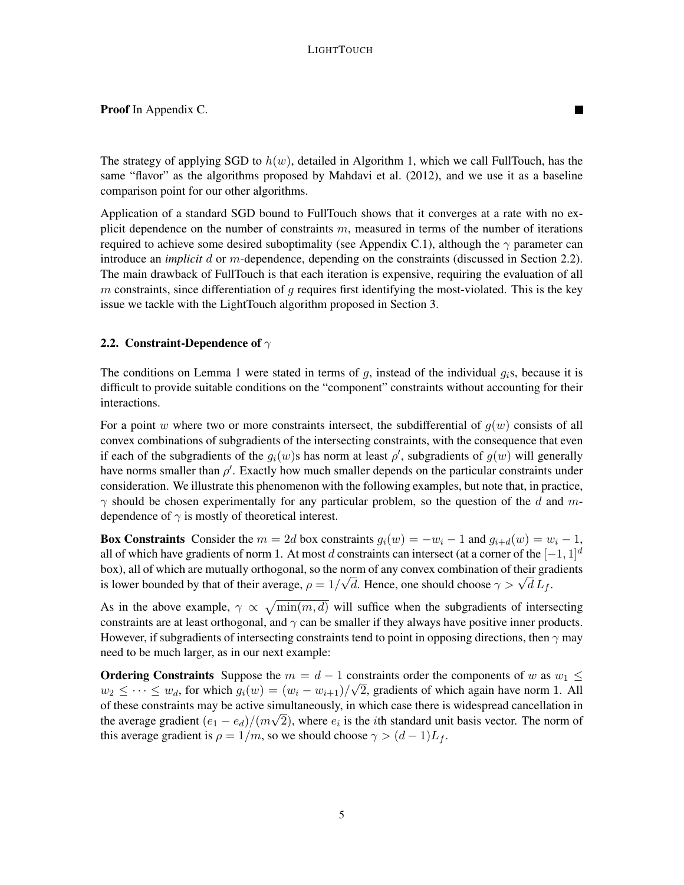**Proof** In Appendix C. ■

The strategy of applying SGD to $h(w)$, detailed in Algorithm 1, which we call FullTouch, has the same "flavor" as the algorithms proposed by Mahdavi et al. (2012), and we use it as a baseline comparison point for our other algorithms.

Application of a standard SGD bound to FullTouch shows that it converges at a rate with no explicit dependence on the number of constraints $m$, measured in terms of the number of iterations required to achieve some desired suboptimality (see Appendix C.1), although the $\gamma$ parameter can introduce an *implicit* $d$ or $m$-dependence, depending on the constraints (discussed in Section 2.2). The main drawback of FullTouch is that each iteration is expensive, requiring the evaluation of all $m$ constraints, since differentiation of $g$ requires first identifying the most-violated. This is the key issue we tackle with the LightTouch algorithm proposed in Section 3.

### 2.2. Constraint-Dependence of $\gamma$

The conditions on Lemma 1 were stated in terms of $g$, instead of the individual $g_i$s, because it is difficult to provide suitable conditions on the "component" constraints without accounting for their interactions.

For a point $w$ where two or more constraints intersect, the subdifferential of $g(w)$ consists of all convex combinations of subgradients of the intersecting constraints, with the consequence that even if each of the subgradients of the $g_i(w)$s has norm at least $\rho'$, subgradients of $g(w)$ will generally have norms smaller than $\rho'$. Exactly how much smaller depends on the particular constraints under consideration. We illustrate this phenomenon with the following examples, but note that, in practice, $\gamma$ should be chosen experimentally for any particular problem, so the question of the $d$ and $m$-dependence of $\gamma$ is mostly of theoretical interest.

**Box Constraints** Consider the $m = 2d$ box constraints $g_i(w) = -w_i - 1$ and $g_{i+d}(w) = w_i - 1$, all of which have gradients of norm 1. At most $d$ constraints can intersect (at a corner of the $[-1, 1]^d$ box), all of which are mutually orthogonal, so the norm of any convex combination of their gradients is lower bounded by that of their average, $\rho = 1/\sqrt{d}$. Hence, one should choose $\gamma > \sqrt{d}\, L_f$.

As in the above example, $\gamma \propto \sqrt{\min(m, d)}$ will suffice when the subgradients of intersecting constraints are at least orthogonal, and $\gamma$ can be smaller if they always have positive inner products. However, if subgradients of intersecting constraints tend to point in opposing directions, then $\gamma$ may need to be much larger, as in our next example:

**Ordering Constraints** Suppose the $m = d - 1$ constraints order the components of $w$ as $w_1 \leq w_2 \leq \cdots \leq w_d$, for which $g_i(w) = (w_i - w_{i+1})/\sqrt{2}$, gradients of which again have norm 1. All of these constraints may be active simultaneously, in which case there is widespread cancellation in the average gradient $(e_1 - e_d)/(m\sqrt{2})$, where $e_i$ is the $i$th standard unit basis vector. The norm of this average gradient is $\rho = 1/m$, so we should choose $\gamma > (d - 1)L_f$.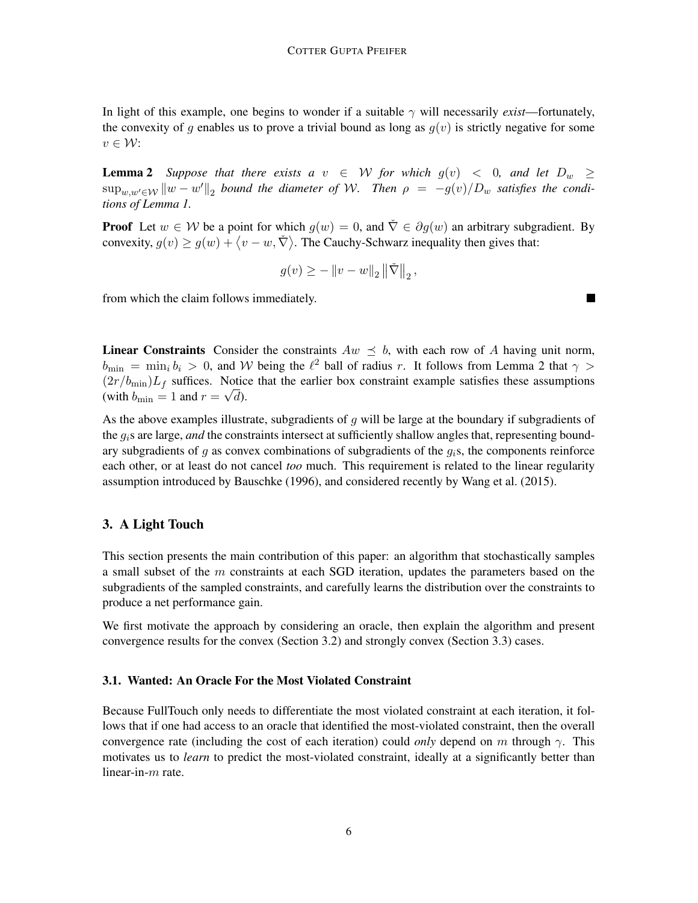In light of this example, one begins to wonder if a suitable $\gamma$ will necessarily *exist*—fortunately, the convexity of $g$ enables us to prove a trivial bound as long as $g(v)$ is strictly negative for some $v \in \mathcal{W}$:

**Lemma 2** *Suppose that there exists a $v \in \mathcal{W}$ for which $g(v) < 0$, and let $D_w \geq \sup_{w,w' \in \mathcal{W}} \|w - w'\|_2$ bound the diameter of $\mathcal{W}$. Then $\rho = -g(v)/D_w$ satisfies the conditions of Lemma 1.*

**Proof** Let $w \in \mathcal{W}$ be a point for which $g(w) = 0$, and $\check{\nabla} \in \partial g(w)$ an arbitrary subgradient. By convexity, $g(v) \geq g(w) + \langle v - w, \check{\nabla} \rangle$. The Cauchy-Schwarz inequality then gives that:

$$g(v) \geq - \|v - w\|_2 \left\|\check{\nabla}\right\|_2,$$

from which the claim follows immediately. ■

**Linear Constraints** Consider the constraints $Aw \preceq b$, with each row of $A$ having unit norm, $b_{\min} = \min_i b_i > 0$, and $\mathcal{W}$ being the $\ell^2$ ball of radius $r$. It follows from Lemma 2 that $\gamma > (2r/b_{\min})L_f$ suffices. Notice that the earlier box constraint example satisfies these assumptions (with $b_{\min} = 1$ and $r = \sqrt{d}$).

As the above examples illustrate, subgradients of $g$ will be large at the boundary if subgradients of the $g_i$s are large, *and* the constraints intersect at sufficiently shallow angles that, representing boundary subgradients of $g$ as convex combinations of subgradients of the $g_i$s, the components reinforce each other, or at least do not cancel *too* much. This requirement is related to the linear regularity assumption introduced by Bauschke (1996), and considered recently by Wang et al. (2015).

## 3. A Light Touch

This section presents the main contribution of this paper: an algorithm that stochastically samples a small subset of the $m$ constraints at each SGD iteration, updates the parameters based on the subgradients of the sampled constraints, and carefully learns the distribution over the constraints to produce a net performance gain.

We first motivate the approach by considering an oracle, then explain the algorithm and present convergence results for the convex (Section 3.2) and strongly convex (Section 3.3) cases.

### 3.1. Wanted: An Oracle For the Most Violated Constraint

Because FullTouch only needs to differentiate the most violated constraint at each iteration, it follows that if one had access to an oracle that identified the most-violated constraint, then the overall convergence rate (including the cost of each iteration) could *only* depend on $m$ *through* $\gamma$. This motivates us to *learn* to predict the most-violated constraint, ideally at a significantly better than linear-in-$m$ rate.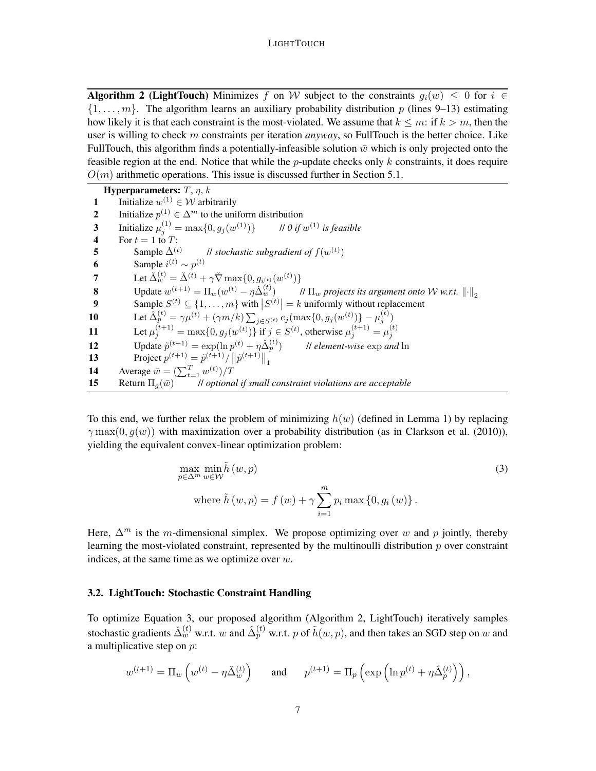**Algorithm 2 (LightTouch)** Minimizes $f$ on $\mathcal{W}$ subject to the constraints $g_i(w) \leq 0$ for $i \in \{1, \dots, m\}$. The algorithm learns an auxiliary probability distribution $p$ (lines 9–13) estimating how likely it is that each constraint is the most-violated. We assume that $k \leq m$: if $k > m$, then the user is willing to check $m$ constraints per iteration *anyway*, so FullTouch is the better choice. Like FullTouch, this algorithm finds a potentially-infeasible solution $\bar{w}$ which is only projected onto the feasible region at the end. Notice that while the $p$-update checks only $k$ constraints, it does require $O(m)$ arithmetic operations. This issue is discussed further in Section 5.1.

**Hyperparameters:** $T$, $\eta$, $k$

1. Initialize $w^{(1)} \in \mathcal{W}$ arbitrarily
2. Initialize $p^{(1)} \in \Delta^m$ to the uniform distribution
3. Initialize $\mu_j^{(1)} = \max\{0, g_j(w^{(1)})\}$ *// 0 if $w^{(1)}$ is feasible*
4. For $t = 1$ to $T$:
5. &nbsp;&nbsp;&nbsp;&nbsp;Sample $\check{\Delta}^{(t)}$ *// stochastic subgradient of $f(w^{(t)})$*
6. &nbsp;&nbsp;&nbsp;&nbsp;Sample $i^{(t)} \sim p^{(t)}$
7. &nbsp;&nbsp;&nbsp;&nbsp;Let $\check{\Delta}_w^{(t)} = \check{\Delta}^{(t)} + \gamma \check{\nabla} \max\{0, g_{i^{(t)}}(w^{(t)})\}$
8. &nbsp;&nbsp;&nbsp;&nbsp;Update $w^{(t+1)} = \Pi_w(w^{(t)} - \eta \check{\Delta}_w^{(t)})$ *// $\Pi_w$ projects its argument onto $\mathcal{W}$ w.r.t. $\|\cdot\|_2$*
9. &nbsp;&nbsp;&nbsp;&nbsp;Sample $S^{(t)} \subseteq \{1, \dots, m\}$ with $|S^{(t)}| = k$ uniformly without replacement
10. &nbsp;&nbsp;&nbsp;&nbsp;Let $\hat{\Delta}_p^{(t)} = \gamma \mu^{(t)} + (\gamma m / k) \sum_{j \in S^{(t)}} e_j (\max\{0, g_j(w^{(t)})\} - \mu_j^{(t)})$
11. &nbsp;&nbsp;&nbsp;&nbsp;Let $\mu_j^{(t+1)} = \max\{0, g_j(w^{(t)})\}$ if $j \in S^{(t)}$, otherwise $\mu_j^{(t+1)} = \mu_j^{(t)}$
12. &nbsp;&nbsp;&nbsp;&nbsp;Update $\tilde{p}^{(t+1)} = \exp(\ln p^{(t)} + \eta \hat{\Delta}_p^{(t)})$ *// element-wise $\exp$ and $\ln$*
13. &nbsp;&nbsp;&nbsp;&nbsp;Project $p^{(t+1)} = \tilde{p}^{(t+1)} / \|\tilde{p}^{(t+1)}\|_1$
14. Average $\bar{w} = (\sum_{t=1}^{T} w^{(t)})/T$
15. Return $\Pi_g(\bar{w})$ *// optional if small constraint violations are acceptable*

To this end, we further relax the problem of minimizing $h(w)$ (defined in Lemma 1) by replacing $\gamma \max(0, g(w))$ with maximization over a probability distribution (as in Clarkson et al. (2010)), yielding the equivalent convex-linear optimization problem:

$$\max_{p \in \Delta^m} \min_{w \in \mathcal{W}} \tilde{h}(w, p) \tag{3}$$

$$\text{where } \tilde{h}(w, p) = f(w) + \gamma \sum_{i=1}^{m} p_i \max\{0, g_i(w)\}.$$

Here, $\Delta^m$ is the $m$-dimensional simplex. We propose optimizing over $w$ and $p$ jointly, thereby learning the most-violated constraint, represented by the multinoulli distribution $p$ over constraint indices, at the same time as we optimize over $w$.

### 3.2. LightTouch: Stochastic Constraint Handling

To optimize Equation 3, our proposed algorithm (Algorithm 2, LightTouch) iteratively samples stochastic gradients $\check{\Delta}_w^{(t)}$ w.r.t. $w$ and $\hat{\Delta}_p^{(t)}$ w.r.t. $p$ of $\tilde{h}(w, p)$, and then takes an SGD step on $w$ and a multiplicative step on $p$:

$$w^{(t+1)} = \Pi_w\left(w^{(t)} - \eta \check{\Delta}_w^{(t)}\right) \quad \text{and} \quad p^{(t+1)} = \Pi_p\left(\exp\left(\ln p^{(t)} + \eta \hat{\Delta}_p^{(t)}\right)\right),$$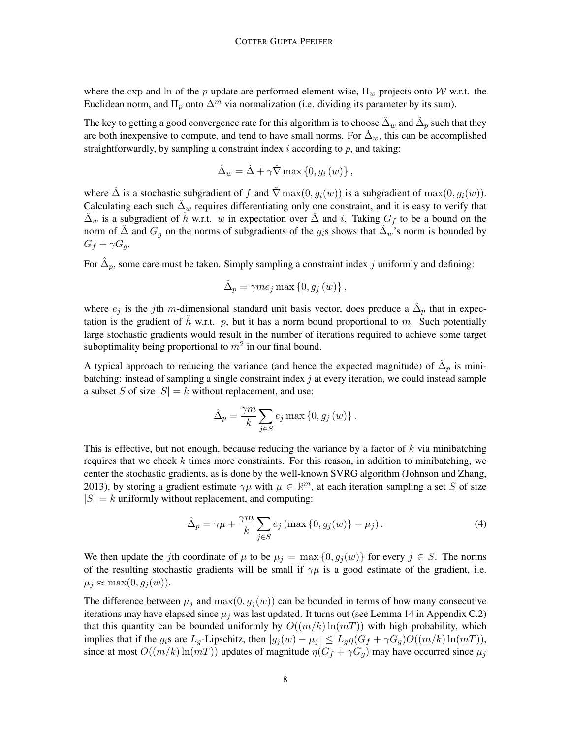where the $\exp$ and $\ln$ of the $p$-update are performed element-wise, $\Pi_w$ projects onto $\mathcal{W}$ w.r.t. the Euclidean norm, and $\Pi_p$ onto $\Delta^m$ via normalization (i.e. dividing its parameter by its sum).

The key to getting a good convergence rate for this algorithm is to choose $\check{\Delta}_w$ and $\hat{\Delta}_p$ such that they are both inexpensive to compute, and tend to have small norms. For $\check{\Delta}_w$, this can be accomplished straightforwardly, by sampling a constraint index $i$ according to $p$, and taking:

$$\check{\Delta}_w = \check{\Delta} + \gamma \check{\nabla} \max \left\{0, g_i\left(w\right)\right\},$$

where $\check{\Delta}$ is a stochastic subgradient of $f$ and $\check{\nabla} \max(0, g_i(w))$ is a subgradient of $\max(0, g_i(w))$. Calculating each such $\check{\Delta}_w$ requires differentiating only one constraint, and it is easy to verify that $\check{\Delta}_w$ is a subgradient of $\tilde{h}$ w.r.t. $w$ in expectation over $\check{\Delta}$ and $i$. Taking $G_f$ to be a bound on the norm of $\check{\Delta}$ and $G_g$ on the norms of subgradients of the $g_i$s shows that $\check{\Delta}_w$'s norm is bounded by $G_f + \gamma G_g$.

For $\hat{\Delta}_p$, some care must be taken. Simply sampling a constraint index $j$ uniformly and defining:

$$\hat{\Delta}_p = \gamma m e_j \max \left\{0, g_j\left(w\right)\right\},$$

where $e_j$ is the $j$th $m$-dimensional standard unit basis vector, does produce a $\hat{\Delta}_p$ that in expectation is the gradient of $\tilde{h}$ w.r.t. $p$, but it has a norm bound proportional to $m$. Such potentially large stochastic gradients would result in the number of iterations required to achieve some target suboptimality being proportional to $m^2$ in our final bound.

A typical approach to reducing the variance (and hence the expected magnitude) of $\hat{\Delta}_p$ is minibatching: instead of sampling a single constraint index $j$ at every iteration, we could instead sample a subset $S$ of size $|S| = k$ without replacement, and use:

$$\hat{\Delta}_p = \frac{\gamma m}{k} \sum_{j \in S} e_j \max \left\{0, g_j\left(w\right)\right\}.$$

This is effective, but not enough, because reducing the variance by a factor of $k$ via minibatching requires that we check $k$ times more constraints. For this reason, in addition to minibatching, we center the stochastic gradients, as is done by the well-known SVRG algorithm (Johnson and Zhang, 2013), by storing a gradient estimate $\gamma\mu$ with $\mu \in \mathbb{R}^m$, at each iteration sampling a set $S$ of size $|S| = k$ uniformly without replacement, and computing:

$$\hat{\Delta}_p = \gamma\mu + \frac{\gamma m}{k} \sum_{j \in S} e_j \left(\max\left\{0, g_j(w)\right\} - \mu_j\right). \tag{4}$$

We then update the $j$th coordinate of $\mu$ to be $\mu_j = \max\{0, g_j(w)\}$ for every $j \in S$. The norms of the resulting stochastic gradients will be small if $\gamma\mu$ is a good estimate of the gradient, i.e. $\mu_j \approx \max(0, g_j(w))$.

The difference between $\mu_j$ and $\max(0, g_j(w))$ can be bounded in terms of how many consecutive iterations may have elapsed since $\mu_j$ was last updated. It turns out (see Lemma 14 in Appendix C.2) that this quantity can be bounded uniformly by $O((m/k)\ln(mT))$ with high probability, which implies that if the $g_i$s are $L_g$-Lipschitz, then $|g_j(w) - \mu_j| \leq L_g \eta (G_f + \gamma G_g) O((m/k)\ln(mT))$, since at most $O((m/k)\ln(mT))$ updates of magnitude $\eta(G_f + \gamma G_g)$ may have occurred since $\mu_j$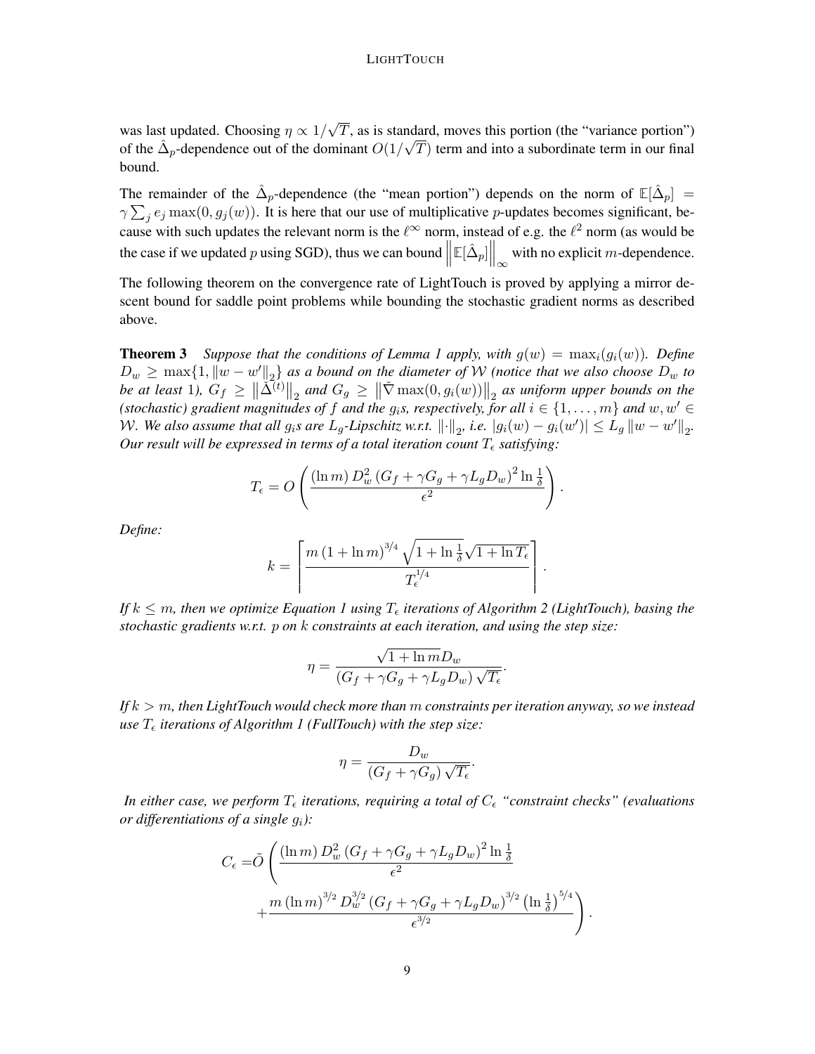was last updated. Choosing $\eta \propto 1/\sqrt{T}$, as is standard, moves this portion (the "variance portion") of the $\hat{\Delta}_p$-dependence out of the dominant $O(1/\sqrt{T})$ term and into a subordinate term in our final bound.

The remainder of the $\hat{\Delta}_p$-dependence (the "mean portion") depends on the norm of $\mathbb{E}[\hat{\Delta}_p] = \gamma \sum_j e_j \max(0, g_j(w))$. It is here that our use of multiplicative $p$-updates becomes significant, because with such updates the relevant norm is the $\ell^\infty$ norm, instead of e.g. the $\ell^2$ norm (as would be the case if we updated $p$ using SGD), thus we can bound $\left\|\mathbb{E}[\hat{\Delta}_p]\right\|_\infty$ with no explicit $m$-dependence.

The following theorem on the convergence rate of LightTouch is proved by applying a mirror descent bound for saddle point problems while bounding the stochastic gradient norms as described above.

**Theorem 3** *Suppose that the conditions of Lemma 1 apply, with $g(w) = \max_i(g_i(w))$. Define $D_w \geq \max\{1, \|w - w'\|_2\}$ as a bound on the diameter of $\mathcal{W}$ (notice that we also choose $D_w$ to be at least 1), $G_f \geq \left\|\check{\Delta}^{(t)}\right\|_2$ and $G_g \geq \left\|\check{\nabla} \max(0, g_i(w))\right\|_2$ as uniform upper bounds on the (stochastic) gradient magnitudes of $f$ and the $g_i$s, respectively, for all $i \in \{1, \ldots, m\}$ and $w, w' \in \mathcal{W}$. We also assume that all $g_i$s are $L_g$-Lipschitz w.r.t. $\|\cdot\|_2$, i.e. $|g_i(w) - g_i(w')| \leq L_g \|w - w'\|_2$. Our result will be expressed in terms of a total iteration count $T_\epsilon$ satisfying:*

$$
T_\epsilon = O\left(\frac{(\ln m) \, D_w^2 \, (G_f + \gamma G_g + \gamma L_g D_w)^2 \ln \frac{1}{\delta}}{\epsilon^2}\right).
$$

*Define:*

$$
k = \left\lceil \frac{m \, (1 + \ln m)^{3/4} \sqrt{1 + \ln \frac{1}{\delta}} \sqrt{1 + \ln T_\epsilon}}{T_\epsilon^{1/4}} \right\rceil.
$$

*If $k \leq m$, then we optimize Equation 1 using $T_\epsilon$ iterations of Algorithm 2 (LightTouch), basing the stochastic gradients w.r.t. $p$ on $k$ constraints at each iteration, and using the step size:*

$$
\eta = \frac{\sqrt{1 + \ln m} D_w}{(G_f + \gamma G_g + \gamma L_g D_w) \sqrt{T_\epsilon}}.
$$

*If $k > m$, then LightTouch would check more than $m$ constraints per iteration anyway, so we instead use $T_\epsilon$ iterations of Algorithm 1 (FullTouch) with the step size:*

$$
\eta = \frac{D_w}{(G_f + \gamma G_g) \sqrt{T_\epsilon}}.
$$

*In either case, we perform $T_\epsilon$ iterations, requiring a total of $C_\epsilon$ "constraint checks" (evaluations or differentiations of a single $g_i$):*

$$
C_\epsilon = \tilde{O}\left(\frac{(\ln m) \, D_w^2 \, (G_f + \gamma G_g + \gamma L_g D_w)^2 \ln \frac{1}{\delta}}{\epsilon^2} + \frac{m \, (\ln m)^{3/2} \, D_w^{3/2} \, (G_f + \gamma G_g + \gamma L_g D_w)^{3/2} \left(\ln \frac{1}{\delta}\right)^{5/4}}{\epsilon^{3/2}}\right).
$$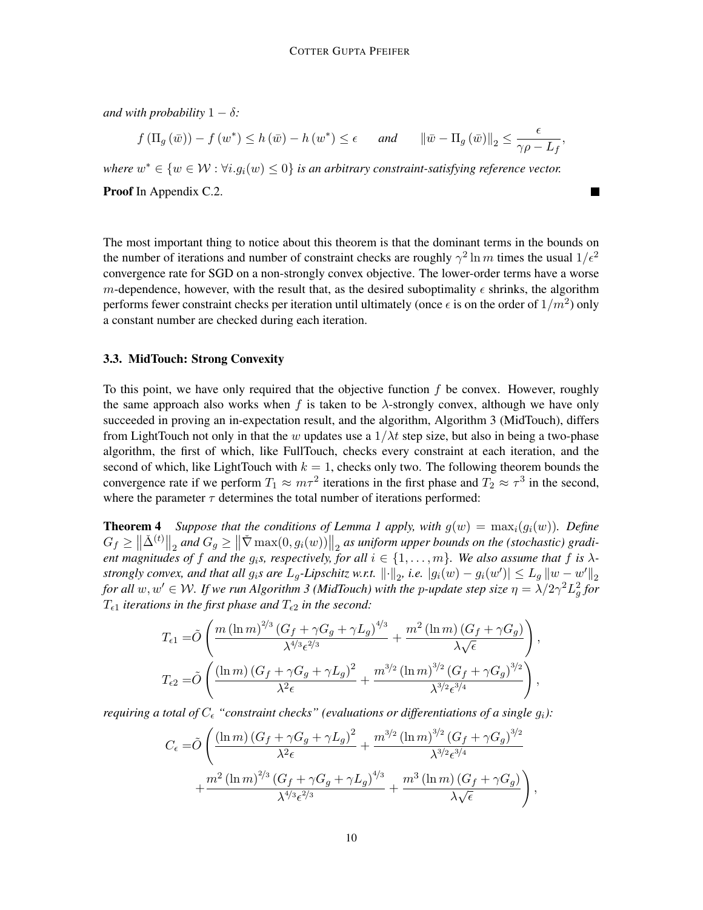*and with probability* $1 - \delta$*:*

$$f\left(\Pi_g\left(\bar{w}\right)\right) - f\left(w^*\right) \leq h\left(\bar{w}\right) - h\left(w^*\right) \leq \epsilon \qquad \textit{and} \qquad \left\|\bar{w} - \Pi_g\left(\bar{w}\right)\right\|_2 \leq \frac{\epsilon}{\gamma\rho - L_f},$$

*where* $w^* \in \{w \in \mathcal{W} : \forall i. g_i(w) \leq 0\}$ *is an arbitrary constraint-satisfying reference vector.*

**Proof** In Appendix C.2. ■

The most important thing to notice about this theorem is that the dominant terms in the bounds on the number of iterations and number of constraint checks are roughly $\gamma^2 \ln m$ times the usual $1/\epsilon^2$ convergence rate for SGD on a non-strongly convex objective. The lower-order terms have a worse $m$-dependence, however, with the result that, as the desired suboptimality $\epsilon$ shrinks, the algorithm performs fewer constraint checks per iteration until ultimately (once $\epsilon$ is on the order of $1/m^2$) only a constant number are checked during each iteration.

### 3.3. MidTouch: Strong Convexity

To this point, we have only required that the objective function $f$ be convex. However, roughly the same approach also works when $f$ is taken to be $\lambda$-strongly convex, although we have only succeeded in proving an in-expectation result, and the algorithm, Algorithm 3 (MidTouch), differs from LightTouch not only in that the $w$ updates use a $1/\lambda t$ step size, but also in being a two-phase algorithm, the first of which, like FullTouch, checks every constraint at each iteration, and the second of which, like LightTouch with $k = 1$, checks only two. The following theorem bounds the convergence rate if we perform $T_1 \approx m\tau^2$ iterations in the first phase and $T_2 \approx \tau^3$ in the second, where the parameter $\tau$ determines the total number of iterations performed:

**Theorem 4** *Suppose that the conditions of Lemma 1 apply, with* $g(w) = \max_i(g_i(w))$*. Define* $G_f \geq \left\|\check{\Delta}^{(t)}\right\|_2$ *and* $G_g \geq \left\|\check{\nabla}\max(0, g_i(w))\right\|_2$ *as uniform upper bounds on the (stochastic) gradient magnitudes of* $f$ *and the* $g_i$*s, respectively, for all* $i \in \{1, \ldots, m\}$*. We also assume that* $f$ *is* $\lambda$*-strongly convex, and that all* $g_i$*s are* $L_g$*-Lipschitz w.r.t.* $\|\cdot\|_2$*, i.e.* $|g_i(w) - g_i(w')| \leq L_g \|w - w'\|_2$ *for all* $w, w' \in \mathcal{W}$*. If we run Algorithm 3 (MidTouch) with the* $p$*-update step size* $\eta = \lambda/2\gamma^2 L_g^2$ *for* $T_{\epsilon 1}$ *iterations in the first phase and* $T_{\epsilon 2}$ *in the second:*

$$T_{\epsilon 1} = \tilde{O}\left(\frac{m\left(\ln m\right)^{2/3}\left(G_f + \gamma G_g + \gamma L_g\right)^{4/3}}{\lambda^{4/3}\epsilon^{2/3}} + \frac{m^2\left(\ln m\right)\left(G_f + \gamma G_g\right)}{\lambda\sqrt{\epsilon}}\right),$$

$$T_{\epsilon 2} = \tilde{O}\left(\frac{\left(\ln m\right)\left(G_f + \gamma G_g + \gamma L_g\right)^2}{\lambda^2\epsilon} + \frac{m^{3/2}\left(\ln m\right)^{3/2}\left(G_f + \gamma G_g\right)^{3/2}}{\lambda^{3/2}\epsilon^{3/4}}\right),$$

*requiring a total of* $C_\epsilon$ *"constraint checks" (evaluations or differentiations of a single* $g_i$*):*

$$C_\epsilon = \tilde{O}\left(\frac{\left(\ln m\right)\left(G_f + \gamma G_g + \gamma L_g\right)^2}{\lambda^2\epsilon} + \frac{m^{3/2}\left(\ln m\right)^{3/2}\left(G_f + \gamma G_g\right)^{3/2}}{\lambda^{3/2}\epsilon^{3/4}} + \frac{m^2\left(\ln m\right)^{2/3}\left(G_f + \gamma G_g + \gamma L_g\right)^{4/3}}{\lambda^{4/3}\epsilon^{2/3}} + \frac{m^3\left(\ln m\right)\left(G_f + \gamma G_g\right)}{\lambda\sqrt{\epsilon}}\right),$$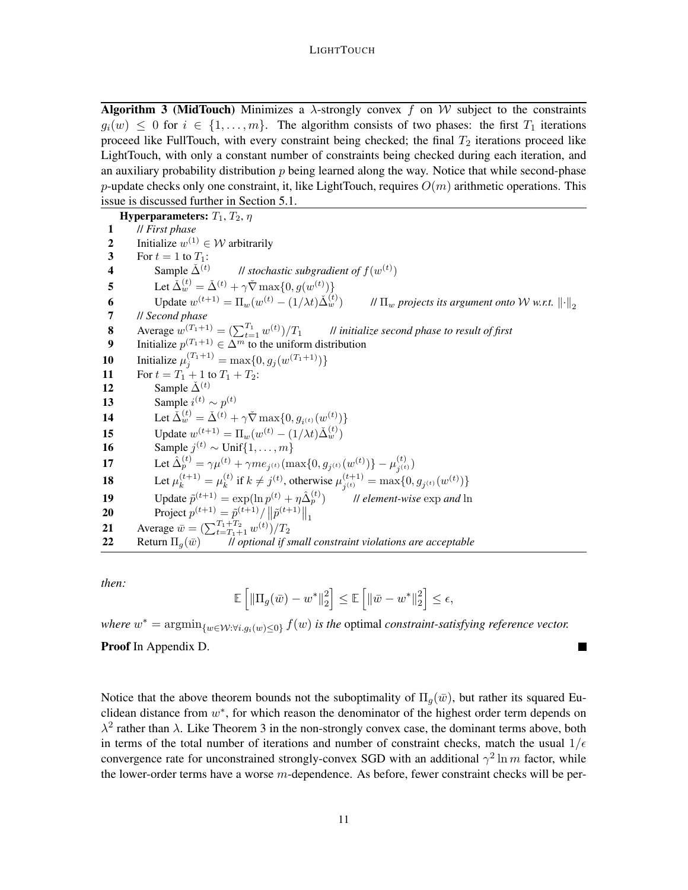**Algorithm 3 (MidTouch)** Minimizes a $\lambda$-strongly convex $f$ on $\mathcal{W}$ subject to the constraints $g_i(w) \leq 0$ for $i \in \{1, \ldots, m\}$. The algorithm consists of two phases: the first $T_1$ iterations proceed like FullTouch, with every constraint being checked; the final $T_2$ iterations proceed like LightTouch, with only a constant number of constraints being checked during each iteration, and an auxiliary probability distribution $p$ being learned along the way. Notice that while second-phase $p$-update checks only one constraint, it, like LightTouch, requires $O(m)$ arithmetic operations. This issue is discussed further in Section 5.1.

**Hyperparameters:** $T_1$, $T_2$, $\eta$

1. *// First phase*
2. Initialize $w^{(1)} \in \mathcal{W}$ arbitrarily
3. For $t = 1$ to $T_1$:
4. Sample $\check{\Delta}^{(t)}$ *// stochastic subgradient of $f(w^{(t)})$*
5. Let $\check{\Delta}_w^{(t)} = \check{\Delta}^{(t)} + \gamma \check{\nabla} \max\{0, g(w^{(t)})\}$
6. Update $w^{(t+1)} = \Pi_w(w^{(t)} - (1/\lambda t)\check{\Delta}_w^{(t)})$ *// $\Pi_w$ projects its argument onto $\mathcal{W}$ w.r.t. $\|\cdot\|_2$*
7. *// Second phase*
8. Average $w^{(T_1+1)} = (\sum_{t=1}^{T_1} w^{(t)})/T_1$ *// initialize second phase to result of first*
9. Initialize $p^{(T_1+1)} \in \Delta^m$ to the uniform distribution
10. Initialize $\mu_j^{(T_1+1)} = \max\{0, g_j(w^{(T_1+1)})\}$
11. For $t = T_1 + 1$ to $T_1 + T_2$:
12. Sample $\check{\Delta}^{(t)}$
13. Sample $i^{(t)} \sim p^{(t)}$
14. Let $\check{\Delta}_w^{(t)} = \check{\Delta}^{(t)} + \gamma \check{\nabla} \max\{0, g_{i^{(t)}}(w^{(t)})\}$
15. Update $w^{(t+1)} = \Pi_w(w^{(t)} - (1/\lambda t)\check{\Delta}_w^{(t)})$
16. Sample $j^{(t)} \sim \mathrm{Unif}\{1, \ldots, m\}$
17. Let $\hat{\Delta}_p^{(t)} = \gamma \mu^{(t)} + \gamma m e_{j^{(t)}}(\max\{0, g_{j^{(t)}}(w^{(t)})\} - \mu_{j^{(t)}}^{(t)})$
18. Let $\mu_k^{(t+1)} = \mu_k^{(t)}$ if $k \neq j^{(t)}$, otherwise $\mu_{j^{(t)}}^{(t+1)} = \max\{0, g_{j^{(t)}}(w^{(t)})\}$
19. Update $\tilde{p}^{(t+1)} = \exp(\ln p^{(t)} + \eta \hat{\Delta}_p^{(t)})$ *// element-wise $\exp$ and $\ln$*
20. Project $p^{(t+1)} = \tilde{p}^{(t+1)} / \left\|\tilde{p}^{(t+1)}\right\|_1$
21. Average $\bar{w} = (\sum_{t=T_1+1}^{T_1+T_2} w^{(t)})/T_2$
22. Return $\Pi_g(\bar{w})$ *// optional if small constraint violations are acceptable*

*then:*

$$\mathbb{E}\left[\left\|\Pi_g(\bar{w}) - w^*\right\|_2^2\right] \leq \mathbb{E}\left[\left\|\bar{w} - w^*\right\|_2^2\right] \leq \epsilon,$$

*where* $w^* = \operatorname{argmin}_{\{w \in \mathcal{W}: \forall i. g_i(w) \leq 0\}} f(w)$ *is the* optimal *constraint-satisfying reference vector.*

**Proof** In Appendix D. ∎

Notice that the above theorem bounds not the suboptimality of $\Pi_g(\bar{w})$, but rather its squared Euclidean distance from $w^*$, for which reason the denominator of the highest order term depends on $\lambda^2$ rather than $\lambda$. Like Theorem 3 in the non-strongly convex case, the dominant terms above, both in terms of the total number of iterations and number of constraint checks, match the usual $1/\epsilon$ convergence rate for unconstrained strongly-convex SGD with an additional $\gamma^2 \ln m$ factor, while the lower-order terms have a worse $m$-dependence. As before, fewer constraint checks will be per-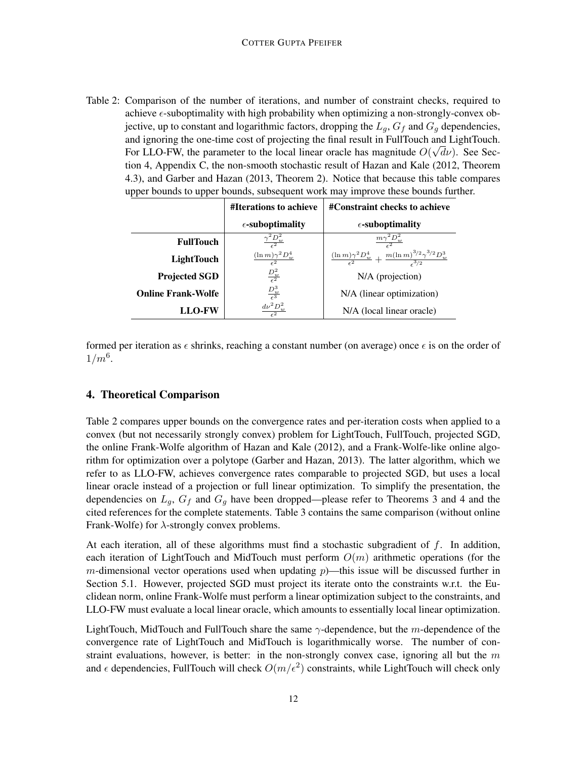Table 2: Comparison of the number of iterations, and number of constraint checks, required to achieve $\epsilon$-suboptimality with high probability when optimizing a non-strongly-convex objective, up to constant and logarithmic factors, dropping the $L_g$, $G_f$ and $G_g$ dependencies, and ignoring the one-time cost of projecting the final result in FullTouch and LightTouch. For LLO-FW, the parameter to the local linear oracle has magnitude $O(\sqrt{d}\nu)$. See Section 4, Appendix C, the non-smooth stochastic result of Hazan and Kale (2012, Theorem 4.3), and Garber and Hazan (2013, Theorem 2). Notice that because this table compares upper bounds to upper bounds, subsequent work may improve these bounds further.

| | **#Iterations to achieve $\epsilon$-suboptimality** | **#Constraint checks to achieve $\epsilon$-suboptimality** |
|---|---|---|
| **FullTouch** | $\frac{\gamma^2 D_w^2}{\epsilon^2}$ | $\frac{m\gamma^2 D_w^2}{\epsilon^2}$ |
| **LightTouch** | $\frac{(\ln m)\gamma^2 D_w^4}{\epsilon^2}$ | $\frac{(\ln m)\gamma^2 D_w^4}{\epsilon^2} + \frac{m(\ln m)^{3/2}\gamma^{3/2} D_w^3}{\epsilon^{3/2}}$ |
| **Projected SGD** | $\frac{D_w^2}{\epsilon^2}$ | N/A (projection) |
| **Online Frank-Wolfe** | $\frac{D_w^3}{\epsilon^3}$ | N/A (linear optimization) |
| **LLO-FW** | $\frac{d\nu^2 D_w^2}{\epsilon^2}$ | N/A (local linear oracle) |

formed per iteration as $\epsilon$ shrinks, reaching a constant number (on average) once $\epsilon$ is on the order of $1/m^6$.

## 4. Theoretical Comparison

Table 2 compares upper bounds on the convergence rates and per-iteration costs when applied to a convex (but not necessarily strongly convex) problem for LightTouch, FullTouch, projected SGD, the online Frank-Wolfe algorithm of Hazan and Kale (2012), and a Frank-Wolfe-like online algorithm for optimization over a polytope (Garber and Hazan, 2013). The latter algorithm, which we refer to as LLO-FW, achieves convergence rates comparable to projected SGD, but uses a local linear oracle instead of a projection or full linear optimization. To simplify the presentation, the dependencies on $L_g$, $G_f$ and $G_g$ have been dropped—please refer to Theorems 3 and 4 and the cited references for the complete statements. Table 3 contains the same comparison (without online Frank-Wolfe) for $\lambda$-strongly convex problems.

At each iteration, all of these algorithms must find a stochastic subgradient of $f$. In addition, each iteration of LightTouch and MidTouch must perform $O(m)$ arithmetic operations (for the $m$-dimensional vector operations used when updating $p$)—this issue will be discussed further in Section 5.1. However, projected SGD must project its iterate onto the constraints w.r.t. the Euclidean norm, online Frank-Wolfe must perform a linear optimization subject to the constraints, and LLO-FW must evaluate a local linear oracle, which amounts to essentially local linear optimization.

LightTouch, MidTouch and FullTouch share the same $\gamma$-dependence, but the $m$-dependence of the convergence rate of LightTouch and MidTouch is logarithmically worse. The number of constraint evaluations, however, is better: in the non-strongly convex case, ignoring all but the $m$ and $\epsilon$ dependencies, FullTouch will check $O(m/\epsilon^2)$ constraints, while LightTouch will check only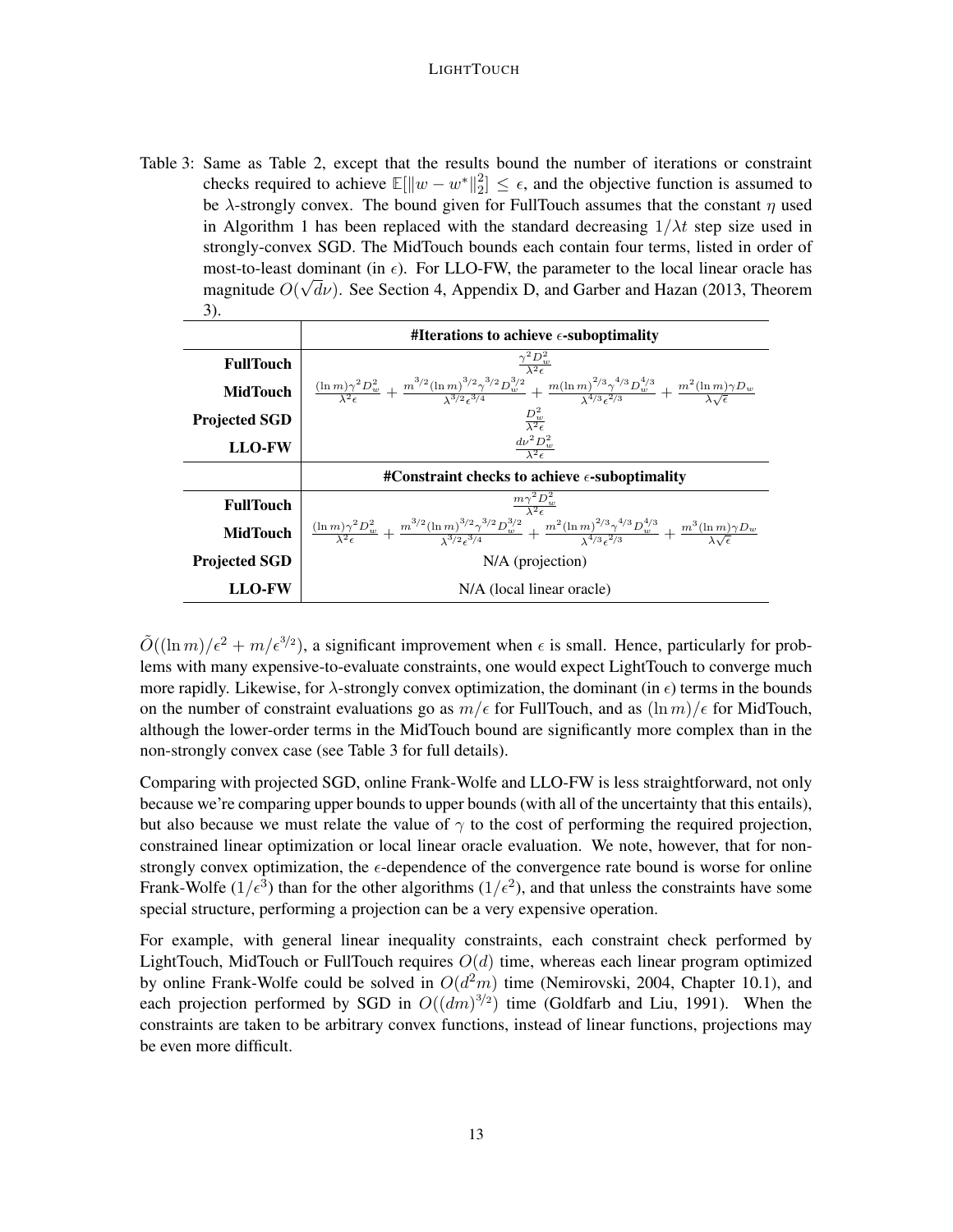Table 3: Same as Table 2, except that the results bound the number of iterations or constraint checks required to achieve $\mathbb{E}[\|w - w^*\|_2^2] \leq \epsilon$, and the objective function is assumed to be $\lambda$-strongly convex. The bound given for FullTouch assumes that the constant $\eta$ used in Algorithm 1 has been replaced with the standard decreasing $1/\lambda t$ step size used in strongly-convex SGD. The MidTouch bounds each contain four terms, listed in order of most-to-least dominant (in $\epsilon$). For LLO-FW, the parameter to the local linear oracle has magnitude $O(\sqrt{d}\nu)$. See Section 4, Appendix D, and Garber and Hazan (2013, Theorem 3).

| | **#Iterations to achieve $\epsilon$-suboptimality** |
|---|---|
| **FullTouch** | $\frac{\gamma^2 D_w^2}{\lambda^2 \epsilon}$ |
| **MidTouch** | $\frac{(\ln m)\gamma^2 D_w^2}{\lambda^2 \epsilon} + \frac{m^{3/2}(\ln m)^{3/2}\gamma^{3/2} D_w^{3/2}}{\lambda^{3/2}\epsilon^{3/4}} + \frac{m(\ln m)^{2/3}\gamma^{4/3} D_w^{4/3}}{\lambda^{4/3}\epsilon^{2/3}} + \frac{m^2(\ln m)\gamma D_w}{\lambda\sqrt{\epsilon}}$ |
| **Projected SGD** | $\frac{D_w^2}{\lambda^2 \epsilon}$ |
| **LLO-FW** | $\frac{d\nu^2 D_w^2}{\lambda^2 \epsilon}$ |
| | **#Constraint checks to achieve $\epsilon$-suboptimality** |
| **FullTouch** | $\frac{m\gamma^2 D_w^2}{\lambda^2 \epsilon}$ |
| **MidTouch** | $\frac{(\ln m)\gamma^2 D_w^2}{\lambda^2 \epsilon} + \frac{m^{3/2}(\ln m)^{3/2}\gamma^{3/2} D_w^{3/2}}{\lambda^{3/2}\epsilon^{3/4}} + \frac{m^2(\ln m)^{2/3}\gamma^{4/3} D_w^{4/3}}{\lambda^{4/3}\epsilon^{2/3}} + \frac{m^3(\ln m)\gamma D_w}{\lambda\sqrt{\epsilon}}$ |
| **Projected SGD** | N/A (projection) |
| **LLO-FW** | N/A (local linear oracle) |

$\tilde{O}((\ln m)/\epsilon^2 + m/\epsilon^{3/2})$, a significant improvement when $\epsilon$ is small. Hence, particularly for problems with many expensive-to-evaluate constraints, one would expect LightTouch to converge much more rapidly. Likewise, for $\lambda$-strongly convex optimization, the dominant (in $\epsilon$) terms in the bounds on the number of constraint evaluations go as $m/\epsilon$ for FullTouch, and as $(\ln m)/\epsilon$ for MidTouch, although the lower-order terms in the MidTouch bound are significantly more complex than in the non-strongly convex case (see Table 3 for full details).

Comparing with projected SGD, online Frank-Wolfe and LLO-FW is less straightforward, not only because we're comparing upper bounds to upper bounds (with all of the uncertainty that this entails), but also because we must relate the value of $\gamma$ to the cost of performing the required projection, constrained linear optimization or local linear oracle evaluation. We note, however, that for non-strongly convex optimization, the $\epsilon$-dependence of the convergence rate bound is worse for online Frank-Wolfe ($1/\epsilon^3$) than for the other algorithms ($1/\epsilon^2$), and that unless the constraints have some special structure, performing a projection can be a very expensive operation.

For example, with general linear inequality constraints, each constraint check performed by LightTouch, MidTouch or FullTouch requires $O(d)$ time, whereas each linear program optimized by online Frank-Wolfe could be solved in $O(d^2 m)$ time (Nemirovski, 2004, Chapter 10.1), and each projection performed by SGD in $O((dm)^{3/2})$ time (Goldfarb and Liu, 1991). When the constraints are taken to be arbitrary convex functions, instead of linear functions, projections may be even more difficult.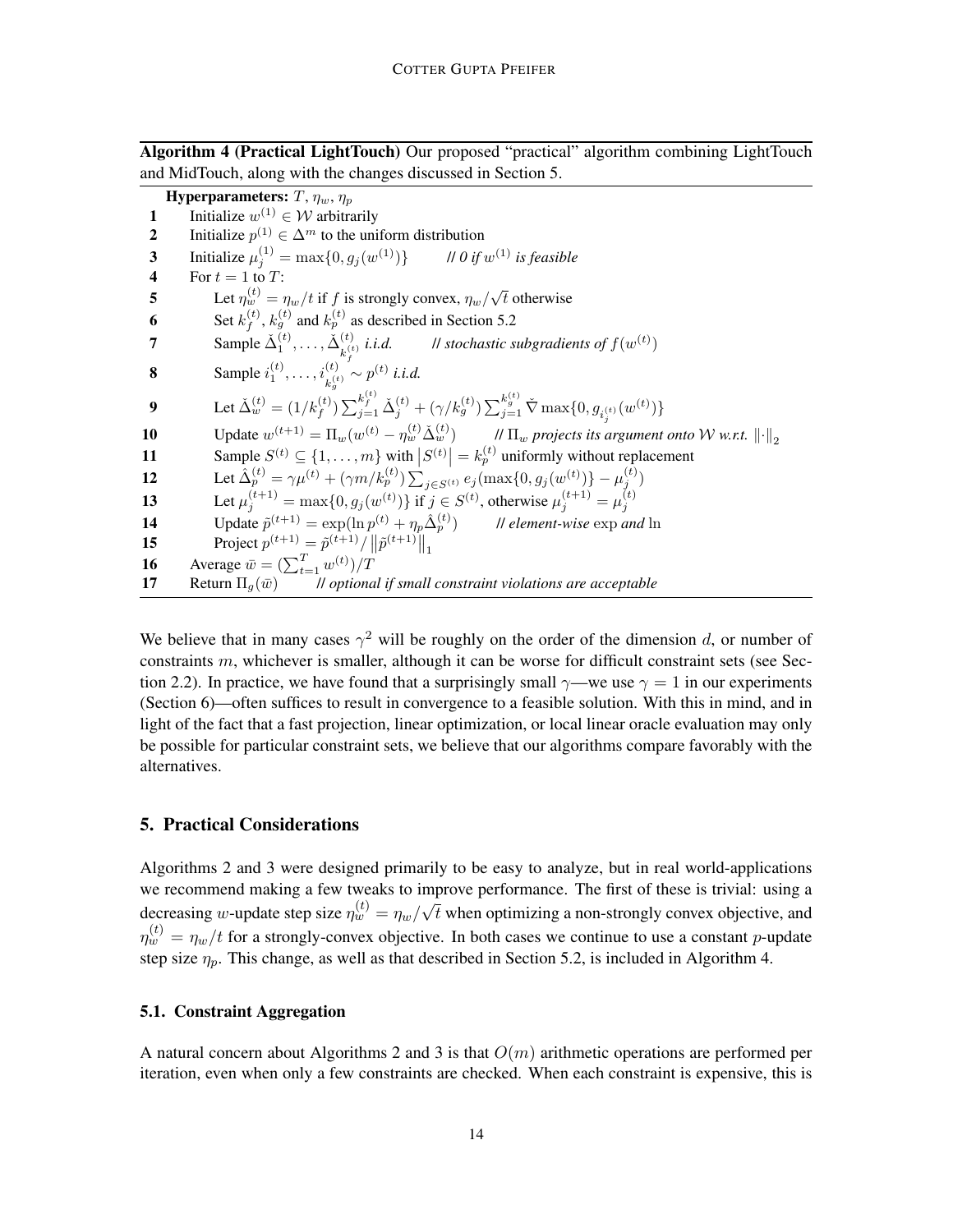**Algorithm 4 (Practical LightTouch)** Our proposed "practical" algorithm combining LightTouch and MidTouch, along with the changes discussed in Section 5.

**Hyperparameters:** $T$, $\eta_w$, $\eta_p$

1. Initialize $w^{(1)} \in \mathcal{W}$ arbitrarily
2. Initialize $p^{(1)} \in \Delta^m$ to the uniform distribution
3. Initialize $\mu_j^{(1)} = \max\{0, g_j(w^{(1)})\}$ *// 0 if $w^{(1)}$ is feasible*
4. For $t = 1$ to $T$:
5. Let $\eta_w^{(t)} = \eta_w / t$ if $f$ is strongly convex, $\eta_w / \sqrt{t}$ otherwise
6. Set $k_f^{(t)}$, $k_g^{(t)}$ and $k_p^{(t)}$ as described in Section 5.2
7. Sample $\check{\Delta}_1^{(t)}, \dots, \check{\Delta}_{k_f^{(t)}}^{(t)}$ *i.i.d.* *// stochastic subgradients of $f(w^{(t)})$*
8. Sample $i_1^{(t)}, \dots, i_{k_g^{(t)}}^{(t)} \sim p^{(t)}$ *i.i.d.*
9. Let $\check{\Delta}_w^{(t)} = (1/k_f^{(t)}) \sum_{j=1}^{k_f^{(t)}} \check{\Delta}_j^{(t)} + (\gamma / k_g^{(t)}) \sum_{j=1}^{k_g^{(t)}} \check{\nabla} \max\{0, g_{i_j^{(t)}}(w^{(t)})\}$
10. Update $w^{(t+1)} = \Pi_w(w^{(t)} - \eta_w^{(t)} \check{\Delta}_w^{(t)})$ *// $\Pi_w$ projects its argument onto $\mathcal{W}$ w.r.t. $\|\cdot\|_2$*
11. Sample $S^{(t)} \subseteq \{1, \dots, m\}$ with $|S^{(t)}| = k_p^{(t)}$ uniformly without replacement
12. Let $\hat{\Delta}_p^{(t)} = \gamma \mu^{(t)} + (\gamma m / k_p^{(t)}) \sum_{j \in S^{(t)}} e_j (\max\{0, g_j(w^{(t)})\} - \mu_j^{(t)})$
13. Let $\mu_j^{(t+1)} = \max\{0, g_j(w^{(t)})\}$ if $j \in S^{(t)}$, otherwise $\mu_j^{(t+1)} = \mu_j^{(t)}$
14. Update $\tilde{p}^{(t+1)} = \exp(\ln p^{(t)} + \eta_p \hat{\Delta}_p^{(t)})$ *// element-wise $\exp$ and $\ln$*
15. Project $p^{(t+1)} = \tilde{p}^{(t+1)} / \|\tilde{p}^{(t+1)}\|_1$
16. Average $\bar{w} = (\sum_{t=1}^{T} w^{(t)}) / T$
17. Return $\Pi_g(\bar{w})$ *// optional if small constraint violations are acceptable*

We believe that in many cases $\gamma^2$ will be roughly on the order of the dimension $d$, or number of constraints $m$, whichever is smaller, although it can be worse for difficult constraint sets (see Section 2.2). In practice, we have found that a surprisingly small $\gamma$—we use $\gamma = 1$ in our experiments (Section 6)—often suffices to result in convergence to a feasible solution. With this in mind, and in light of the fact that a fast projection, linear optimization, or local linear oracle evaluation may only be possible for particular constraint sets, we believe that our algorithms compare favorably with the alternatives.

## 5. Practical Considerations

Algorithms 2 and 3 were designed primarily to be easy to analyze, but in real world-applications we recommend making a few tweaks to improve performance. The first of these is trivial: using a decreasing $w$-update step size $\eta_w^{(t)} = \eta_w / \sqrt{t}$ when optimizing a non-strongly convex objective, and $\eta_w^{(t)} = \eta_w / t$ for a strongly-convex objective. In both cases we continue to use a constant $p$-update step size $\eta_p$. This change, as well as that described in Section 5.2, is included in Algorithm 4.

### 5.1. Constraint Aggregation

A natural concern about Algorithms 2 and 3 is that $O(m)$ arithmetic operations are performed per iteration, even when only a few constraints are checked. When each constraint is expensive, this is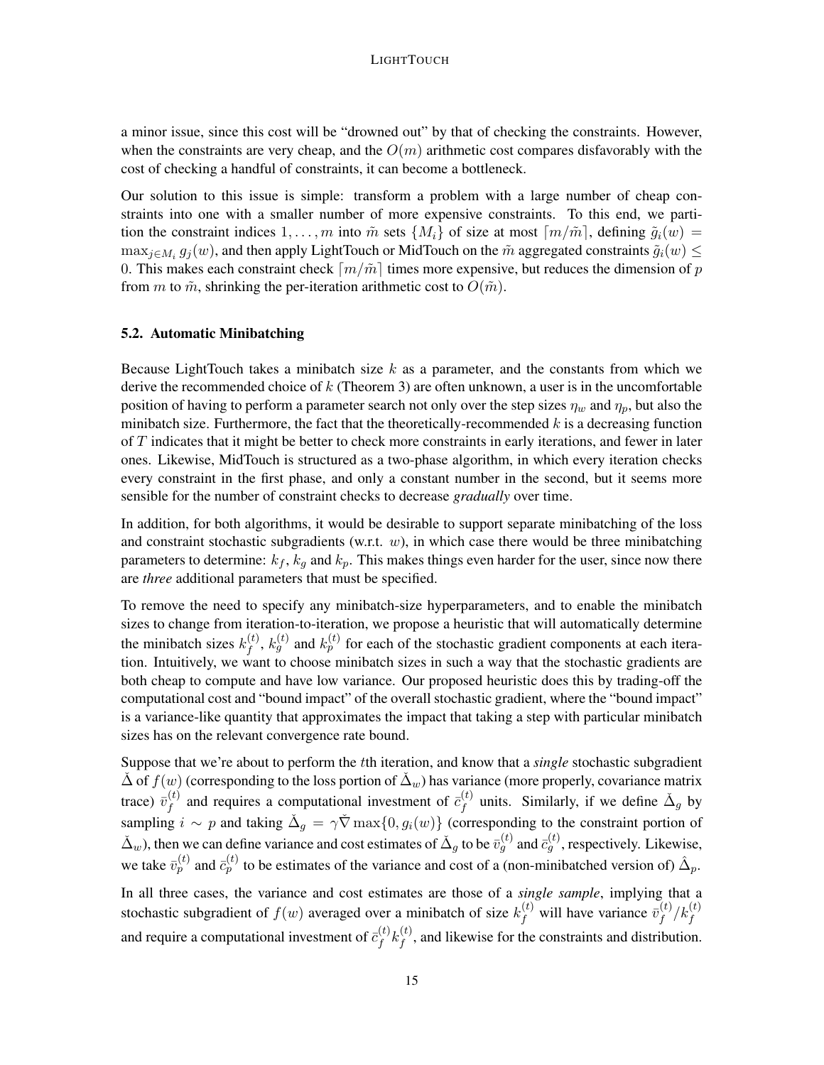a minor issue, since this cost will be "drowned out" by that of checking the constraints. However, when the constraints are very cheap, and the $O(m)$ arithmetic cost compares disfavorably with the cost of checking a handful of constraints, it can become a bottleneck.

Our solution to this issue is simple: transform a problem with a large number of cheap constraints into one with a smaller number of more expensive constraints. To this end, we partition the constraint indices $1, \dots, m$ into $\tilde{m}$ sets $\{M_i\}$ of size at most $\lceil m/\tilde{m} \rceil$, defining $\tilde{g}_i(w) = \max_{j \in M_i} g_j(w)$, and then apply LightTouch or MidTouch on the $\tilde{m}$ aggregated constraints $\tilde{g}_i(w) \leq 0$. This makes each constraint check $\lceil m/\tilde{m} \rceil$ times more expensive, but reduces the dimension of $p$ from $m$ to $\tilde{m}$, shrinking the per-iteration arithmetic cost to $O(\tilde{m})$.

### 5.2. Automatic Minibatching

Because LightTouch takes a minibatch size $k$ as a parameter, and the constants from which we derive the recommended choice of $k$ (Theorem 3) are often unknown, a user is in the uncomfortable position of having to perform a parameter search not only over the step sizes $\eta_w$ and $\eta_p$, but also the minibatch size. Furthermore, the fact that the theoretically-recommended $k$ is a decreasing function of $T$ indicates that it might be better to check more constraints in early iterations, and fewer in later ones. Likewise, MidTouch is structured as a two-phase algorithm, in which every iteration checks every constraint in the first phase, and only a constant number in the second, but it seems more sensible for the number of constraint checks to decrease *gradually* over time.

In addition, for both algorithms, it would be desirable to support separate minibatching of the loss and constraint stochastic subgradients (w.r.t. $w$), in which case there would be three minibatching parameters to determine: $k_f$, $k_g$ and $k_p$. This makes things even harder for the user, since now there are *three* additional parameters that must be specified.

To remove the need to specify any minibatch-size hyperparameters, and to enable the minibatch sizes to change from iteration-to-iteration, we propose a heuristic that will automatically determine the minibatch sizes $k_f^{(t)}$, $k_g^{(t)}$ and $k_p^{(t)}$ for each of the stochastic gradient components at each iteration. Intuitively, we want to choose minibatch sizes in such a way that the stochastic gradients are both cheap to compute and have low variance. Our proposed heuristic does this by trading-off the computational cost and "bound impact" of the overall stochastic gradient, where the "bound impact" is a variance-like quantity that approximates the impact that taking a step with particular minibatch sizes has on the relevant convergence rate bound.

Suppose that we're about to perform the $t$th iteration, and know that a *single* stochastic subgradient $\check{\Delta}$ of $f(w)$ (corresponding to the loss portion of $\check{\Delta}_w$) has variance (more properly, covariance matrix trace) $\bar{v}_f^{(t)}$ and requires a computational investment of $\bar{c}_f^{(t)}$ units. Similarly, if we define $\check{\Delta}_g$ by sampling $i \sim p$ and taking $\check{\Delta}_g = \gamma \check{\nabla} \max\{0, g_i(w)\}$ (corresponding to the constraint portion of $\check{\Delta}_w$), then we can define variance and cost estimates of $\check{\Delta}_g$ to be $\bar{v}_g^{(t)}$ and $\bar{c}_g^{(t)}$, respectively. Likewise, we take $\bar{v}_p^{(t)}$ and $\bar{c}_p^{(t)}$ to be estimates of the variance and cost of a (non-minibatched version of) $\hat{\Delta}_p$.

In all three cases, the variance and cost estimates are those of a *single sample*, implying that a stochastic subgradient of $f(w)$ averaged over a minibatch of size $k_f^{(t)}$ will have variance $\bar{v}_f^{(t)}/k_f^{(t)}$ and require a computational investment of $\bar{c}_f^{(t)} k_f^{(t)}$, and likewise for the constraints and distribution.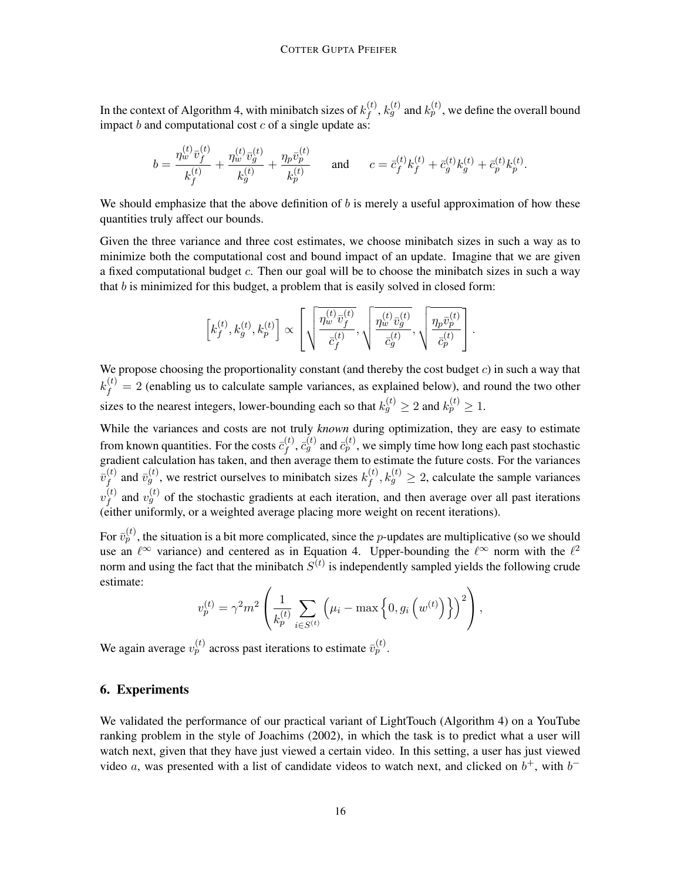In the context of Algorithm 4, with minibatch sizes of $k_f^{(t)}$, $k_g^{(t)}$ and $k_p^{(t)}$, we define the overall bound impact $b$ and computational cost $c$ of a single update as:

$$b = \frac{\eta_w^{(t)} \bar{v}_f^{(t)}}{k_f^{(t)}} + \frac{\eta_w^{(t)} \bar{v}_g^{(t)}}{k_g^{(t)}} + \frac{\eta_p \bar{v}_p^{(t)}}{k_p^{(t)}} \qquad \text{and} \qquad c = \bar{c}_f^{(t)} k_f^{(t)} + \bar{c}_g^{(t)} k_g^{(t)} + \bar{c}_p^{(t)} k_p^{(t)}.$$

We should emphasize that the above definition of $b$ is merely a useful approximation of how these quantities truly affect our bounds.

Given the three variance and three cost estimates, we choose minibatch sizes in such a way as to minimize both the computational cost and bound impact of an update. Imagine that we are given a fixed computational budget $c$. Then our goal will be to choose the minibatch sizes in such a way that $b$ is minimized for this budget, a problem that is easily solved in closed form:

$$\left[ k_f^{(t)}, k_g^{(t)}, k_p^{(t)} \right] \propto \left[ \sqrt{\frac{\eta_w^{(t)} \bar{v}_f^{(t)}}{\bar{c}_f^{(t)}}}, \sqrt{\frac{\eta_w^{(t)} \bar{v}_g^{(t)}}{\bar{c}_g^{(t)}}}, \sqrt{\frac{\eta_p \bar{v}_p^{(t)}}{\bar{c}_p^{(t)}}} \right].$$

We propose choosing the proportionality constant (and thereby the cost budget $c$) in such a way that $k_f^{(t)} = 2$ (enabling us to calculate sample variances, as explained below), and round the two other sizes to the nearest integers, lower-bounding each so that $k_g^{(t)} \geq 2$ and $k_p^{(t)} \geq 1$.

While the variances and costs are not truly *known* during optimization, they are easy to estimate from known quantities. For the costs $\bar{c}_f^{(t)}$, $\bar{c}_g^{(t)}$ and $\bar{c}_p^{(t)}$, we simply time how long each past stochastic gradient calculation has taken, and then average them to estimate the future costs. For the variances $\bar{v}_f^{(t)}$ and $\bar{v}_g^{(t)}$, we restrict ourselves to minibatch sizes $k_f^{(t)}, k_g^{(t)} \geq 2$, calculate the sample variances $v_f^{(t)}$ and $v_g^{(t)}$ of the stochastic gradients at each iteration, and then average over all past iterations (either uniformly, or a weighted average placing more weight on recent iterations).

For $\bar{v}_p^{(t)}$, the situation is a bit more complicated, since the $p$-updates are multiplicative (so we should use an $\ell^\infty$ variance) and centered as in Equation 4. Upper-bounding the $\ell^\infty$ norm with the $\ell^2$ norm and using the fact that the minibatch $S^{(t)}$ is independently sampled yields the following crude estimate:

$$v_p^{(t)} = \gamma^2 m^2 \left( \frac{1}{k_p^{(t)}} \sum_{i \in S^{(t)}} \left( \mu_i - \max\left\{ 0, g_i\left( w^{(t)} \right) \right\} \right)^2 \right),$$

We again average $v_p^{(t)}$ across past iterations to estimate $\bar{v}_p^{(t)}$.

## 6. Experiments

We validated the performance of our practical variant of LightTouch (Algorithm 4) on a YouTube ranking problem in the style of Joachims (2002), in which the task is to predict what a user will watch next, given that they have just viewed a certain video. In this setting, a user has just viewed video $a$, was presented with a list of candidate videos to watch next, and clicked on $b^+$, with $b^-$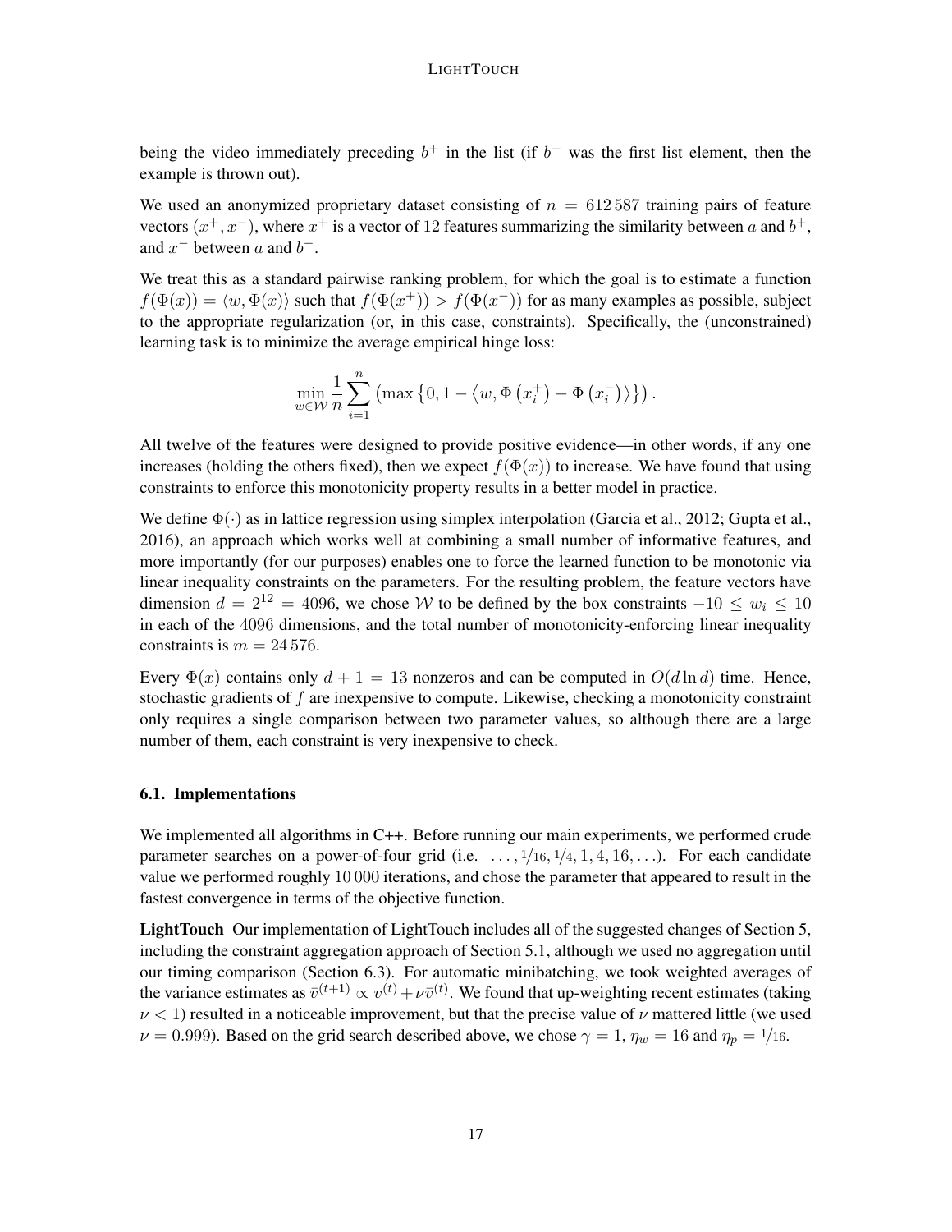being the video immediately preceding $b^+$ in the list (if $b^+$ was the first list element, then the example is thrown out).

We used an anonymized proprietary dataset consisting of $n = 612\,587$ training pairs of feature vectors $(x^+, x^-)$, where $x^+$ is a vector of 12 features summarizing the similarity between $a$ and $b^+$, and $x^-$ between $a$ and $b^-$.

We treat this as a standard pairwise ranking problem, for which the goal is to estimate a function $f(\Phi(x)) = \langle w, \Phi(x) \rangle$ such that $f(\Phi(x^+)) > f(\Phi(x^-))$ for as many examples as possible, subject to the appropriate regularization (or, in this case, constraints). Specifically, the (unconstrained) learning task is to minimize the average empirical hinge loss:

$$\min_{w \in \mathcal{W}} \frac{1}{n} \sum_{i=1}^{n} \left( \max \left\{ 0, 1 - \left\langle w, \Phi\left(x_i^+\right) - \Phi\left(x_i^-\right) \right\rangle \right\} \right).$$

All twelve of the features were designed to provide positive evidence—in other words, if any one increases (holding the others fixed), then we expect $f(\Phi(x))$ to increase. We have found that using constraints to enforce this monotonicity property results in a better model in practice.

We define $\Phi(\cdot)$ as in lattice regression using simplex interpolation (Garcia et al., 2012; Gupta et al., 2016), an approach which works well at combining a small number of informative features, and more importantly (for our purposes) enables one to force the learned function to be monotonic via linear inequality constraints on the parameters. For the resulting problem, the feature vectors have dimension $d = 2^{12} = 4096$, we chose $\mathcal{W}$ to be defined by the box constraints $-10 \leq w_i \leq 10$ in each of the 4096 dimensions, and the total number of monotonicity-enforcing linear inequality constraints is $m = 24\,576$.

Every $\Phi(x)$ contains only $d + 1 = 13$ nonzeros and can be computed in $O(d \ln d)$ time. Hence, stochastic gradients of $f$ are inexpensive to compute. Likewise, checking a monotonicity constraint only requires a single comparison between two parameter values, so although there are a large number of them, each constraint is very inexpensive to check.

### 6.1. Implementations

We implemented all algorithms in C++. Before running our main experiments, we performed crude parameter searches on a power-of-four grid (i.e. $\ldots, 1/16, 1/4, 1, 4, 16, \ldots$). For each candidate value we performed roughly 10 000 iterations, and chose the parameter that appeared to result in the fastest convergence in terms of the objective function.

**LightTouch** Our implementation of LightTouch includes all of the suggested changes of Section 5, including the constraint aggregation approach of Section 5.1, although we used no aggregation until our timing comparison (Section 6.3). For automatic minibatching, we took weighted averages of the variance estimates as $\bar{v}^{(t+1)} \propto v^{(t)} + \nu \bar{v}^{(t)}$. We found that up-weighting recent estimates (taking $\nu < 1$) resulted in a noticeable improvement, but that the precise value of $\nu$ mattered little (we used $\nu = 0.999$). Based on the grid search described above, we chose $\gamma = 1$, $\eta_w = 16$ and $\eta_p = 1/16$.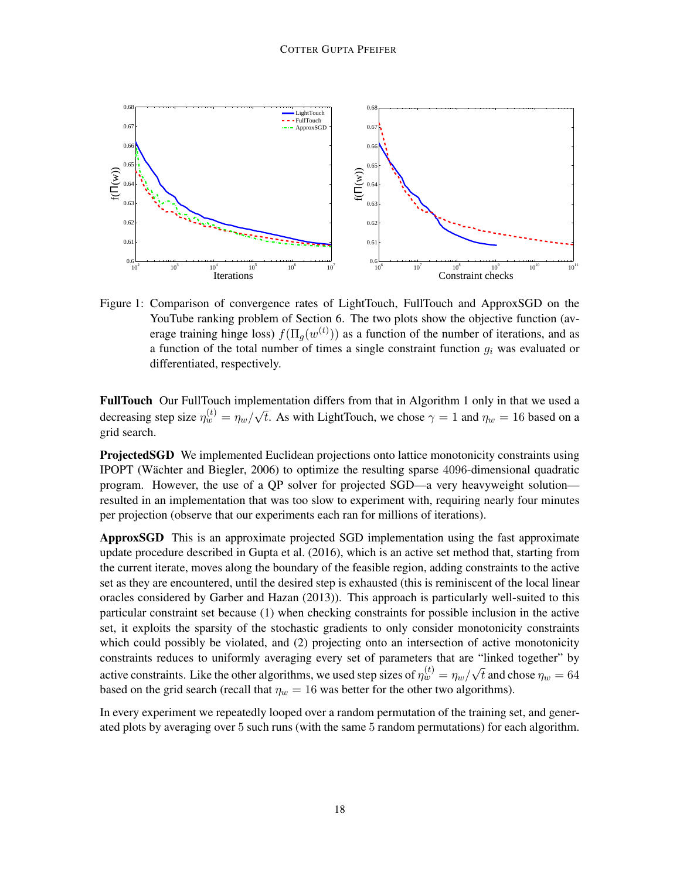Figure 1: Comparison of convergence rates of LightTouch, FullTouch and ApproxSGD on the YouTube ranking problem of Section 6. The two plots show the objective function (average training hinge loss) $f(\Pi_g(w^{(t)}))$ as a function of the number of iterations, and as a function of the total number of times a single constraint function $g_i$ was evaluated or differentiated, respectively.

**FullTouch** Our FullTouch implementation differs from that in Algorithm 1 only in that we used a decreasing step size $\eta_w^{(t)} = \eta_w / \sqrt{t}$. As with LightTouch, we chose $\gamma = 1$ and $\eta_w = 16$ based on a grid search.

**ProjectedSGD** We implemented Euclidean projections onto lattice monotonicity constraints using IPOPT (Wächter and Biegler, 2006) to optimize the resulting sparse 4096-dimensional quadratic program. However, the use of a QP solver for projected SGD—a very heavyweight solution—resulted in an implementation that was too slow to experiment with, requiring nearly four minutes per projection (observe that our experiments each ran for millions of iterations).

**ApproxSGD** This is an approximate projected SGD implementation using the fast approximate update procedure described in Gupta et al. (2016), which is an active set method that, starting from the current iterate, moves along the boundary of the feasible region, adding constraints to the active set as they are encountered, until the desired step is exhausted (this is reminiscent of the local linear oracles considered by Garber and Hazan (2013)). This approach is particularly well-suited to this particular constraint set because (1) when checking constraints for possible inclusion in the active set, it exploits the sparsity of the stochastic gradients to only consider monotonicity constraints which could possibly be violated, and (2) projecting onto an intersection of active monotonicity constraints reduces to uniformly averaging every set of parameters that are "linked together" by active constraints. Like the other algorithms, we used step sizes of $\eta_w^{(t)} = \eta_w / \sqrt{t}$ and chose $\eta_w = 64$ based on the grid search (recall that $\eta_w = 16$ was better for the other two algorithms).

In every experiment we repeatedly looped over a random permutation of the training set, and generated plots by averaging over 5 such runs (with the same 5 random permutations) for each algorithm.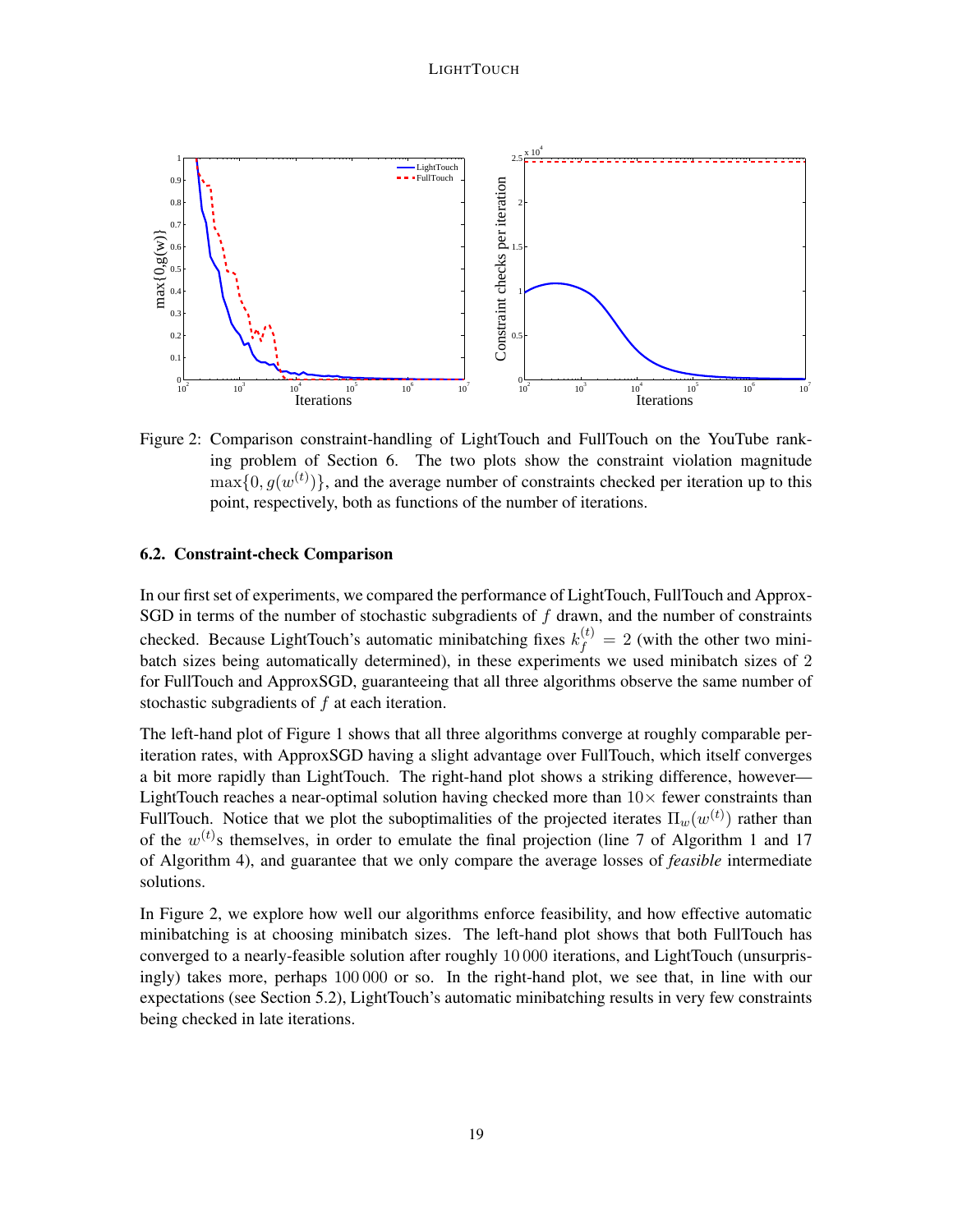Figure 2: Comparison constraint-handling of LightTouch and FullTouch on the YouTube ranking problem of Section 6. The two plots show the constraint violation magnitude $\max\{0, g(w^{(t)})\}$, and the average number of constraints checked per iteration up to this point, respectively, both as functions of the number of iterations.

### 6.2. Constraint-check Comparison

In our first set of experiments, we compared the performance of LightTouch, FullTouch and ApproxSGD in terms of the number of stochastic subgradients of $f$ drawn, and the number of constraints checked. Because LightTouch's automatic minibatching fixes $k_f^{(t)} = 2$ (with the other two minibatch sizes being automatically determined), in these experiments we used minibatch sizes of 2 for FullTouch and ApproxSGD, guaranteeing that all three algorithms observe the same number of stochastic subgradients of $f$ at each iteration.

The left-hand plot of Figure 1 shows that all three algorithms converge at roughly comparable per-iteration rates, with ApproxSGD having a slight advantage over FullTouch, which itself converges a bit more rapidly than LightTouch. The right-hand plot shows a striking difference, however—LightTouch reaches a near-optimal solution having checked more than $10\times$ fewer constraints than FullTouch. Notice that we plot the suboptimalities of the projected iterates $\Pi_w(w^{(t)})$ rather than of the $w^{(t)}$s themselves, in order to emulate the final projection (line 7 of Algorithm 1 and 17 of Algorithm 4), and guarantee that we only compare the average losses of *feasible* intermediate solutions.

In Figure 2, we explore how well our algorithms enforce feasibility, and how effective automatic minibatching is at choosing minibatch sizes. The left-hand plot shows that both FullTouch has converged to a nearly-feasible solution after roughly 10 000 iterations, and LightTouch (unsurprisingly) takes more, perhaps 100 000 or so. In the right-hand plot, we see that, in line with our expectations (see Section 5.2), LightTouch's automatic minibatching results in very few constraints being checked in late iterations.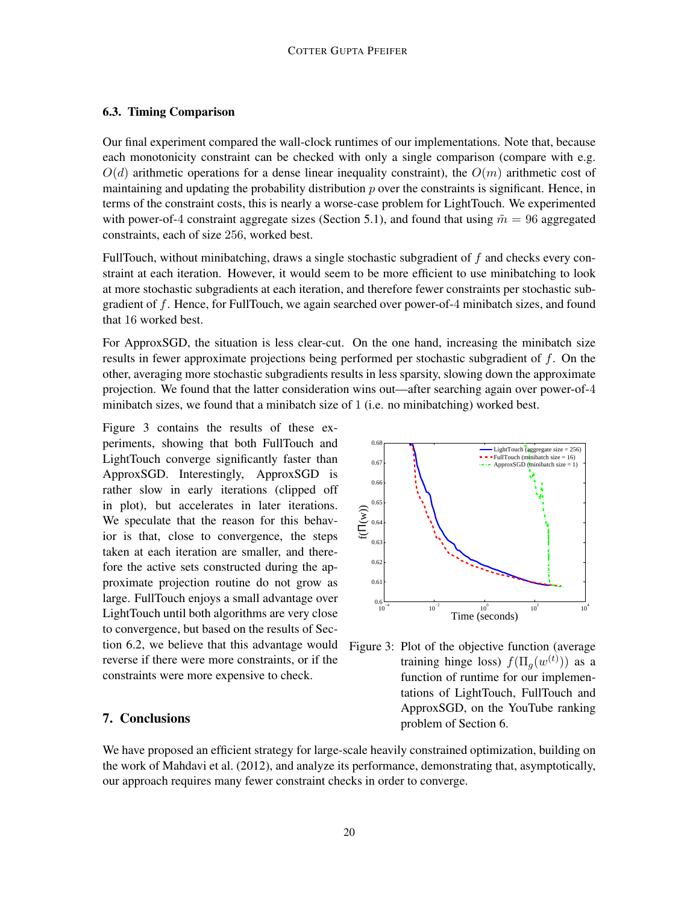### 6.3. Timing Comparison

Our final experiment compared the wall-clock runtimes of our implementations. Note that, because each monotonicity constraint can be checked with only a single comparison (compare with e.g. $O(d)$ arithmetic operations for a dense linear inequality constraint), the $O(m)$ arithmetic cost of maintaining and updating the probability distribution $p$ over the constraints is significant. Hence, in terms of the constraint costs, this is nearly a worse-case problem for LightTouch. We experimented with power-of-4 constraint aggregate sizes (Section 5.1), and found that using $\tilde{m} = 96$ aggregated constraints, each of size 256, worked best.

FullTouch, without minibatching, draws a single stochastic subgradient of $f$ and checks every constraint at each iteration. However, it would seem to be more efficient to use minibatching to look at more stochastic subgradients at each iteration, and therefore fewer constraints per stochastic subgradient of $f$. Hence, for FullTouch, we again searched over power-of-4 minibatch sizes, and found that 16 worked best.

For ApproxSGD, the situation is less clear-cut. On the one hand, increasing the minibatch size results in fewer approximate projections being performed per stochastic subgradient of $f$. On the other, averaging more stochastic subgradients results in less sparsity, slowing down the approximate projection. We found that the latter consideration wins out—after searching again over power-of-4 minibatch sizes, we found that a minibatch size of 1 (i.e. no minibatching) worked best.

Figure 3 contains the results of these experiments, showing that both FullTouch and LightTouch converge significantly faster than ApproxSGD. Interestingly, ApproxSGD is rather slow in early iterations (clipped off in plot), but accelerates in later iterations. We speculate that the reason for this behavior is that, close to convergence, the steps taken at each iteration are smaller, and therefore the active sets constructed during the approximate projection routine do not grow as large. FullTouch enjoys a small advantage over LightTouch until both algorithms are very close to convergence, but based on the results of Section 6.2, we believe that this advantage would reverse if there were more constraints, or if the constraints were more expensive to check.

Figure 3: Plot of the objective function (average training hinge loss) $f(\Pi_g(w^{(t)}))$ as a function of runtime for our implementations of LightTouch, FullTouch and ApproxSGD, on the YouTube ranking problem of Section 6.

## 7. Conclusions

We have proposed an efficient strategy for large-scale heavily constrained optimization, building on the work of Mahdavi et al. (2012), and analyze its performance, demonstrating that, asymptotically, our approach requires many fewer constraint checks in order to converge.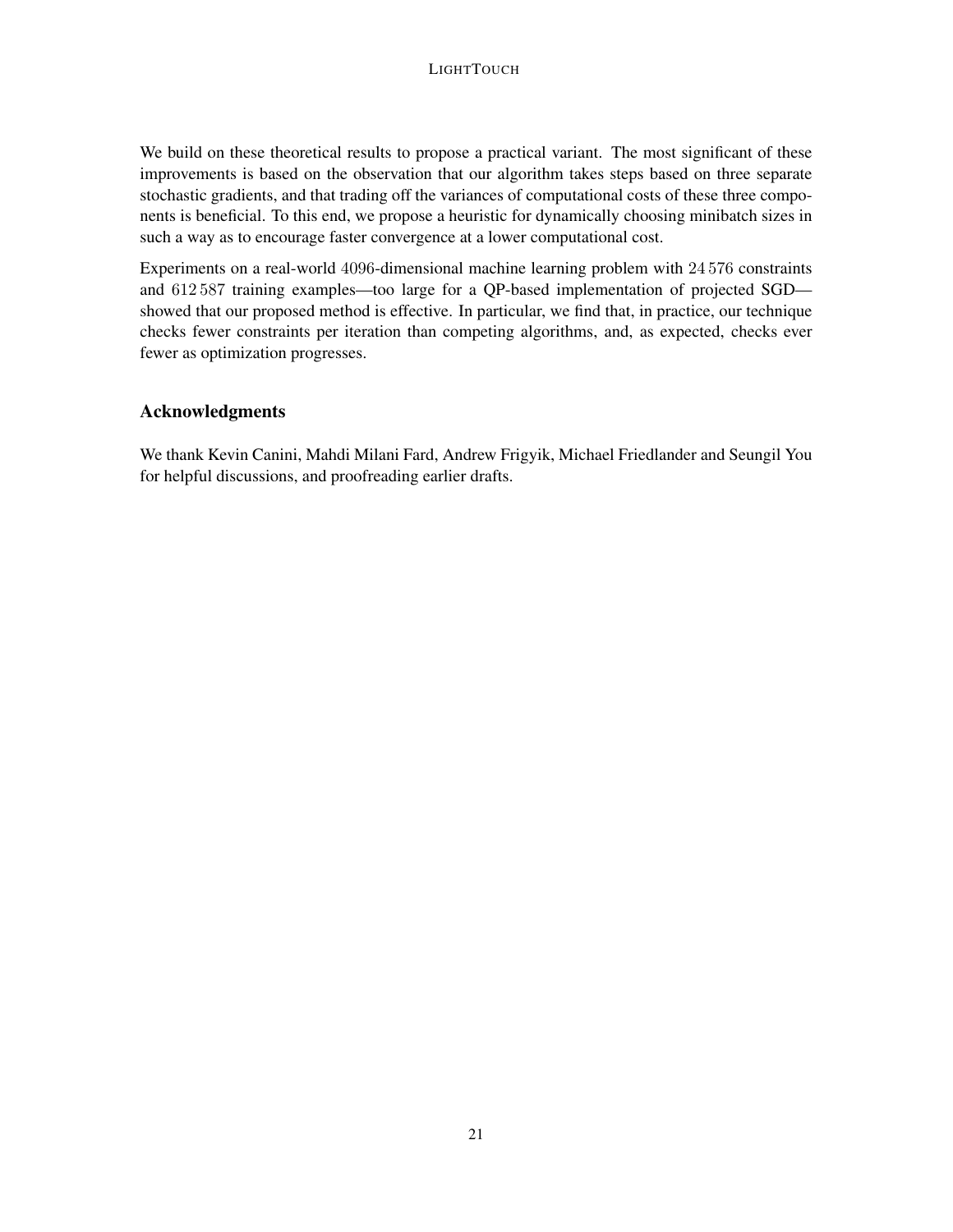We build on these theoretical results to propose a practical variant. The most significant of these improvements is based on the observation that our algorithm takes steps based on three separate stochastic gradients, and that trading off the variances of computational costs of these three components is beneficial. To this end, we propose a heuristic for dynamically choosing minibatch sizes in such a way as to encourage faster convergence at a lower computational cost.

Experiments on a real-world $4096$-dimensional machine learning problem with $24\,576$ constraints and $612\,587$ training examples—too large for a QP-based implementation of projected SGD—showed that our proposed method is effective. In particular, we find that, in practice, our technique checks fewer constraints per iteration than competing algorithms, and, as expected, checks ever fewer as optimization progresses.

## Acknowledgments

We thank Kevin Canini, Mahdi Milani Fard, Andrew Frigyik, Michael Friedlander and Seungil You for helpful discussions, and proofreading earlier drafts.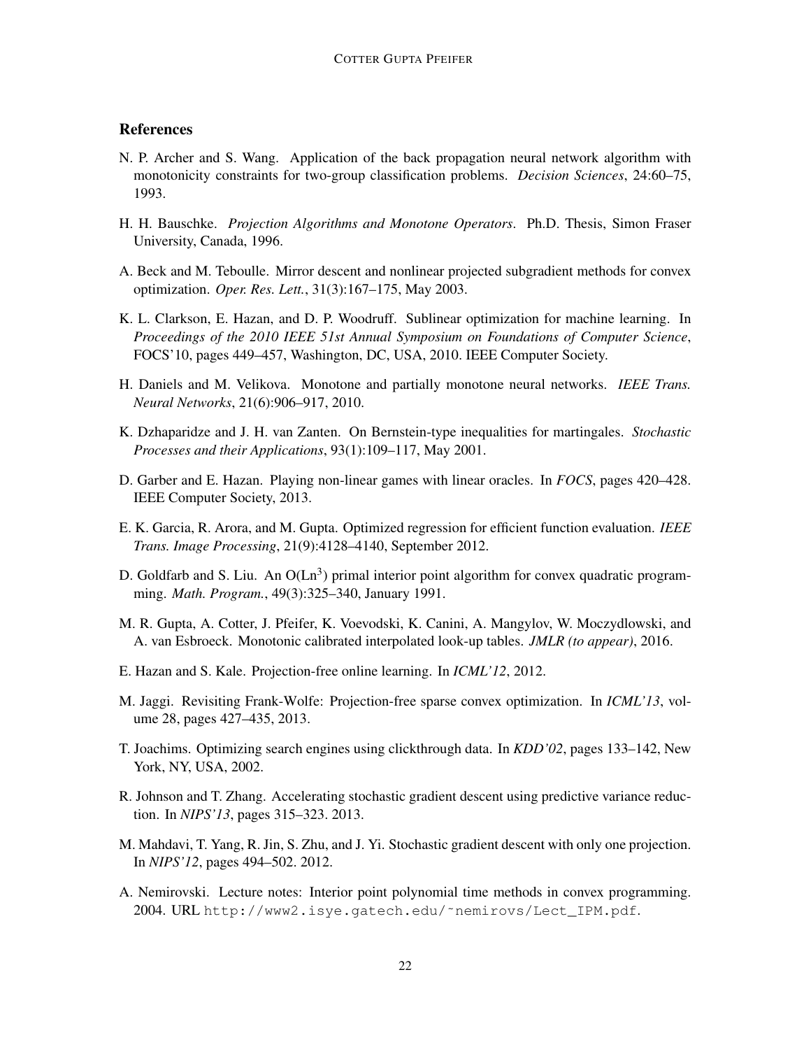## References

N. P. Archer and S. Wang. Application of the back propagation neural network algorithm with monotonicity constraints for two-group classification problems. *Decision Sciences*, 24:60–75, 1993.

H. H. Bauschke. *Projection Algorithms and Monotone Operators*. Ph.D. Thesis, Simon Fraser University, Canada, 1996.

A. Beck and M. Teboulle. Mirror descent and nonlinear projected subgradient methods for convex optimization. *Oper. Res. Lett.*, 31(3):167–175, May 2003.

K. L. Clarkson, E. Hazan, and D. P. Woodruff. Sublinear optimization for machine learning. In *Proceedings of the 2010 IEEE 51st Annual Symposium on Foundations of Computer Science*, FOCS'10, pages 449–457, Washington, DC, USA, 2010. IEEE Computer Society.

H. Daniels and M. Velikova. Monotone and partially monotone neural networks. *IEEE Trans. Neural Networks*, 21(6):906–917, 2010.

K. Dzhaparidze and J. H. van Zanten. On Bernstein-type inequalities for martingales. *Stochastic Processes and their Applications*, 93(1):109–117, May 2001.

D. Garber and E. Hazan. Playing non-linear games with linear oracles. In *FOCS*, pages 420–428. IEEE Computer Society, 2013.

E. K. Garcia, R. Arora, and M. Gupta. Optimized regression for efficient function evaluation. *IEEE Trans. Image Processing*, 21(9):4128–4140, September 2012.

D. Goldfarb and S. Liu. An $O(Ln^3)$ primal interior point algorithm for convex quadratic programming. *Math. Program.*, 49(3):325–340, January 1991.

M. R. Gupta, A. Cotter, J. Pfeifer, K. Voevodski, K. Canini, A. Mangylov, W. Moczydlowski, and A. van Esbroeck. Monotonic calibrated interpolated look-up tables. *JMLR (to appear)*, 2016.

E. Hazan and S. Kale. Projection-free online learning. In *ICML'12*, 2012.

M. Jaggi. Revisiting Frank-Wolfe: Projection-free sparse convex optimization. In *ICML'13*, volume 28, pages 427–435, 2013.

T. Joachims. Optimizing search engines using clickthrough data. In *KDD'02*, pages 133–142, New York, NY, USA, 2002.

R. Johnson and T. Zhang. Accelerating stochastic gradient descent using predictive variance reduction. In *NIPS'13*, pages 315–323. 2013.

M. Mahdavi, T. Yang, R. Jin, S. Zhu, and J. Yi. Stochastic gradient descent with only one projection. In *NIPS'12*, pages 494–502. 2012.

A. Nemirovski. Lecture notes: Interior point polynomial time methods in convex programming. 2004. URL http://www2.isye.gatech.edu/~nemirovs/Lect_IPM.pdf.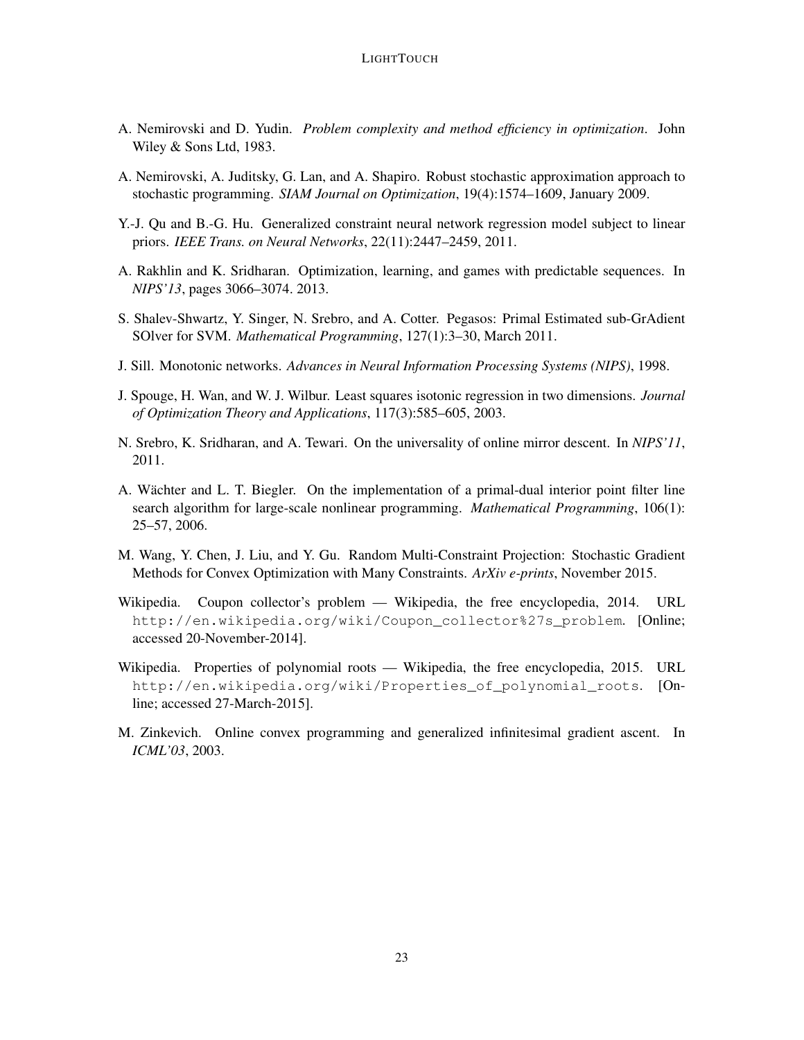A. Nemirovski and D. Yudin. *Problem complexity and method efficiency in optimization*. John Wiley & Sons Ltd, 1983.

A. Nemirovski, A. Juditsky, G. Lan, and A. Shapiro. Robust stochastic approximation approach to stochastic programming. *SIAM Journal on Optimization*, 19(4):1574–1609, January 2009.

Y.-J. Qu and B.-G. Hu. Generalized constraint neural network regression model subject to linear priors. *IEEE Trans. on Neural Networks*, 22(11):2447–2459, 2011.

A. Rakhlin and K. Sridharan. Optimization, learning, and games with predictable sequences. In *NIPS'13*, pages 3066–3074. 2013.

S. Shalev-Shwartz, Y. Singer, N. Srebro, and A. Cotter. Pegasos: Primal Estimated sub-GrAdient SOlver for SVM. *Mathematical Programming*, 127(1):3–30, March 2011.

J. Sill. Monotonic networks. *Advances in Neural Information Processing Systems (NIPS)*, 1998.

J. Spouge, H. Wan, and W. J. Wilbur. Least squares isotonic regression in two dimensions. *Journal of Optimization Theory and Applications*, 117(3):585–605, 2003.

N. Srebro, K. Sridharan, and A. Tewari. On the universality of online mirror descent. In *NIPS'11*, 2011.

A. Wächter and L. T. Biegler. On the implementation of a primal-dual interior point filter line search algorithm for large-scale nonlinear programming. *Mathematical Programming*, 106(1): 25–57, 2006.

M. Wang, Y. Chen, J. Liu, and Y. Gu. Random Multi-Constraint Projection: Stochastic Gradient Methods for Convex Optimization with Many Constraints. *ArXiv e-prints*, November 2015.

Wikipedia. Coupon collector's problem — Wikipedia, the free encyclopedia, 2014. URL `http://en.wikipedia.org/wiki/Coupon_collector%27s_problem`. [Online; accessed 20-November-2014].

Wikipedia. Properties of polynomial roots — Wikipedia, the free encyclopedia, 2015. URL `http://en.wikipedia.org/wiki/Properties_of_polynomial_roots`. [Online; accessed 27-March-2015].

M. Zinkevich. Online convex programming and generalized infinitesimal gradient ascent. In *ICML'03*, 2003.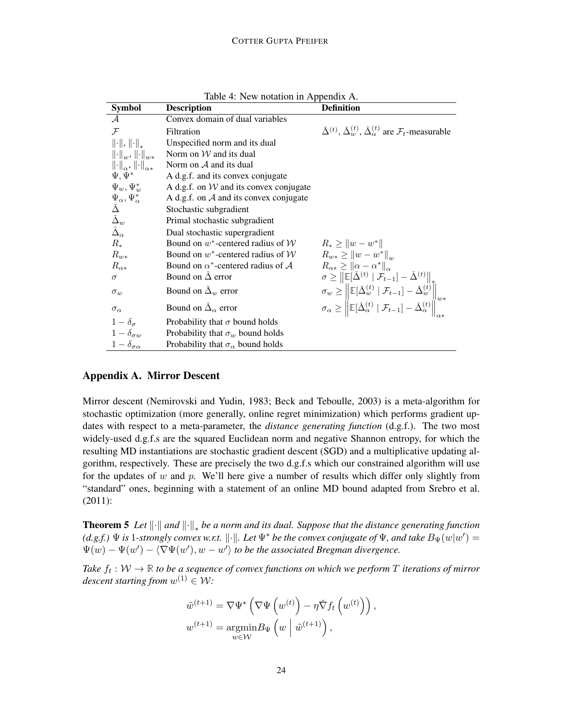Table 4: New notation in Appendix A.

| Symbol | Description | Definition |
|---|---|---|
| $\mathcal{A}$ | Convex domain of dual variables | |
| $\mathcal{F}$ | Filtration | $\check{\Delta}^{(t)}$, $\check{\Delta}_w^{(t)}$, $\hat{\Delta}_\alpha^{(t)}$ are $\mathcal{F}_t$-measurable |
| $\lVert\cdot\rVert$, $\lVert\cdot\rVert_*$ | Unspecified norm and its dual | |
| $\lVert\cdot\rVert_w$, $\lVert\cdot\rVert_{w*}$ | Norm on $\mathcal{W}$ and its dual | |
| $\lVert\cdot\rVert_\alpha$, $\lVert\cdot\rVert_{\alpha*}$ | Norm on $\mathcal{A}$ and its dual | |
| $\Psi$, $\Psi^*$ | A d.g.f. and its convex conjugate | |
| $\Psi_w$, $\Psi_w^*$ | A d.g.f. on $\mathcal{W}$ and its convex conjugate | |
| $\Psi_\alpha$, $\Psi_\alpha^*$ | A d.g.f. on $\mathcal{A}$ and its convex conjugate | |
| $\check{\Delta}$ | Stochastic subgradient | |
| $\check{\Delta}_w$ | Primal stochastic subgradient | |
| $\hat{\Delta}_\alpha$ | Dual stochastic supergradient | |
| $R_*$ | Bound on $w^*$-centered radius of $\mathcal{W}$ | $R_* \geq \lVert w - w^* \rVert$ |
| $R_{w*}$ | Bound on $w^*$-centered radius of $\mathcal{W}$ | $R_{w*} \geq \lVert w - w^* \rVert_w$ |
| $R_{\alpha*}$ | Bound on $\alpha^*$-centered radius of $\mathcal{A}$ | $R_{\alpha*} \geq \lVert \alpha - \alpha^* \rVert_\alpha$ |
| $\sigma$ | Bound on $\check{\Delta}$ error | $\sigma \geq \left\lVert \mathbb{E}[\check{\Delta}^{(t)} \mid \mathcal{F}_{t-1}] - \check{\Delta}^{(t)} \right\rVert_*$ |
| $\sigma_w$ | Bound on $\check{\Delta}_w$ error | $\sigma_w \geq \left\lVert \mathbb{E}[\check{\Delta}_w^{(t)} \mid \mathcal{F}_{t-1}] - \check{\Delta}_w^{(t)} \right\rVert_{w*}$ |
| $\sigma_\alpha$ | Bound on $\hat{\Delta}_\alpha$ error | $\sigma_\alpha \geq \left\lVert \mathbb{E}[\hat{\Delta}_\alpha^{(t)} \mid \mathcal{F}_{t-1}] - \hat{\Delta}_\alpha^{(t)} \right\rVert_{\alpha*}$ |
| $1 - \delta_\sigma$ | Probability that $\sigma$ bound holds | |
| $1 - \delta_{\sigma w}$ | Probability that $\sigma_w$ bound holds | |
| $1 - \delta_{\sigma\alpha}$ | Probability that $\sigma_\alpha$ bound holds | |

## Appendix A. Mirror Descent

Mirror descent (Nemirovski and Yudin, 1983; Beck and Teboulle, 2003) is a meta-algorithm for stochastic optimization (more generally, online regret minimization) which performs gradient updates with respect to a meta-parameter, the *distance generating function* (d.g.f.). The two most widely-used d.g.f.s are the squared Euclidean norm and negative Shannon entropy, for which the resulting MD instantiations are stochastic gradient descent (SGD) and a multiplicative updating algorithm, respectively. These are precisely the two d.g.f.s which our constrained algorithm will use for the updates of $w$ and $p$. We'll here give a number of results which differ only slightly from "standard" ones, beginning with a statement of an online MD bound adapted from Srebro et al. (2011):

**Theorem 5** *Let $\lVert\cdot\rVert$ and $\lVert\cdot\rVert_*$ be a norm and its dual. Suppose that the distance generating function (d.g.f.) $\Psi$ is 1-strongly convex w.r.t. $\lVert\cdot\rVert$. Let $\Psi^*$ be the convex conjugate of $\Psi$, and take $B_\Psi(w|w') = \Psi(w) - \Psi(w') - \langle \nabla\Psi(w'), w - w' \rangle$ to be the associated Bregman divergence.*

*Take $f_t : \mathcal{W} \to \mathbb{R}$ to be a sequence of convex functions on which we perform $T$ iterations of mirror descent starting from $w^{(1)} \in \mathcal{W}$:*

$$\tilde{w}^{(t+1)} = \nabla\Psi^* \left( \nabla\Psi \left( w^{(t)} \right) - \eta \check{\nabla} f_t \left( w^{(t)} \right) \right),$$

$$w^{(t+1)} = \underset{w \in \mathcal{W}}{\operatorname{argmin}} B_\Psi \left( w \;\middle|\; \tilde{w}^{(t+1)} \right),$$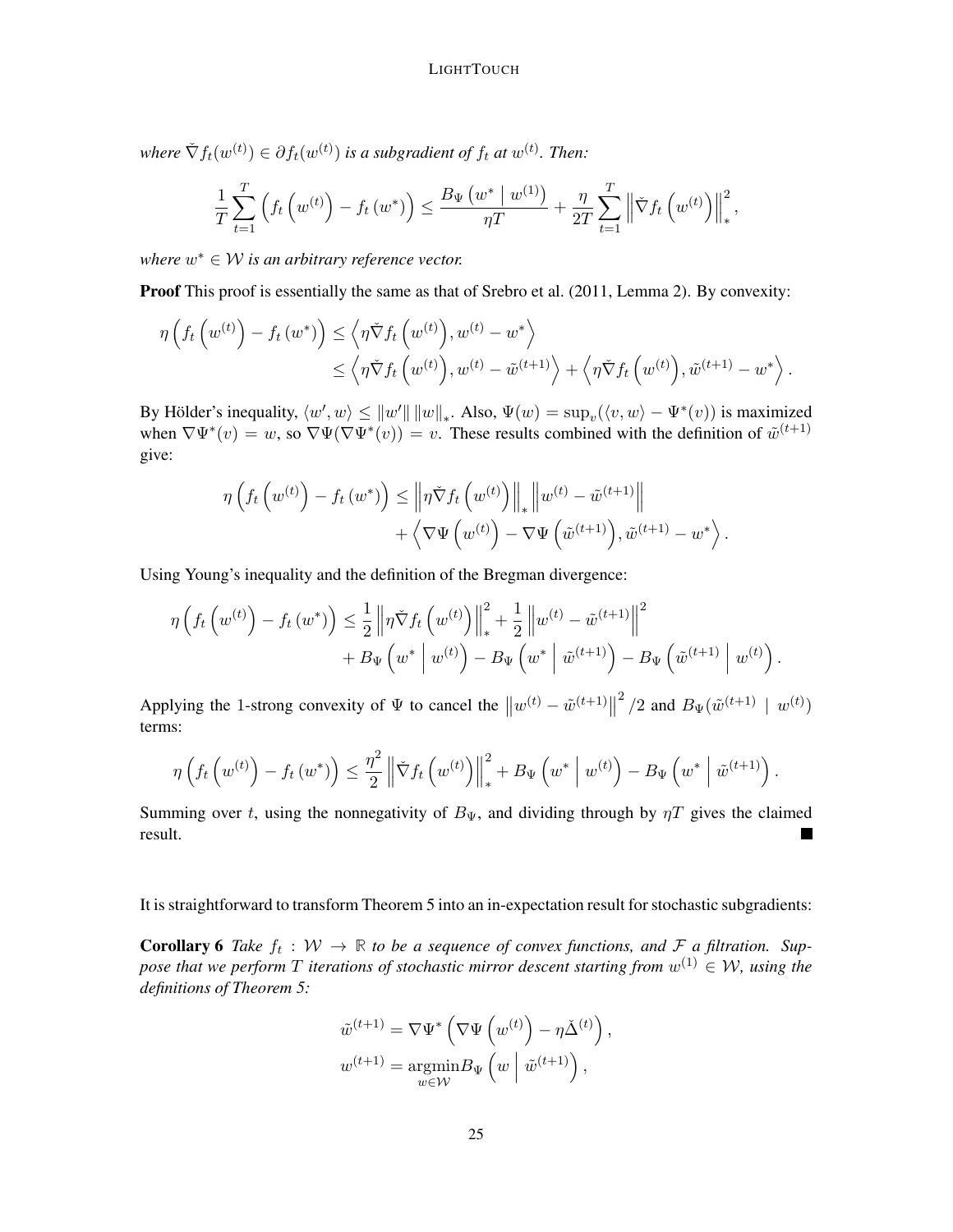*where $\check{\nabla} f_t(w^{(t)}) \in \partial f_t(w^{(t)})$ is a subgradient of $f_t$ at $w^{(t)}$. Then:*

$$\frac{1}{T}\sum_{t=1}^{T}\left(f_t\left(w^{(t)}\right) - f_t\left(w^*\right)\right) \le \frac{B_\Psi\left(w^* \mid w^{(1)}\right)}{\eta T} + \frac{\eta}{2T}\sum_{t=1}^{T}\left\|\check{\nabla} f_t\left(w^{(t)}\right)\right\|_*^2,$$

*where $w^* \in \mathcal{W}$ is an arbitrary reference vector.*

**Proof** This proof is essentially the same as that of Srebro et al. (2011, Lemma 2). By convexity:

$$\begin{aligned}
\eta\left(f_t\left(w^{(t)}\right) - f_t\left(w^*\right)\right) &\le \left\langle \eta\check{\nabla} f_t\left(w^{(t)}\right), w^{(t)} - w^* \right\rangle \\
&\le \left\langle \eta\check{\nabla} f_t\left(w^{(t)}\right), w^{(t)} - \tilde{w}^{(t+1)} \right\rangle + \left\langle \eta\check{\nabla} f_t\left(w^{(t)}\right), \tilde{w}^{(t+1)} - w^* \right\rangle.
\end{aligned}$$

By Hölder's inequality, $\langle w', w\rangle \le \|w'\| \|w\|_*$. Also, $\Psi(w) = \sup_v(\langle v, w\rangle - \Psi^*(v))$ is maximized when $\nabla\Psi^*(v) = w$, so $\nabla\Psi(\nabla\Psi^*(v)) = v$. These results combined with the definition of $\tilde{w}^{(t+1)}$ give:

$$\begin{aligned}
\eta\left(f_t\left(w^{(t)}\right) - f_t\left(w^*\right)\right) \le& \left\|\eta\check{\nabla} f_t\left(w^{(t)}\right)\right\|_* \left\|w^{(t)} - \tilde{w}^{(t+1)}\right\| \\
&+ \left\langle \nabla\Psi\left(w^{(t)}\right) - \nabla\Psi\left(\tilde{w}^{(t+1)}\right), \tilde{w}^{(t+1)} - w^* \right\rangle.
\end{aligned}$$

Using Young's inequality and the definition of the Bregman divergence:

$$\begin{aligned}
\eta\left(f_t\left(w^{(t)}\right) - f_t\left(w^*\right)\right) \le& \frac{1}{2}\left\|\eta\check{\nabla} f_t\left(w^{(t)}\right)\right\|_*^2 + \frac{1}{2}\left\|w^{(t)} - \tilde{w}^{(t+1)}\right\|^2 \\
&+ B_\Psi\left(w^* \;\middle|\; w^{(t)}\right) - B_\Psi\left(w^* \;\middle|\; \tilde{w}^{(t+1)}\right) - B_\Psi\left(\tilde{w}^{(t+1)} \;\middle|\; w^{(t)}\right).
\end{aligned}$$

Applying the 1-strong convexity of $\Psi$ to cancel the $\left\|w^{(t)} - \tilde{w}^{(t+1)}\right\|^2/2$ and $B_\Psi(\tilde{w}^{(t+1)} \mid w^{(t)})$ terms:

$$\eta\left(f_t\left(w^{(t)}\right) - f_t\left(w^*\right)\right) \le \frac{\eta^2}{2}\left\|\check{\nabla} f_t\left(w^{(t)}\right)\right\|_*^2 + B_\Psi\left(w^* \;\middle|\; w^{(t)}\right) - B_\Psi\left(w^* \;\middle|\; \tilde{w}^{(t+1)}\right).$$

Summing over $t$, using the nonnegativity of $B_\Psi$, and dividing through by $\eta T$ gives the claimed result. ∎

It is straightforward to transform Theorem 5 into an in-expectation result for stochastic subgradients:

**Corollary 6** *Take $f_t : \mathcal{W} \to \mathbb{R}$ to be a sequence of convex functions, and $\mathcal{F}$ a filtration. Suppose that we perform $T$ iterations of stochastic mirror descent starting from $w^{(1)} \in \mathcal{W}$, using the definitions of Theorem 5:*

$$\begin{aligned}
\tilde{w}^{(t+1)} &= \nabla\Psi^*\left(\nabla\Psi\left(w^{(t)}\right) - \eta\check{\Delta}^{(t)}\right), \\
w^{(t+1)} &= \operatorname*{argmin}_{w\in\mathcal{W}} B_\Psi\left(w \;\middle|\; \tilde{w}^{(t+1)}\right),
\end{aligned}$$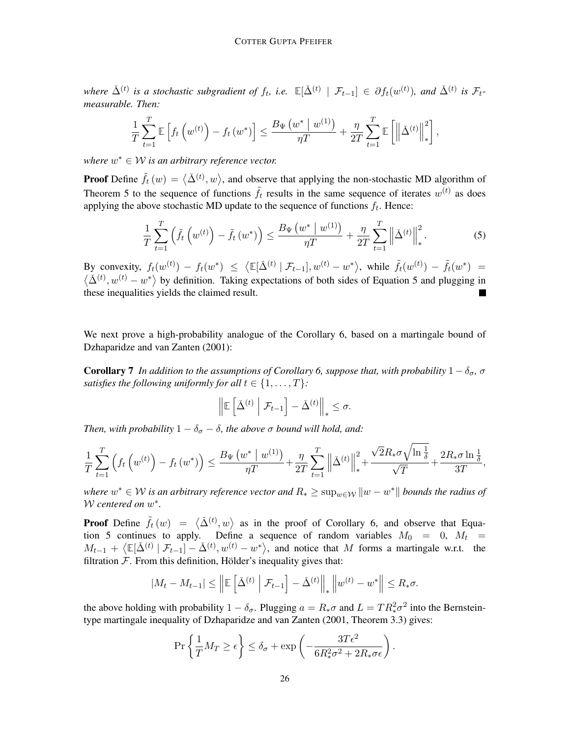*where $\check{\Delta}^{(t)}$ is a stochastic subgradient of $f_t$, i.e. $\mathbb{E}[\check{\Delta}^{(t)} \mid \mathcal{F}_{t-1}] \in \partial f_t(w^{(t)})$, and $\check{\Delta}^{(t)}$ is $\mathcal{F}_t$-measurable. Then:*

$$\frac{1}{T}\sum_{t=1}^{T} \mathbb{E}\left[f_t\left(w^{(t)}\right) - f_t\left(w^*\right)\right] \leq \frac{B_\Psi\left(w^* \mid w^{(1)}\right)}{\eta T} + \frac{\eta}{2T}\sum_{t=1}^{T} \mathbb{E}\left[\left\|\check{\Delta}^{(t)}\right\|_*^2\right],$$

*where $w^* \in \mathcal{W}$ is an arbitrary reference vector.*

**Proof** Define $\tilde{f}_t(w) = \left\langle \check{\Delta}^{(t)}, w \right\rangle$, and observe that applying the non-stochastic MD algorithm of Theorem 5 to the sequence of functions $\tilde{f}_t$ results in the same sequence of iterates $w^{(t)}$ as does applying the above stochastic MD update to the sequence of functions $f_t$. Hence:

$$\frac{1}{T}\sum_{t=1}^{T}\left(\tilde{f}_t\left(w^{(t)}\right) - \tilde{f}_t\left(w^*\right)\right) \leq \frac{B_\Psi\left(w^* \mid w^{(1)}\right)}{\eta T} + \frac{\eta}{2T}\sum_{t=1}^{T}\left\|\check{\Delta}^{(t)}\right\|_*^2. \tag{5}$$

By convexity, $f_t(w^{(t)}) - f_t(w^*) \leq \left\langle \mathbb{E}[\check{\Delta}^{(t)} \mid \mathcal{F}_{t-1}], w^{(t)} - w^* \right\rangle$, while $\tilde{f}_t(w^{(t)}) - \tilde{f}_t(w^*) = \left\langle \check{\Delta}^{(t)}, w^{(t)} - w^* \right\rangle$ by definition. Taking expectations of both sides of Equation 5 and plugging in these inequalities yields the claimed result. ■

We next prove a high-probability analogue of the Corollary 6, based on a martingale bound of Dzhaparidze and van Zanten (2001):

**Corollary 7** *In addition to the assumptions of Corollary 6, suppose that, with probability $1 - \delta_\sigma$, $\sigma$ satisfies the following uniformly for all $t \in \{1, \dots, T\}$:*

$$\left\|\mathbb{E}\left[\check{\Delta}^{(t)} \,\middle|\, \mathcal{F}_{t-1}\right] - \check{\Delta}^{(t)}\right\|_* \leq \sigma.$$

*Then, with probability $1 - \delta_\sigma - \delta$, the above $\sigma$ bound will hold, and:*

$$\frac{1}{T}\sum_{t=1}^{T}\left(f_t\left(w^{(t)}\right) - f_t\left(w^*\right)\right) \leq \frac{B_\Psi\left(w^* \mid w^{(1)}\right)}{\eta T} + \frac{\eta}{2T}\sum_{t=1}^{T}\left\|\check{\Delta}^{(t)}\right\|_*^2 + \frac{\sqrt{2}R_*\sigma\sqrt{\ln\frac{1}{\delta}}}{\sqrt{T}} + \frac{2R_*\sigma\ln\frac{1}{\delta}}{3T},$$

*where $w^* \in \mathcal{W}$ is an arbitrary reference vector and $R_* \geq \sup_{w \in \mathcal{W}}\|w - w^*\|$ bounds the radius of $\mathcal{W}$ centered on $w^*$.*

**Proof** Define $\tilde{f}_t(w) = \left\langle \check{\Delta}^{(t)}, w \right\rangle$ as in the proof of Corollary 6, and observe that Equation 5 continues to apply. Define a sequence of random variables $M_0 = 0$, $M_t = M_{t-1} + \left\langle \mathbb{E}[\check{\Delta}^{(t)} \mid \mathcal{F}_{t-1}] - \check{\Delta}^{(t)}, w^{(t)} - w^* \right\rangle$, and notice that $M$ forms a martingale w.r.t. the filtration $\mathcal{F}$. From this definition, Hölder's inequality gives that:

$$|M_t - M_{t-1}| \leq \left\|\mathbb{E}\left[\check{\Delta}^{(t)} \,\middle|\, \mathcal{F}_{t-1}\right] - \check{\Delta}^{(t)}\right\|_* \left\|w^{(t)} - w^*\right\| \leq R_*\sigma.$$

the above holding with probability $1 - \delta_\sigma$. Plugging $a = R_*\sigma$ and $L = TR_*^2\sigma^2$ into the Bernstein-type martingale inequality of Dzhaparidze and van Zanten (2001, Theorem 3.3) gives:

$$\Pr\left\{\frac{1}{T}M_T \geq \epsilon\right\} \leq \delta_\sigma + \exp\left(-\frac{3T\epsilon^2}{6R_*^2\sigma^2 + 2R_*\sigma\epsilon}\right).$$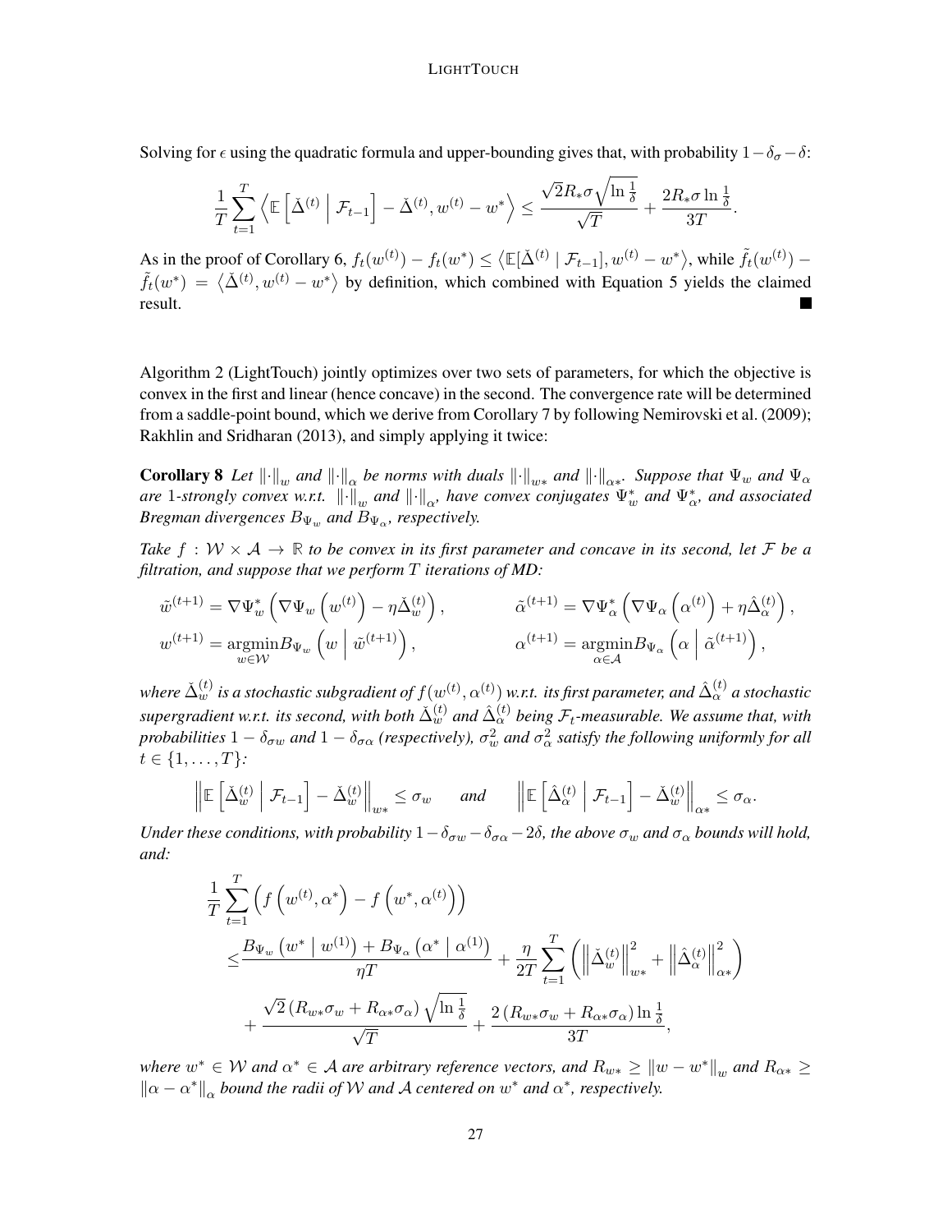Solving for $\epsilon$ using the quadratic formula and upper-bounding gives that, with probability $1-\delta_\sigma-\delta$:

$$\frac{1}{T}\sum_{t=1}^{T}\left\langle \mathbb{E}\left[\check{\Delta}^{(t)} \;\middle|\; \mathcal{F}_{t-1}\right] - \check{\Delta}^{(t)}, w^{(t)} - w^{*}\right\rangle \leq \frac{\sqrt{2}R_{*}\sigma\sqrt{\ln\frac{1}{\delta}}}{\sqrt{T}} + \frac{2R_{*}\sigma\ln\frac{1}{\delta}}{3T}.$$

As in the proof of Corollary 6, $f_t(w^{(t)}) - f_t(w^*) \leq \left\langle \mathbb{E}[\check{\Delta}^{(t)} \mid \mathcal{F}_{t-1}], w^{(t)} - w^*\right\rangle$, while $\tilde{f}_t(w^{(t)}) - \tilde{f}_t(w^*) = \left\langle \check{\Delta}^{(t)}, w^{(t)} - w^*\right\rangle$ by definition, which combined with Equation 5 yields the claimed result. ■

Algorithm 2 (LightTouch) jointly optimizes over two sets of parameters, for which the objective is convex in the first and linear (hence concave) in the second. The convergence rate will be determined from a saddle-point bound, which we derive from Corollary 7 by following Nemirovski et al. (2009); Rakhlin and Sridharan (2013), and simply applying it twice:

**Corollary 8** *Let $\|\cdot\|_w$ and $\|\cdot\|_\alpha$ be norms with duals $\|\cdot\|_{w*}$ and $\|\cdot\|_{\alpha*}$. Suppose that $\Psi_w$ and $\Psi_\alpha$ are 1-strongly convex w.r.t. $\|\cdot\|_w$ and $\|\cdot\|_\alpha$, have convex conjugates $\Psi_w^*$ and $\Psi_\alpha^*$, and associated Bregman divergences $B_{\Psi_w}$ and $B_{\Psi_\alpha}$, respectively.*

*Take $f : \mathcal{W} \times \mathcal{A} \to \mathbb{R}$ to be convex in its first parameter and concave in its second, let $\mathcal{F}$ be a filtration, and suppose that we perform $T$ iterations of MD:*

$$\tilde{w}^{(t+1)} = \nabla\Psi_w^*\left(\nabla\Psi_w\left(w^{(t)}\right) - \eta\check{\Delta}_w^{(t)}\right), \qquad \tilde{\alpha}^{(t+1)} = \nabla\Psi_\alpha^*\left(\nabla\Psi_\alpha\left(\alpha^{(t)}\right) + \eta\hat{\Delta}_\alpha^{(t)}\right),$$

$$w^{(t+1)} = \underset{w\in\mathcal{W}}{\operatorname{argmin}} B_{\Psi_w}\left(w \;\middle|\; \tilde{w}^{(t+1)}\right), \qquad \alpha^{(t+1)} = \underset{\alpha\in\mathcal{A}}{\operatorname{argmin}} B_{\Psi_\alpha}\left(\alpha \;\middle|\; \tilde{\alpha}^{(t+1)}\right),$$

*where $\check{\Delta}_w^{(t)}$ is a stochastic subgradient of $f(w^{(t)}, \alpha^{(t)})$ w.r.t. its first parameter, and $\hat{\Delta}_\alpha^{(t)}$ a stochastic supergradient w.r.t. its second, with both $\check{\Delta}_w^{(t)}$ and $\hat{\Delta}_\alpha^{(t)}$ being $\mathcal{F}_t$-measurable. We assume that, with probabilities $1-\delta_{\sigma w}$ and $1-\delta_{\sigma\alpha}$ (respectively), $\sigma_w^2$ and $\sigma_\alpha^2$ satisfy the following uniformly for all $t \in \{1, \dots, T\}$:*

$$\left\|\mathbb{E}\left[\check{\Delta}_w^{(t)} \;\middle|\; \mathcal{F}_{t-1}\right] - \check{\Delta}_w^{(t)}\right\|_{w*} \leq \sigma_w \qquad \text{and} \qquad \left\|\mathbb{E}\left[\hat{\Delta}_\alpha^{(t)} \;\middle|\; \mathcal{F}_{t-1}\right] - \check{\Delta}_w^{(t)}\right\|_{\alpha*} \leq \sigma_\alpha.$$

*Under these conditions, with probability $1-\delta_{\sigma w}-\delta_{\sigma\alpha}-2\delta$, the above $\sigma_w$ and $\sigma_\alpha$ bounds will hold, and:*

$$\begin{aligned}
&\frac{1}{T}\sum_{t=1}^{T}\left(f\left(w^{(t)}, \alpha^*\right) - f\left(w^*, \alpha^{(t)}\right)\right) \\
&\leq \frac{B_{\Psi_w}\left(w^* \mid w^{(1)}\right) + B_{\Psi_\alpha}\left(\alpha^* \mid \alpha^{(1)}\right)}{\eta T} + \frac{\eta}{2T}\sum_{t=1}^{T}\left(\left\|\check{\Delta}_w^{(t)}\right\|_{w*}^2 + \left\|\hat{\Delta}_\alpha^{(t)}\right\|_{\alpha*}^2\right) \\
&\quad + \frac{\sqrt{2}\left(R_{w*}\sigma_w + R_{\alpha*}\sigma_\alpha\right)\sqrt{\ln\frac{1}{\delta}}}{\sqrt{T}} + \frac{2\left(R_{w*}\sigma_w + R_{\alpha*}\sigma_\alpha\right)\ln\frac{1}{\delta}}{3T},
\end{aligned}$$

*where $w^* \in \mathcal{W}$ and $\alpha^* \in \mathcal{A}$ are arbitrary reference vectors, and $R_{w*} \geq \|w - w^*\|_w$ and $R_{\alpha*} \geq \|\alpha - \alpha^*\|_\alpha$ bound the radii of $\mathcal{W}$ and $\mathcal{A}$ centered on $w^*$ and $\alpha^*$, respectively.*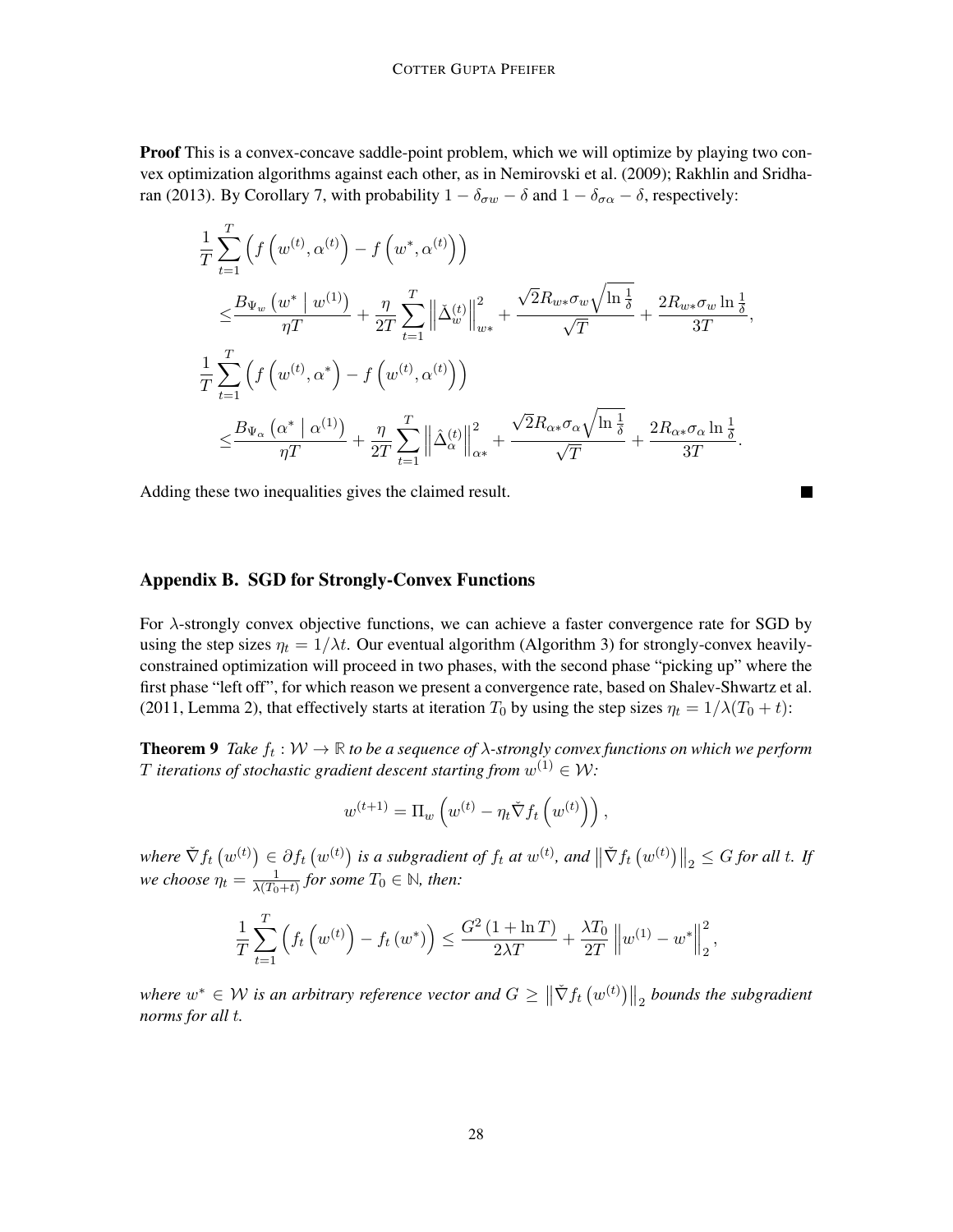**Proof** This is a convex-concave saddle-point problem, which we will optimize by playing two convex optimization algorithms against each other, as in Nemirovski et al. (2009); Rakhlin and Sridharan (2013). By Corollary 7, with probability $1 - \delta_{\sigma w} - \delta$ and $1 - \delta_{\sigma \alpha} - \delta$, respectively:

$$
\begin{aligned}
&\frac{1}{T}\sum_{t=1}^{T}\left(f\left(w^{(t)},\alpha^{(t)}\right) - f\left(w^{*},\alpha^{(t)}\right)\right) \\
&\quad\leq \frac{B_{\Psi_w}\left(w^{*} \mid w^{(1)}\right)}{\eta T} + \frac{\eta}{2T}\sum_{t=1}^{T}\left\|\check{\Delta}_w^{(t)}\right\|_{w*}^2 + \frac{\sqrt{2}R_{w*}\sigma_w\sqrt{\ln\frac{1}{\delta}}}{\sqrt{T}} + \frac{2R_{w*}\sigma_w\ln\frac{1}{\delta}}{3T}, \\
&\frac{1}{T}\sum_{t=1}^{T}\left(f\left(w^{(t)},\alpha^{*}\right) - f\left(w^{(t)},\alpha^{(t)}\right)\right) \\
&\quad\leq \frac{B_{\Psi_\alpha}\left(\alpha^{*} \mid \alpha^{(1)}\right)}{\eta T} + \frac{\eta}{2T}\sum_{t=1}^{T}\left\|\hat{\Delta}_\alpha^{(t)}\right\|_{\alpha*}^2 + \frac{\sqrt{2}R_{\alpha*}\sigma_\alpha\sqrt{\ln\frac{1}{\delta}}}{\sqrt{T}} + \frac{2R_{\alpha*}\sigma_\alpha\ln\frac{1}{\delta}}{3T}.
\end{aligned}
$$

Adding these two inequalities gives the claimed result. ∎

## Appendix B. SGD for Strongly-Convex Functions

For $\lambda$-strongly convex objective functions, we can achieve a faster convergence rate for SGD by using the step sizes $\eta_t = 1/\lambda t$. Our eventual algorithm (Algorithm 3) for strongly-convex heavily-constrained optimization will proceed in two phases, with the second phase "picking up" where the first phase "left off", for which reason we present a convergence rate, based on Shalev-Shwartz et al. (2011, Lemma 2), that effectively starts at iteration $T_0$ by using the step sizes $\eta_t = 1/\lambda(T_0 + t)$:

**Theorem 9** *Take $f_t : \mathcal{W} \to \mathbb{R}$ to be a sequence of $\lambda$-strongly convex functions on which we perform $T$ iterations of stochastic gradient descent starting from $w^{(1)} \in \mathcal{W}$:*

$$
w^{(t+1)} = \Pi_w\left(w^{(t)} - \eta_t \check{\nabla} f_t\left(w^{(t)}\right)\right),
$$

*where $\check{\nabla} f_t\left(w^{(t)}\right) \in \partial f_t\left(w^{(t)}\right)$ is a subgradient of $f_t$ at $w^{(t)}$, and $\left\|\check{\nabla} f_t\left(w^{(t)}\right)\right\|_2 \leq G$ for all $t$. If we choose $\eta_t = \frac{1}{\lambda(T_0+t)}$ for some $T_0 \in \mathbb{N}$, then:*

$$
\frac{1}{T}\sum_{t=1}^{T}\left(f_t\left(w^{(t)}\right) - f_t\left(w^{*}\right)\right) \leq \frac{G^2\left(1 + \ln T\right)}{2\lambda T} + \frac{\lambda T_0}{2T}\left\|w^{(1)} - w^{*}\right\|_2^2,
$$

*where $w^{*} \in \mathcal{W}$ is an arbitrary reference vector and $G \geq \left\|\check{\nabla} f_t\left(w^{(t)}\right)\right\|_2$ bounds the subgradient norms for all $t$.*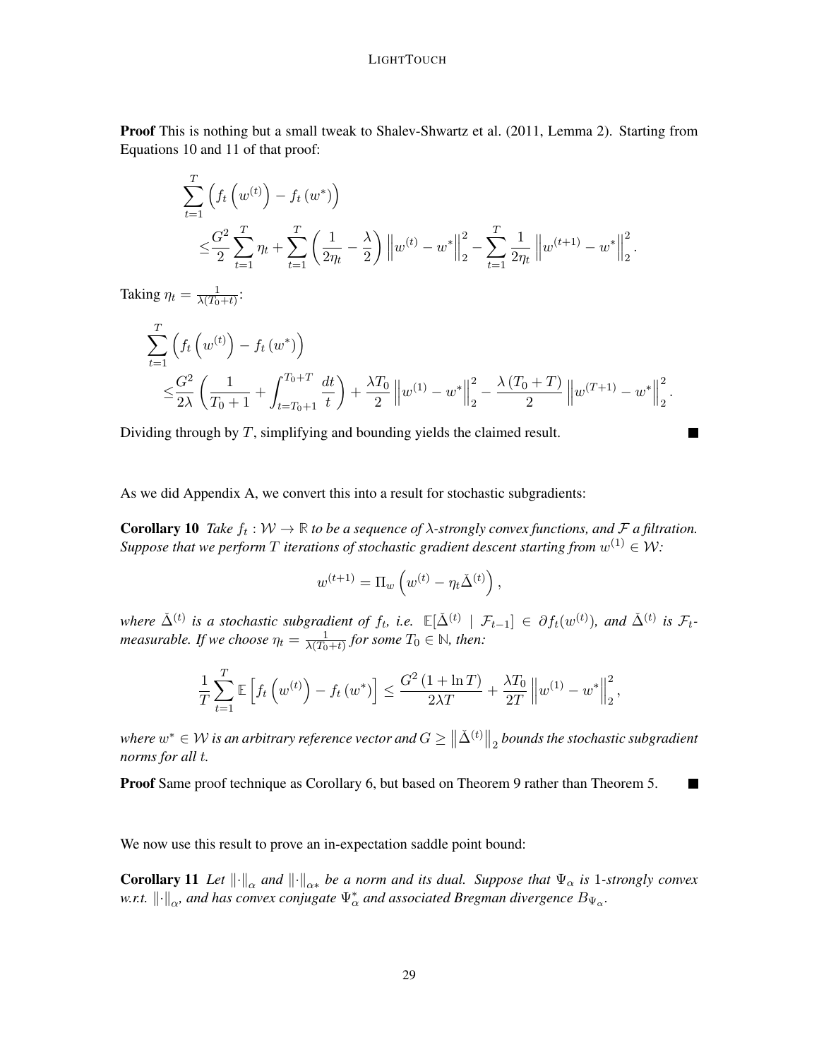**Proof** This is nothing but a small tweak to Shalev-Shwartz et al. (2011, Lemma 2). Starting from Equations 10 and 11 of that proof:

$$\sum_{t=1}^{T}\left(f_t\left(w^{(t)}\right)-f_t\left(w^*\right)\right)$$
$$\leq \frac{G^2}{2}\sum_{t=1}^{T}\eta_t+\sum_{t=1}^{T}\left(\frac{1}{2\eta_t}-\frac{\lambda}{2}\right)\left\|w^{(t)}-w^*\right\|_2^2-\sum_{t=1}^{T}\frac{1}{2\eta_t}\left\|w^{(t+1)}-w^*\right\|_2^2.$$

Taking $\eta_t = \frac{1}{\lambda(T_0+t)}$:

$$\sum_{t=1}^{T}\left(f_t\left(w^{(t)}\right)-f_t\left(w^*\right)\right)$$
$$\leq \frac{G^2}{2\lambda}\left(\frac{1}{T_0+1}+\int_{t=T_0+1}^{T_0+T}\frac{dt}{t}\right)+\frac{\lambda T_0}{2}\left\|w^{(1)}-w^*\right\|_2^2-\frac{\lambda\left(T_0+T\right)}{2}\left\|w^{(T+1)}-w^*\right\|_2^2.$$

Dividing through by $T$, simplifying and bounding yields the claimed result. ■

As we did Appendix A, we convert this into a result for stochastic subgradients:

**Corollary 10** *Take $f_t : \mathcal{W} \to \mathbb{R}$ to be a sequence of $\lambda$-strongly convex functions, and $\mathcal{F}$ a filtration. Suppose that we perform $T$ iterations of stochastic gradient descent starting from $w^{(1)} \in \mathcal{W}$:*

$$w^{(t+1)} = \Pi_w\left(w^{(t)} - \eta_t \check{\Delta}^{(t)}\right),$$

*where $\check{\Delta}^{(t)}$ is a stochastic subgradient of $f_t$, i.e. $\mathbb{E}[\check{\Delta}^{(t)} \mid \mathcal{F}_{t-1}] \in \partial f_t(w^{(t)})$, and $\check{\Delta}^{(t)}$ is $\mathcal{F}_t$-measurable. If we choose $\eta_t = \frac{1}{\lambda(T_0+t)}$ for some $T_0 \in \mathbb{N}$, then:*

$$\frac{1}{T}\sum_{t=1}^{T}\mathbb{E}\left[f_t\left(w^{(t)}\right)-f_t\left(w^*\right)\right] \leq \frac{G^2\left(1+\ln T\right)}{2\lambda T}+\frac{\lambda T_0}{2T}\left\|w^{(1)}-w^*\right\|_2^2,$$

*where $w^* \in \mathcal{W}$ is an arbitrary reference vector and $G \geq \left\|\check{\Delta}^{(t)}\right\|_2$ bounds the stochastic subgradient norms for all $t$.*

**Proof** Same proof technique as Corollary 6, but based on Theorem 9 rather than Theorem 5. ■

We now use this result to prove an in-expectation saddle point bound:

**Corollary 11** *Let $\|\cdot\|_\alpha$ and $\|\cdot\|_{\alpha*}$ be a norm and its dual. Suppose that $\Psi_\alpha$ is 1-strongly convex w.r.t. $\|\cdot\|_\alpha$, and has convex conjugate $\Psi_\alpha^*$ and associated Bregman divergence $B_{\Psi_\alpha}$.*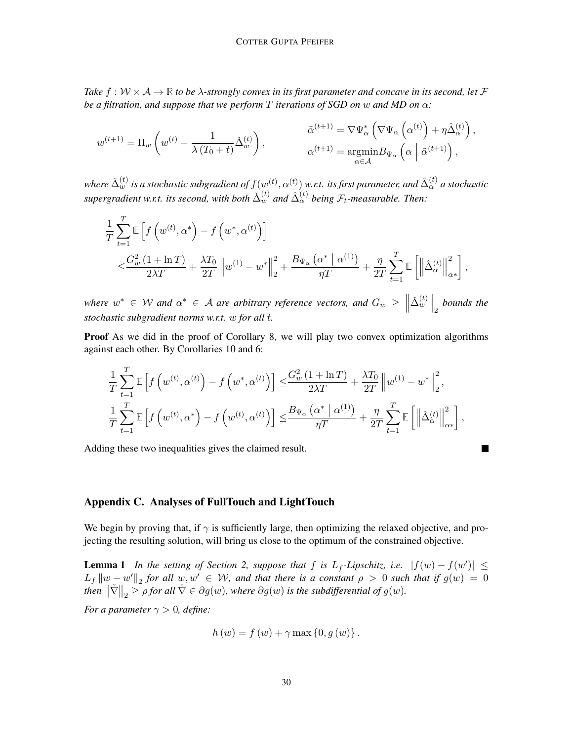*Take $f : \mathcal{W} \times \mathcal{A} \to \mathbb{R}$ to be $\lambda$-strongly convex in its first parameter and concave in its second, let $\mathcal{F}$ be a filtration, and suppose that we perform $T$ iterations of SGD on $w$ and MD on $\alpha$:*

$$
w^{(t+1)} = \Pi_w \left( w^{(t)} - \frac{1}{\lambda (T_0 + t)} \check{\Delta}_w^{(t)} \right), \qquad \begin{aligned} \tilde{\alpha}^{(t+1)} &= \nabla \Psi_\alpha^* \left( \nabla \Psi_\alpha \left( \alpha^{(t)} \right) + \eta \hat{\Delta}_\alpha^{(t)} \right), \\ \alpha^{(t+1)} &= \underset{\alpha \in \mathcal{A}}{\operatorname{argmin}} B_{\Psi_\alpha} \left( \alpha \;\middle|\; \tilde{\alpha}^{(t+1)} \right), \end{aligned}
$$

*where $\check{\Delta}_w^{(t)}$ is a stochastic subgradient of $f(w^{(t)}, \alpha^{(t)})$ w.r.t. its first parameter, and $\hat{\Delta}_\alpha^{(t)}$ a stochastic supergradient w.r.t. its second, with both $\check{\Delta}_w^{(t)}$ and $\hat{\Delta}_\alpha^{(t)}$ being $\mathcal{F}_t$-measurable. Then:*

$$
\begin{aligned}
&\frac{1}{T} \sum_{t=1}^{T} \mathbb{E} \left[ f \left( w^{(t)}, \alpha^* \right) - f \left( w^*, \alpha^{(t)} \right) \right] \\
&\quad \leq \frac{G_w^2 (1 + \ln T)}{2 \lambda T} + \frac{\lambda T_0}{2T} \left\| w^{(1)} - w^* \right\|_2^2 + \frac{B_{\Psi_\alpha} \left( \alpha^* \mid \alpha^{(1)} \right)}{\eta T} + \frac{\eta}{2T} \sum_{t=1}^{T} \mathbb{E} \left[ \left\| \hat{\Delta}_\alpha^{(t)} \right\|_{\alpha *}^2 \right],
\end{aligned}
$$

*where $w^* \in \mathcal{W}$ and $\alpha^* \in \mathcal{A}$ are arbitrary reference vectors, and $G_w \geq \left\| \check{\Delta}_w^{(t)} \right\|_2$ bounds the stochastic subgradient norms w.r.t. $w$ for all $t$.*

**Proof** As we did in the proof of Corollary 8, we will play two convex optimization algorithms against each other. By Corollaries 10 and 6:

$$
\begin{aligned}
\frac{1}{T} \sum_{t=1}^{T} \mathbb{E} \left[ f \left( w^{(t)}, \alpha^{(t)} \right) - f \left( w^*, \alpha^{(t)} \right) \right] &\leq \frac{G_w^2 (1 + \ln T)}{2 \lambda T} + \frac{\lambda T_0}{2T} \left\| w^{(1)} - w^* \right\|_2^2, \\
\frac{1}{T} \sum_{t=1}^{T} \mathbb{E} \left[ f \left( w^{(t)}, \alpha^* \right) - f \left( w^{(t)}, \alpha^{(t)} \right) \right] &\leq \frac{B_{\Psi_\alpha} \left( \alpha^* \mid \alpha^{(1)} \right)}{\eta T} + \frac{\eta}{2T} \sum_{t=1}^{T} \mathbb{E} \left[ \left\| \hat{\Delta}_\alpha^{(t)} \right\|_{\alpha *}^2 \right],
\end{aligned}
$$

Adding these two inequalities gives the claimed result. ∎

## Appendix C. Analyses of FullTouch and LightTouch

We begin by proving that, if $\gamma$ is sufficiently large, then optimizing the relaxed objective, and projecting the resulting solution, will bring us close to the optimum of the constrained objective.

**Lemma 1** *In the setting of Section 2, suppose that $f$ is $L_f$-Lipschitz, i.e. $|f(w) - f(w')| \leq L_f \|w - w'\|_2$ for all $w, w' \in \mathcal{W}$, and that there is a constant $\rho > 0$ such that if $g(w) = 0$ then $\|\check{\nabla}\|_2 \geq \rho$ for all $\check{\nabla} \in \partial g(w)$, where $\partial g(w)$ is the subdifferential of $g(w)$.*

*For a parameter $\gamma > 0$, define:*

$$
h(w) = f(w) + \gamma \max \{0, g(w)\}.
$$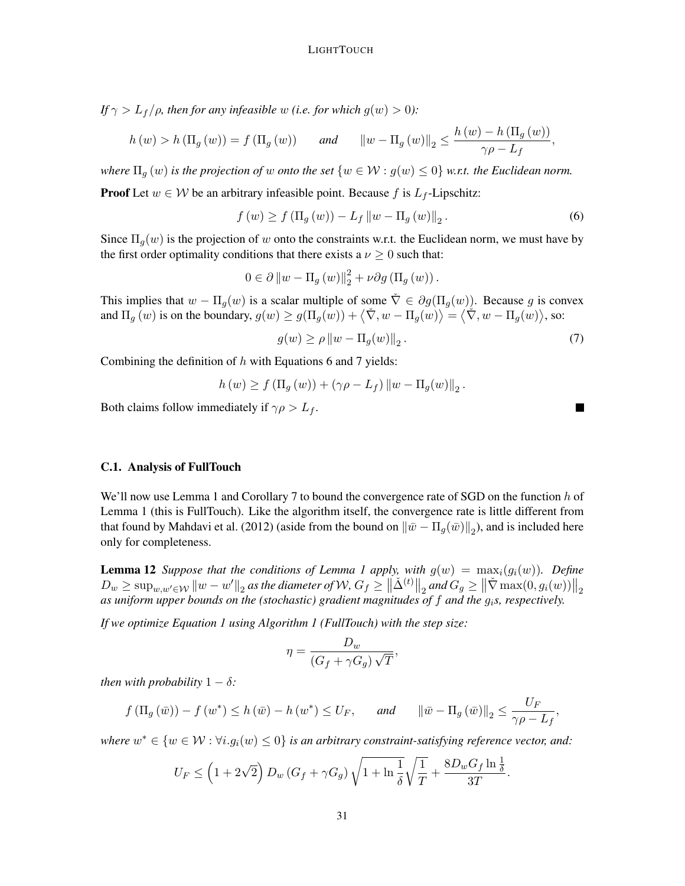*If $\gamma > L_f/\rho$, then for any infeasible $w$ (i.e. for which $g(w) > 0$):*

$$h(w) > h(\Pi_g(w)) = f(\Pi_g(w)) \qquad \textit{and} \qquad \|w - \Pi_g(w)\|_2 \leq \frac{h(w) - h(\Pi_g(w))}{\gamma\rho - L_f},$$

*where $\Pi_g(w)$ is the projection of $w$ onto the set $\{w \in \mathcal{W} : g(w) \leq 0\}$ w.r.t. the Euclidean norm.*

**Proof** Let $w \in \mathcal{W}$ be an arbitrary infeasible point. Because $f$ is $L_f$-Lipschitz:

$$f(w) \geq f(\Pi_g(w)) - L_f \|w - \Pi_g(w)\|_2. \tag{6}$$

Since $\Pi_g(w)$ is the projection of $w$ onto the constraints w.r.t. the Euclidean norm, we must have by the first order optimality conditions that there exists a $\nu \geq 0$ such that:

$$0 \in \partial \|w - \Pi_g(w)\|_2^2 + \nu \partial g(\Pi_g(w)).$$

This implies that $w - \Pi_g(w)$ is a scalar multiple of some $\check{\nabla} \in \partial g(\Pi_g(w))$. Because $g$ is convex and $\Pi_g(w)$ is on the boundary, $g(w) \geq g(\Pi_g(w)) + \langle \check{\nabla}, w - \Pi_g(w) \rangle = \langle \check{\nabla}, w - \Pi_g(w) \rangle$, so:

$$g(w) \geq \rho \|w - \Pi_g(w)\|_2. \tag{7}$$

Combining the definition of $h$ with Equations 6 and 7 yields:

$$h(w) \geq f(\Pi_g(w)) + (\gamma\rho - L_f) \|w - \Pi_g(w)\|_2.$$

Both claims follow immediately if $\gamma\rho > L_f$. ■

### C.1. Analysis of FullTouch

We'll now use Lemma 1 and Corollary 7 to bound the convergence rate of SGD on the function $h$ of Lemma 1 (this is FullTouch). Like the algorithm itself, the convergence rate is little different from that found by Mahdavi et al. (2012) (aside from the bound on $\|\bar{w} - \Pi_g(\bar{w})\|_2$), and is included here only for completeness.

**Lemma 12** *Suppose that the conditions of Lemma 1 apply, with $g(w) = \max_i(g_i(w))$. Define $D_w \geq \sup_{w,w' \in \mathcal{W}} \|w - w'\|_2$ as the diameter of $\mathcal{W}$, $G_f \geq \|\check{\Delta}^{(t)}\|_2$ and $G_g \geq \|\check{\nabla} \max(0, g_i(w))\|_2$ as uniform upper bounds on the (stochastic) gradient magnitudes of $f$ and the $g_i$s, respectively.*

*If we optimize Equation 1 using Algorithm 1 (FullTouch) with the step size:*

$$\eta = \frac{D_w}{(G_f + \gamma G_g)\sqrt{T}},$$

*then with probability $1 - \delta$:*

$$f(\Pi_g(\bar{w})) - f(w^*) \leq h(\bar{w}) - h(w^*) \leq U_F, \qquad \textit{and} \qquad \|\bar{w} - \Pi_g(\bar{w})\|_2 \leq \frac{U_F}{\gamma\rho - L_f},$$

*where $w^* \in \{w \in \mathcal{W} : \forall i. g_i(w) \leq 0\}$ is an arbitrary constraint-satisfying reference vector, and:*

$$U_F \leq \left(1 + 2\sqrt{2}\right) D_w (G_f + \gamma G_g) \sqrt{1 + \ln\frac{1}{\delta}} \sqrt{\frac{1}{T}} + \frac{8 D_w G_f \ln\frac{1}{\delta}}{3T}.$$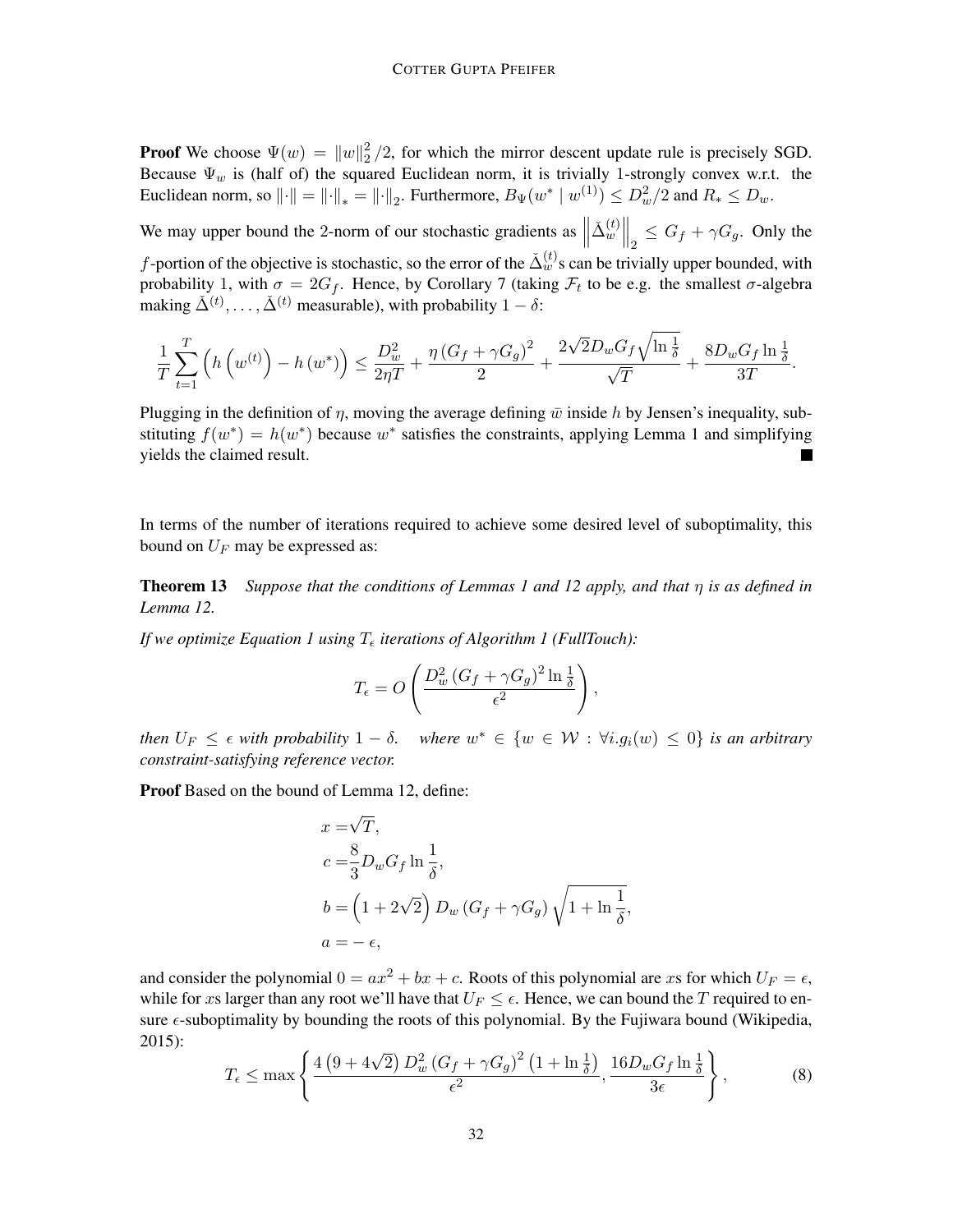**Proof** We choose $\Psi(w) = \|w\|_2^2/2$, for which the mirror descent update rule is precisely SGD. Because $\Psi_w$ is (half of) the squared Euclidean norm, it is trivially 1-strongly convex w.r.t. the Euclidean norm, so $\|\cdot\| = \|\cdot\|_* = \|\cdot\|_2$. Furthermore, $B_\Psi(w^* \mid w^{(1)}) \leq D_w^2/2$ and $R_* \leq D_w$.

We may upper bound the 2-norm of our stochastic gradients as $\left\|\check{\Delta}_w^{(t)}\right\|_2 \leq G_f + \gamma G_g$. Only the $f$-portion of the objective is stochastic, so the error of the $\check{\Delta}_w^{(t)}$s can be trivially upper bounded, with probability 1, with $\sigma = 2G_f$. Hence, by Corollary 7 (taking $\mathcal{F}_t$ to be e.g. the smallest $\sigma$-algebra making $\check{\Delta}^{(t)}, \dots, \check{\Delta}^{(t)}$ measurable), with probability $1 - \delta$:

$$\frac{1}{T}\sum_{t=1}^{T}\left(h\left(w^{(t)}\right) - h\left(w^*\right)\right) \leq \frac{D_w^2}{2\eta T} + \frac{\eta\left(G_f + \gamma G_g\right)^2}{2} + \frac{2\sqrt{2}D_w G_f\sqrt{\ln\frac{1}{\delta}}}{\sqrt{T}} + \frac{8D_w G_f \ln\frac{1}{\delta}}{3T}.$$

Plugging in the definition of $\eta$, moving the average defining $\bar{w}$ inside $h$ by Jensen's inequality, substituting $f(w^*) = h(w^*)$ because $w^*$ satisfies the constraints, applying Lemma 1 and simplifying yields the claimed result. ■

In terms of the number of iterations required to achieve some desired level of suboptimality, this bound on $U_F$ may be expressed as:

**Theorem 13** *Suppose that the conditions of Lemmas 1 and 12 apply, and that $\eta$ is as defined in Lemma 12.*

*If we optimize Equation 1 using $T_\epsilon$ iterations of Algorithm 1 (FullTouch):*

$$T_\epsilon = O\left(\frac{D_w^2\left(G_f + \gamma G_g\right)^2 \ln\frac{1}{\delta}}{\epsilon^2}\right),$$

*then $U_F \leq \epsilon$ with probability $1 - \delta$. where $w^* \in \{w \in \mathcal{W} : \forall i. g_i(w) \leq 0\}$ is an arbitrary constraint-satisfying reference vector.*

**Proof** Based on the bound of Lemma 12, define:

$$\begin{aligned}
x =& \sqrt{T}, \\
c =& \frac{8}{3}D_w G_f \ln\frac{1}{\delta}, \\
b =& \left(1 + 2\sqrt{2}\right) D_w \left(G_f + \gamma G_g\right)\sqrt{1 + \ln\frac{1}{\delta}}, \\
a =& -\epsilon,
\end{aligned}$$

and consider the polynomial $0 = ax^2 + bx + c$. Roots of this polynomial are $x$s for which $U_F = \epsilon$, while for $x$s larger than any root we'll have that $U_F \leq \epsilon$. Hence, we can bound the $T$ required to ensure $\epsilon$-suboptimality by bounding the roots of this polynomial. By the Fujiwara bound (Wikipedia, 2015):

$$T_\epsilon \leq \max\left\{\frac{4\left(9 + 4\sqrt{2}\right)D_w^2\left(G_f + \gamma G_g\right)^2\left(1 + \ln\frac{1}{\delta}\right)}{\epsilon^2}, \frac{16 D_w G_f \ln\frac{1}{\delta}}{3\epsilon}\right\}, \tag{8}$$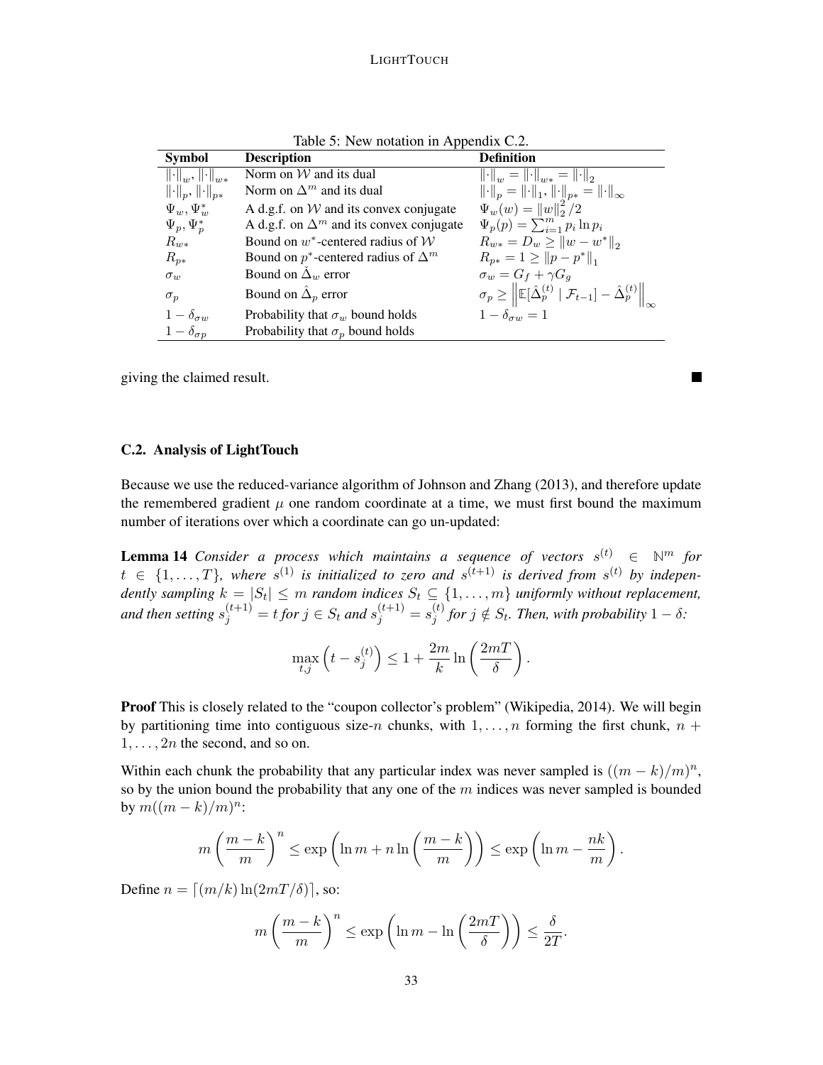Table 5: New notation in Appendix C.2.

| Symbol | Description | Definition |
|---|---|---|
| $\|\cdot\|_w$, $\|\cdot\|_{w*}$ | Norm on $\mathcal{W}$ and its dual | $\|\cdot\|_w = \|\cdot\|_{w*} = \|\cdot\|_2$ |
| $\|\cdot\|_p$, $\|\cdot\|_{p*}$ | Norm on $\Delta^m$ and its dual | $\|\cdot\|_p = \|\cdot\|_1$, $\|\cdot\|_{p*} = \|\cdot\|_\infty$ |
| $\Psi_w, \Psi_w^*$ | A d.g.f. on $\mathcal{W}$ and its convex conjugate | $\Psi_w(w) = \|w\|_2^2 / 2$ |
| $\Psi_p, \Psi_p^*$ | A d.g.f. on $\Delta^m$ and its convex conjugate | $\Psi_p(p) = \sum_{i=1}^m p_i \ln p_i$ |
| $R_{w*}$ | Bound on $w^*$-centered radius of $\mathcal{W}$ | $R_{w*} = D_w \geq \|w - w^*\|_2$ |
| $R_{p*}$ | Bound on $p^*$-centered radius of $\Delta^m$ | $R_{p*} = 1 \geq \|p - p^*\|_1$ |
| $\sigma_w$ | Bound on $\check{\Delta}_w$ error | $\sigma_w = G_f + \gamma G_g$ |
| $\sigma_p$ | Bound on $\hat{\Delta}_p$ error | $\sigma_p \geq \left\| \mathbb{E}[\hat{\Delta}_p^{(t)} \mid \mathcal{F}_{t-1}] - \hat{\Delta}_p^{(t)} \right\|_\infty$ |
| $1 - \delta_{\sigma w}$ | Probability that $\sigma_w$ bound holds | $1 - \delta_{\sigma w} = 1$ |
| $1 - \delta_{\sigma p}$ | Probability that $\sigma_p$ bound holds | |

giving the claimed result. ■

### C.2. Analysis of LightTouch

Because we use the reduced-variance algorithm of Johnson and Zhang (2013), and therefore update the remembered gradient $\mu$ one random coordinate at a time, we must first bound the maximum number of iterations over which a coordinate can go un-updated:

**Lemma 14** *Consider a process which maintains a sequence of vectors $s^{(t)} \in \mathbb{N}^m$ for $t \in \{1, \dots, T\}$, where $s^{(1)}$ is initialized to zero and $s^{(t+1)}$ is derived from $s^{(t)}$ by independently sampling $k = |S_t| \leq m$ random indices $S_t \subseteq \{1, \dots, m\}$ uniformly without replacement, and then setting $s_j^{(t+1)} = t$ for $j \in S_t$ and $s_j^{(t+1)} = s_j^{(t)}$ for $j \notin S_t$. Then, with probability $1 - \delta$:*

$$\max_{t,j} \left( t - s_j^{(t)} \right) \leq 1 + \frac{2m}{k} \ln \left( \frac{2mT}{\delta} \right).$$

**Proof** This is closely related to the "coupon collector's problem" (Wikipedia, 2014). We will begin by partitioning time into contiguous size-$n$ chunks, with $1, \dots, n$ forming the first chunk, $n + 1, \dots, 2n$ the second, and so on.

Within each chunk the probability that any particular index was never sampled is $((m - k)/m)^n$, so by the union bound the probability that any one of the $m$ indices was never sampled is bounded by $m((m - k)/m)^n$:

$$m \left( \frac{m-k}{m} \right)^n \leq \exp \left( \ln m + n \ln \left( \frac{m-k}{m} \right) \right) \leq \exp \left( \ln m - \frac{nk}{m} \right).$$

Define $n = \lceil (m/k) \ln(2mT/\delta) \rceil$, so:

$$m \left( \frac{m-k}{m} \right)^n \leq \exp \left( \ln m - \ln \left( \frac{2mT}{\delta} \right) \right) \leq \frac{\delta}{2T}.$$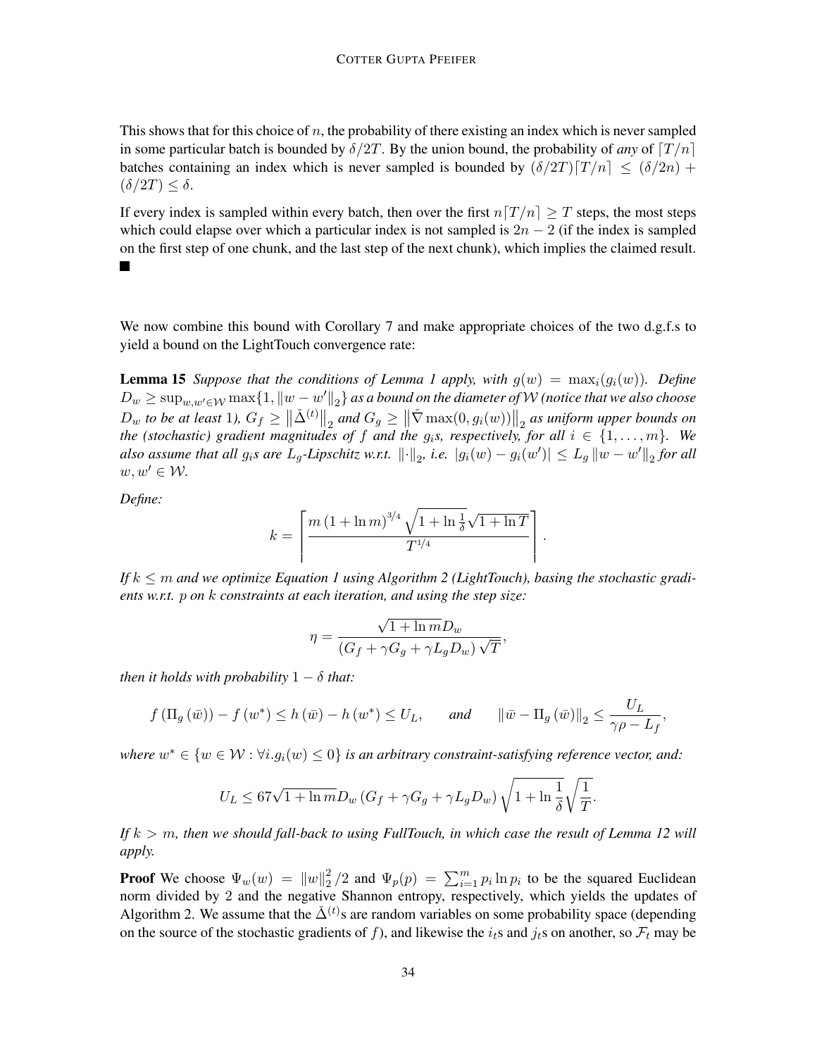This shows that for this choice of $n$, the probability of there existing an index which is never sampled in some particular batch is bounded by $\delta/2T$. By the union bound, the probability of *any* of $\lceil T/n \rceil$ batches containing an index which is never sampled is bounded by $(\delta/2T)\lceil T/n \rceil \leq (\delta/2n) + (\delta/2T) \leq \delta$.

If every index is sampled within every batch, then over the first $n\lceil T/n \rceil \geq T$ steps, the most steps which could elapse over which a particular index is not sampled is $2n - 2$ (if the index is sampled on the first step of one chunk, and the last step of the next chunk), which implies the claimed result. ■

We now combine this bound with Corollary 7 and make appropriate choices of the two d.g.f.s to yield a bound on the LightTouch convergence rate:

**Lemma 15** *Suppose that the conditions of Lemma 1 apply, with $g(w) = \max_i(g_i(w))$. Define $D_w \geq \sup_{w,w' \in \mathcal{W}} \max\{1, \|w - w'\|_2\}$ as a bound on the diameter of $\mathcal{W}$ (notice that we also choose $D_w$ to be at least 1), $G_f \geq \|\check{\Delta}^{(t)}\|_2$ and $G_g \geq \|\check{\nabla} \max(0, g_i(w))\|_2$ as uniform upper bounds on the (stochastic) gradient magnitudes of $f$ and the $g_i$s, respectively, for all $i \in \{1, \ldots, m\}$. We also assume that all $g_i$s are $L_g$-Lipschitz w.r.t. $\|\cdot\|_2$, i.e. $|g_i(w) - g_i(w')| \leq L_g \|w - w'\|_2$ for all $w, w' \in \mathcal{W}$.*

*Define:*

$$k = \left\lceil \frac{m\left(1 + \ln m\right)^{3/4} \sqrt{1 + \ln \frac{1}{\delta}} \sqrt{1 + \ln T}}{T^{1/4}} \right\rceil.$$

*If $k \leq m$ and we optimize Equation 1 using Algorithm 2 (LightTouch), basing the stochastic gradients w.r.t. $p$ on $k$ constraints at each iteration, and using the step size:*

$$\eta = \frac{\sqrt{1 + \ln m} D_w}{\left(G_f + \gamma G_g + \gamma L_g D_w\right)\sqrt{T}},$$

*then it holds with probability $1 - \delta$ that:*

$$f\left(\Pi_g\left(\bar{w}\right)\right) - f\left(w^*\right) \leq h\left(\bar{w}\right) - h\left(w^*\right) \leq U_L, \qquad \text{and} \qquad \left\|\bar{w} - \Pi_g\left(\bar{w}\right)\right\|_2 \leq \frac{U_L}{\gamma\rho - L_f},$$

*where $w^* \in \{w \in \mathcal{W} : \forall i. g_i(w) \leq 0\}$ is an arbitrary constraint-satisfying reference vector, and:*

$$U_L \leq 67\sqrt{1 + \ln m} D_w \left(G_f + \gamma G_g + \gamma L_g D_w\right) \sqrt{1 + \ln \frac{1}{\delta}} \sqrt{\frac{1}{T}}.$$

*If $k > m$, then we should fall-back to using FullTouch, in which case the result of Lemma 12 will apply.*

**Proof** We choose $\Psi_w(w) = \|w\|_2^2/2$ and $\Psi_p(p) = \sum_{i=1}^m p_i \ln p_i$ to be the squared Euclidean norm divided by 2 and the negative Shannon entropy, respectively, which yields the updates of Algorithm 2. We assume that the $\check{\Delta}^{(t)}$s are random variables on some probability space (depending on the source of the stochastic gradients of $f$), and likewise the $i_t$s and $j_t$s on another, so $\mathcal{F}_t$ may be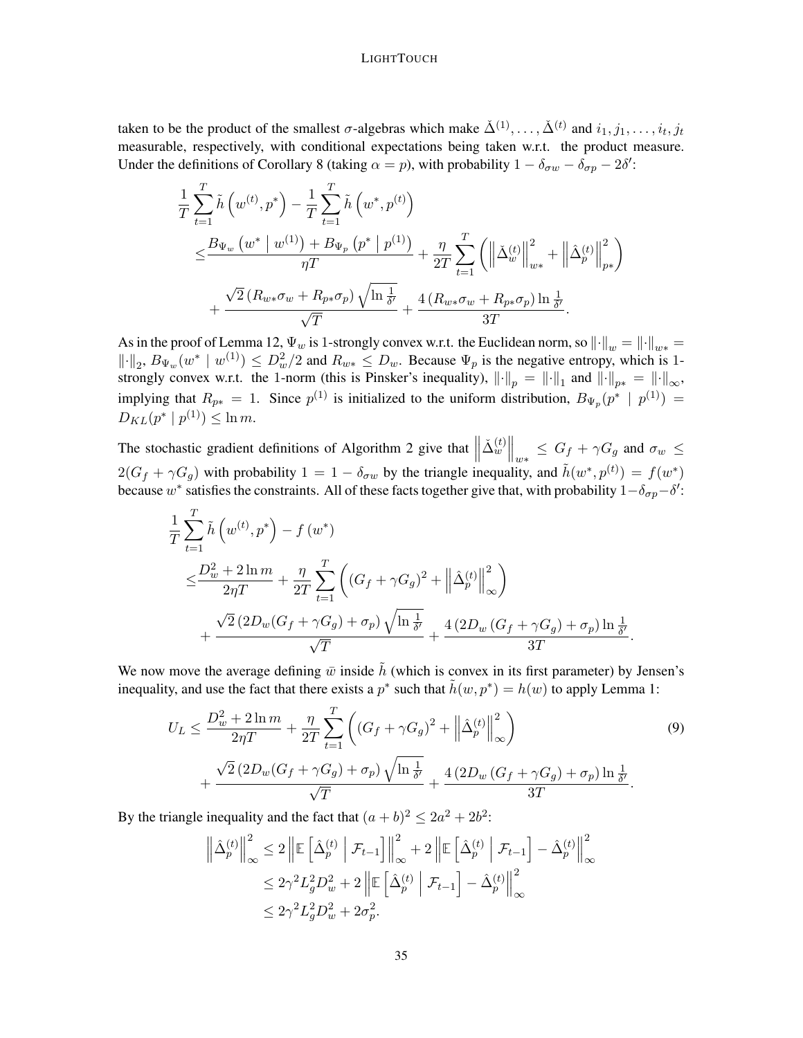taken to be the product of the smallest $\sigma$-algebras which make $\check{\Delta}^{(1)}, \dots, \check{\Delta}^{(t)}$ and $i_1, j_1, \dots, i_t, j_t$ measurable, respectively, with conditional expectations being taken w.r.t. the product measure. Under the definitions of Corollary 8 (taking $\alpha = p$), with probability $1 - \delta_{\sigma w} - \delta_{\sigma p} - 2\delta'$:

$$
\begin{aligned}
&\frac{1}{T}\sum_{t=1}^{T} \tilde{h}\left(w^{(t)}, p^{*}\right) - \frac{1}{T}\sum_{t=1}^{T} \tilde{h}\left(w^{*}, p^{(t)}\right) \\
&\leq \frac{B_{\Psi_w}\left(w^{*} \mid w^{(1)}\right) + B_{\Psi_p}\left(p^{*} \mid p^{(1)}\right)}{\eta T} + \frac{\eta}{2T}\sum_{t=1}^{T}\left(\left\|\check{\Delta}_w^{(t)}\right\|_{w*}^2 + \left\|\hat{\Delta}_p^{(t)}\right\|_{p*}^2\right) \\
&\quad + \frac{\sqrt{2}\left(R_{w*}\sigma_w + R_{p*}\sigma_p\right)\sqrt{\ln\frac{1}{\delta'}}}{\sqrt{T}} + \frac{4\left(R_{w*}\sigma_w + R_{p*}\sigma_p\right)\ln\frac{1}{\delta'}}{3T}.
\end{aligned}
$$

As in the proof of Lemma 12, $\Psi_w$ is 1-strongly convex w.r.t. the Euclidean norm, so $\|\cdot\|_w = \|\cdot\|_{w*} = \|\cdot\|_2$, $B_{\Psi_w}(w^* \mid w^{(1)}) \leq D_w^2/2$ and $R_{w*} \leq D_w$. Because $\Psi_p$ is the negative entropy, which is 1-strongly convex w.r.t. the 1-norm (this is Pinsker's inequality), $\|\cdot\|_p = \|\cdot\|_1$ and $\|\cdot\|_{p*} = \|\cdot\|_\infty$, implying that $R_{p*} = 1$. Since $p^{(1)}$ is initialized to the uniform distribution, $B_{\Psi_p}(p^* \mid p^{(1)}) = D_{KL}(p^* \mid p^{(1)}) \leq \ln m$.

The stochastic gradient definitions of Algorithm 2 give that $\left\|\check{\Delta}_w^{(t)}\right\|_{w*} \leq G_f + \gamma G_g$ and $\sigma_w \leq 2(G_f + \gamma G_g)$ with probability $1 = 1 - \delta_{\sigma w}$ by the triangle inequality, and $\tilde{h}(w^*, p^{(t)}) = f(w^*)$ because $w^*$ satisfies the constraints. All of these facts together give that, with probability $1 - \delta_{\sigma p} - \delta'$:

$$
\begin{aligned}
&\frac{1}{T}\sum_{t=1}^{T} \tilde{h}\left(w^{(t)}, p^{*}\right) - f\left(w^{*}\right) \\
&\leq \frac{D_w^2 + 2\ln m}{2\eta T} + \frac{\eta}{2T}\sum_{t=1}^{T}\left(\left(G_f + \gamma G_g\right)^2 + \left\|\hat{\Delta}_p^{(t)}\right\|_{\infty}^2\right) \\
&\quad + \frac{\sqrt{2}\left(2D_w(G_f + \gamma G_g) + \sigma_p\right)\sqrt{\ln\frac{1}{\delta'}}}{\sqrt{T}} + \frac{4\left(2D_w\left(G_f + \gamma G_g\right) + \sigma_p\right)\ln\frac{1}{\delta'}}{3T}.
\end{aligned}
$$

We now move the average defining $\bar{w}$ inside $\tilde{h}$ (which is convex in its first parameter) by Jensen's inequality, and use the fact that there exists a $p^*$ such that $\tilde{h}(w, p^*) = h(w)$ to apply Lemma 1:

$$
\begin{aligned}
U_L \leq &\frac{D_w^2 + 2\ln m}{2\eta T} + \frac{\eta}{2T}\sum_{t=1}^{T}\left(\left(G_f + \gamma G_g\right)^2 + \left\|\hat{\Delta}_p^{(t)}\right\|_{\infty}^2\right) \\
&+ \frac{\sqrt{2}\left(2D_w(G_f + \gamma G_g) + \sigma_p\right)\sqrt{\ln\frac{1}{\delta'}}}{\sqrt{T}} + \frac{4\left(2D_w\left(G_f + \gamma G_g\right) + \sigma_p\right)\ln\frac{1}{\delta'}}{3T}.
\end{aligned} \tag{9}
$$

By the triangle inequality and the fact that $(a+b)^2 \leq 2a^2 + 2b^2$:

$$
\begin{aligned}
\left\|\hat{\Delta}_p^{(t)}\right\|_{\infty}^2 &\leq 2\left\|\mathbb{E}\left[\hat{\Delta}_p^{(t)} \;\middle|\; \mathcal{F}_{t-1}\right]\right\|_{\infty}^2 + 2\left\|\mathbb{E}\left[\hat{\Delta}_p^{(t)} \;\middle|\; \mathcal{F}_{t-1}\right] - \hat{\Delta}_p^{(t)}\right\|_{\infty}^2 \\
&\leq 2\gamma^2 L_g^2 D_w^2 + 2\left\|\mathbb{E}\left[\hat{\Delta}_p^{(t)} \;\middle|\; \mathcal{F}_{t-1}\right] - \hat{\Delta}_p^{(t)}\right\|_{\infty}^2 \\
&\leq 2\gamma^2 L_g^2 D_w^2 + 2\sigma_p^2.
\end{aligned}
$$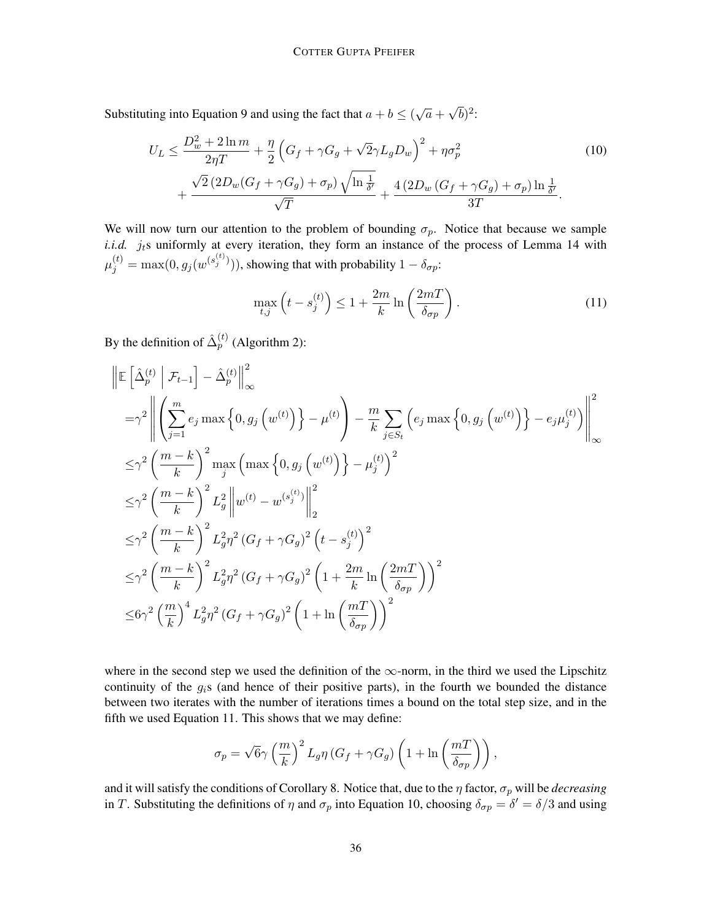Substituting into Equation 9 and using the fact that $a + b \leq (\sqrt{a} + \sqrt{b})^2$:

$$U_L \leq \frac{D_w^2 + 2\ln m}{2\eta T} + \frac{\eta}{2}\left(G_f + \gamma G_g + \sqrt{2}\gamma L_g D_w\right)^2 + \eta\sigma_p^2 \tag{10}$$
$$+ \frac{\sqrt{2}\left(2D_w(G_f + \gamma G_g) + \sigma_p\right)\sqrt{\ln\frac{1}{\delta'}}}{\sqrt{T}} + \frac{4\left(2D_w\left(G_f + \gamma G_g\right) + \sigma_p\right)\ln\frac{1}{\delta'}}{3T}.$$

We will now turn our attention to the problem of bounding $\sigma_p$. Notice that because we sample *i.i.d.* $j_t$s uniformly at every iteration, they form an instance of the process of Lemma 14 with $\mu_j^{(t)} = \max(0, g_j(w^{(s_j^{(t)})}))$, showing that with probability $1 - \delta_{\sigma p}$:

$$\max_{t,j}\left(t - s_j^{(t)}\right) \leq 1 + \frac{2m}{k}\ln\left(\frac{2mT}{\delta_{\sigma p}}\right). \tag{11}$$

By the definition of $\hat{\Delta}_p^{(t)}$ (Algorithm 2):

$$\begin{aligned}
&\left\|\mathbb{E}\left[\hat{\Delta}_p^{(t)} \,\middle|\, \mathcal{F}_{t-1}\right] - \hat{\Delta}_p^{(t)}\right\|_\infty^2 \\
=&\gamma^2\left\|\left(\sum_{j=1}^m e_j \max\left\{0, g_j\left(w^{(t)}\right)\right\} - \mu^{(t)}\right) - \frac{m}{k}\sum_{j\in S_t}\left(e_j\max\left\{0, g_j\left(w^{(t)}\right)\right\} - e_j\mu_j^{(t)}\right)\right\|_\infty^2 \\
\leq&\gamma^2\left(\frac{m-k}{k}\right)^2\max_j\left(\max\left\{0, g_j\left(w^{(t)}\right)\right\} - \mu_j^{(t)}\right)^2 \\
\leq&\gamma^2\left(\frac{m-k}{k}\right)^2 L_g^2\left\|w^{(t)} - w^{(s_j^{(t)})}\right\|_2^2 \\
\leq&\gamma^2\left(\frac{m-k}{k}\right)^2 L_g^2\eta^2\left(G_f + \gamma G_g\right)^2\left(t - s_j^{(t)}\right)^2 \\
\leq&\gamma^2\left(\frac{m-k}{k}\right)^2 L_g^2\eta^2\left(G_f + \gamma G_g\right)^2\left(1 + \frac{2m}{k}\ln\left(\frac{2mT}{\delta_{\sigma p}}\right)\right)^2 \\
\leq&6\gamma^2\left(\frac{m}{k}\right)^4 L_g^2\eta^2\left(G_f + \gamma G_g\right)^2\left(1 + \ln\left(\frac{mT}{\delta_{\sigma p}}\right)\right)^2
\end{aligned}$$

where in the second step we used the definition of the $\infty$-norm, in the third we used the Lipschitz continuity of the $g_i$s (and hence of their positive parts), in the fourth we bounded the distance between two iterates with the number of iterations times a bound on the total step size, and in the fifth we used Equation 11. This shows that we may define:

$$\sigma_p = \sqrt{6}\gamma\left(\frac{m}{k}\right)^2 L_g\eta\left(G_f + \gamma G_g\right)\left(1 + \ln\left(\frac{mT}{\delta_{\sigma p}}\right)\right),$$

and it will satisfy the conditions of Corollary 8. Notice that, due to the $\eta$ factor, $\sigma_p$ will be *decreasing* in $T$. Substituting the definitions of $\eta$ and $\sigma_p$ into Equation 10, choosing $\delta_{\sigma p} = \delta' = \delta/3$ and using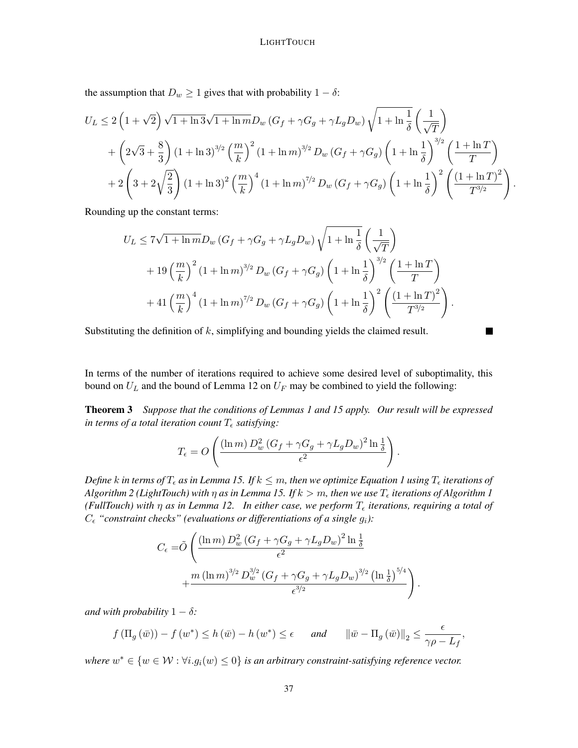the assumption that $D_w \geq 1$ gives that with probability $1 - \delta$:

$$
\begin{aligned}
U_L \leq\, & 2\left(1+\sqrt{2}\right)\sqrt{1+\ln 3}\sqrt{1+\ln m} D_w \left(G_f + \gamma G_g + \gamma L_g D_w\right) \sqrt{1+\ln\frac{1}{\delta}} \left(\frac{1}{\sqrt{T}}\right) \\
& + \left(2\sqrt{3}+\frac{8}{3}\right)\left(1+\ln 3\right)^{3/2}\left(\frac{m}{k}\right)^2 \left(1+\ln m\right)^{3/2} D_w \left(G_f + \gamma G_g\right)\left(1+\ln\frac{1}{\delta}\right)^{3/2}\left(\frac{1+\ln T}{T}\right) \\
& + 2\left(3+2\sqrt{\frac{2}{3}}\right)\left(1+\ln 3\right)^2 \left(\frac{m}{k}\right)^4 \left(1+\ln m\right)^{7/2} D_w \left(G_f+\gamma G_g\right)\left(1+\ln\frac{1}{\delta}\right)^2 \left(\frac{\left(1+\ln T\right)^2}{T^{3/2}}\right).
\end{aligned}
$$

Rounding up the constant terms:

$$
\begin{aligned}
U_L \leq\, & 7\sqrt{1+\ln m} D_w \left(G_f + \gamma G_g + \gamma L_g D_w\right)\sqrt{1+\ln\frac{1}{\delta}}\left(\frac{1}{\sqrt{T}}\right) \\
& + 19\left(\frac{m}{k}\right)^2 \left(1+\ln m\right)^{3/2} D_w \left(G_f+\gamma G_g\right)\left(1+\ln\frac{1}{\delta}\right)^{3/2}\left(\frac{1+\ln T}{T}\right) \\
& + 41\left(\frac{m}{k}\right)^4 \left(1+\ln m\right)^{7/2} D_w \left(G_f+\gamma G_g\right)\left(1+\ln\frac{1}{\delta}\right)^2\left(\frac{\left(1+\ln T\right)^2}{T^{3/2}}\right).
\end{aligned}
$$

Substituting the definition of $k$, simplifying and bounding yields the claimed result. ■

In terms of the number of iterations required to achieve some desired level of suboptimality, this bound on $U_L$ and the bound of Lemma 12 on $U_F$ may be combined to yield the following:

**Theorem 3** *Suppose that the conditions of Lemmas 1 and 15 apply. Our result will be expressed in terms of a total iteration count $T_\epsilon$ satisfying:*

$$
T_\epsilon = O\left(\frac{\left(\ln m\right) D_w^2 \left(G_f + \gamma G_g + \gamma L_g D_w\right)^2 \ln\frac{1}{\delta}}{\epsilon^2}\right).
$$

*Define $k$ in terms of $T_\epsilon$ as in Lemma 15. If $k \leq m$, then we optimize Equation 1 using $T_\epsilon$ iterations of Algorithm 2 (LightTouch) with $\eta$ as in Lemma 15. If $k > m$, then we use $T_\epsilon$ iterations of Algorithm 1 (FullTouch) with $\eta$ as in Lemma 12. In either case, we perform $T_\epsilon$ iterations, requiring a total of $C_\epsilon$ "constraint checks" (evaluations or differentiations of a single $g_i$):*

$$
\begin{aligned}
C_\epsilon = & \tilde{O}\left(\frac{\left(\ln m\right) D_w^2 \left(G_f + \gamma G_g + \gamma L_g D_w\right)^2 \ln\frac{1}{\delta}}{\epsilon^2}\right. \\
& \left. + \frac{m \left(\ln m\right)^{3/2} D_w^{3/2} \left(G_f + \gamma G_g + \gamma L_g D_w\right)^{3/2}\left(\ln\frac{1}{\delta}\right)^{5/4}}{\epsilon^{3/2}}\right).
\end{aligned}
$$

*and with probability $1-\delta$:*

$$
f\left(\Pi_g\left(\bar{w}\right)\right) - f\left(w^*\right) \leq h\left(\bar{w}\right) - h\left(w^*\right) \leq \epsilon \qquad \text{and} \qquad \left\|\bar{w} - \Pi_g\left(\bar{w}\right)\right\|_2 \leq \frac{\epsilon}{\gamma\rho - L_f},
$$

*where $w^* \in \{w \in \mathcal{W} : \forall i . g_i(w) \leq 0\}$ is an arbitrary constraint-satisfying reference vector.*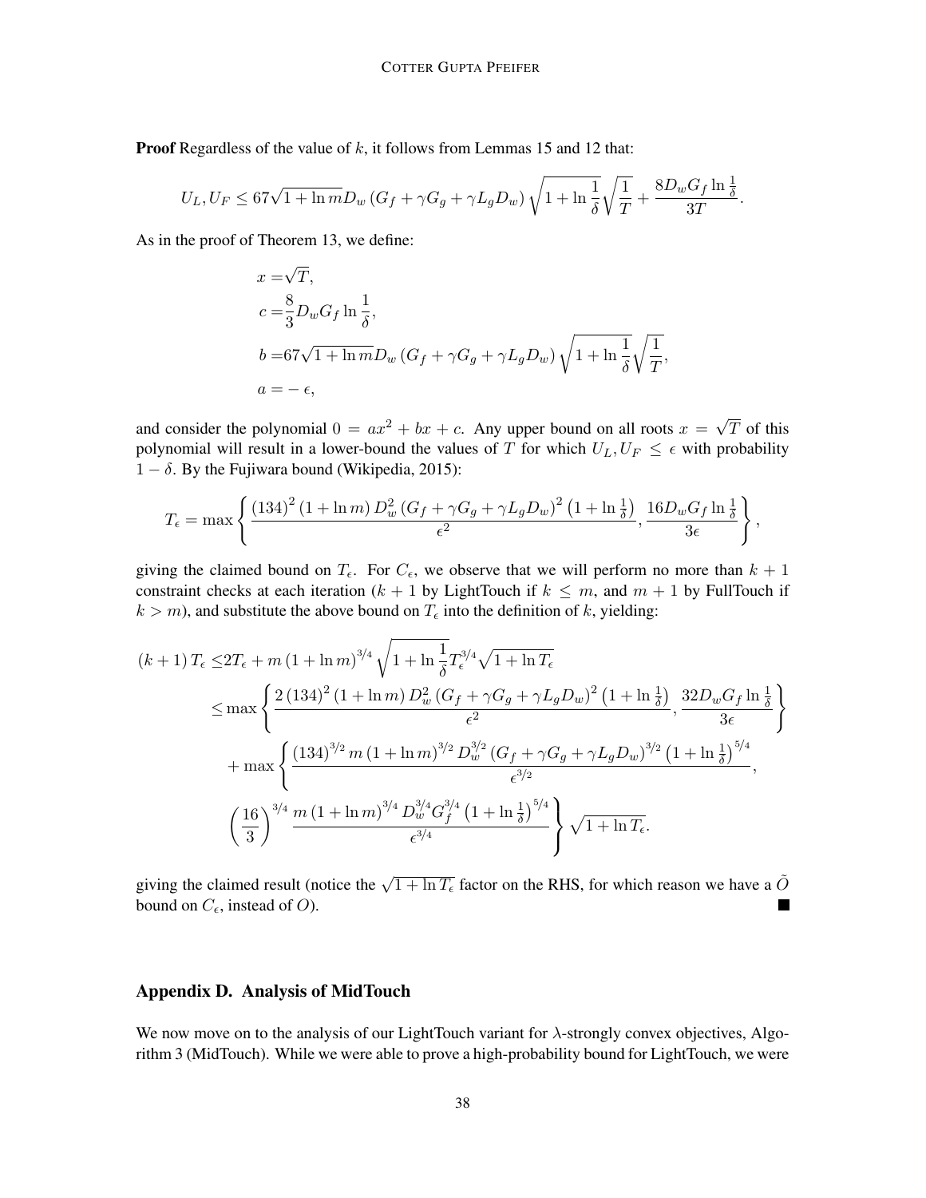**Proof** Regardless of the value of $k$, it follows from Lemmas 15 and 12 that:

$$U_L, U_F \leq 67\sqrt{1+\ln m} D_w \left(G_f + \gamma G_g + \gamma L_g D_w\right) \sqrt{1+\ln\frac{1}{\delta}} \sqrt{\frac{1}{T}} + \frac{8 D_w G_f \ln\frac{1}{\delta}}{3T}.$$

As in the proof of Theorem 13, we define:

$$\begin{aligned}
x =& \sqrt{T}, \\
c =& \frac{8}{3} D_w G_f \ln\frac{1}{\delta}, \\
b =& 67\sqrt{1+\ln m} D_w \left(G_f + \gamma G_g + \gamma L_g D_w\right) \sqrt{1+\ln\frac{1}{\delta}} \sqrt{\frac{1}{T}}, \\
a =& -\epsilon,
\end{aligned}$$

and consider the polynomial $0 = ax^2 + bx + c$. Any upper bound on all roots $x = \sqrt{T}$ of this polynomial will result in a lower-bound the values of $T$ for which $U_L, U_F \leq \epsilon$ with probability $1 - \delta$. By the Fujiwara bound (Wikipedia, 2015):

$$T_\epsilon = \max\left\{ \frac{(134)^2 \left(1+\ln m\right) D_w^2 \left(G_f + \gamma G_g + \gamma L_g D_w\right)^2 \left(1+\ln\frac{1}{\delta}\right)}{\epsilon^2}, \frac{16 D_w G_f \ln\frac{1}{\delta}}{3\epsilon} \right\},$$

giving the claimed bound on $T_\epsilon$. For $C_\epsilon$, we observe that we will perform no more than $k+1$ constraint checks at each iteration ($k+1$ by LightTouch if $k \leq m$, and $m+1$ by FullTouch if $k > m$), and substitute the above bound on $T_\epsilon$ into the definition of $k$, yielding:

$$\begin{aligned}
\left(k+1\right) T_\epsilon \leq& 2 T_\epsilon + m \left(1+\ln m\right)^{3/4} \sqrt{1+\ln\frac{1}{\delta}} T_\epsilon^{3/4} \sqrt{1+\ln T_\epsilon} \\
\leq& \max\left\{ \frac{2\left(134\right)^2 \left(1+\ln m\right) D_w^2 \left(G_f + \gamma G_g + \gamma L_g D_w\right)^2 \left(1+\ln\frac{1}{\delta}\right)}{\epsilon^2}, \frac{32 D_w G_f \ln\frac{1}{\delta}}{3\epsilon} \right\} \\
&+ \max\left\{ \frac{\left(134\right)^{3/2} m \left(1+\ln m\right)^{3/2} D_w^{3/2} \left(G_f + \gamma G_g + \gamma L_g D_w\right)^{3/2} \left(1+\ln\frac{1}{\delta}\right)^{5/4}}{\epsilon^{3/2}}, \right. \\
&\left. \left(\frac{16}{3}\right)^{3/4} \frac{m \left(1+\ln m\right)^{3/4} D_w^{3/4} G_f^{3/4} \left(1+\ln\frac{1}{\delta}\right)^{5/4}}{\epsilon^{3/4}} \right\} \sqrt{1+\ln T_\epsilon}.
\end{aligned}$$

giving the claimed result (notice the $\sqrt{1+\ln T_\epsilon}$ factor on the RHS, for which reason we have a $\tilde{O}$ bound on $C_\epsilon$, instead of $O$). ∎

## Appendix D. Analysis of MidTouch

We now move on to the analysis of our LightTouch variant for $\lambda$-strongly convex objectives, Algorithm 3 (MidTouch). While we were able to prove a high-probability bound for LightTouch, we were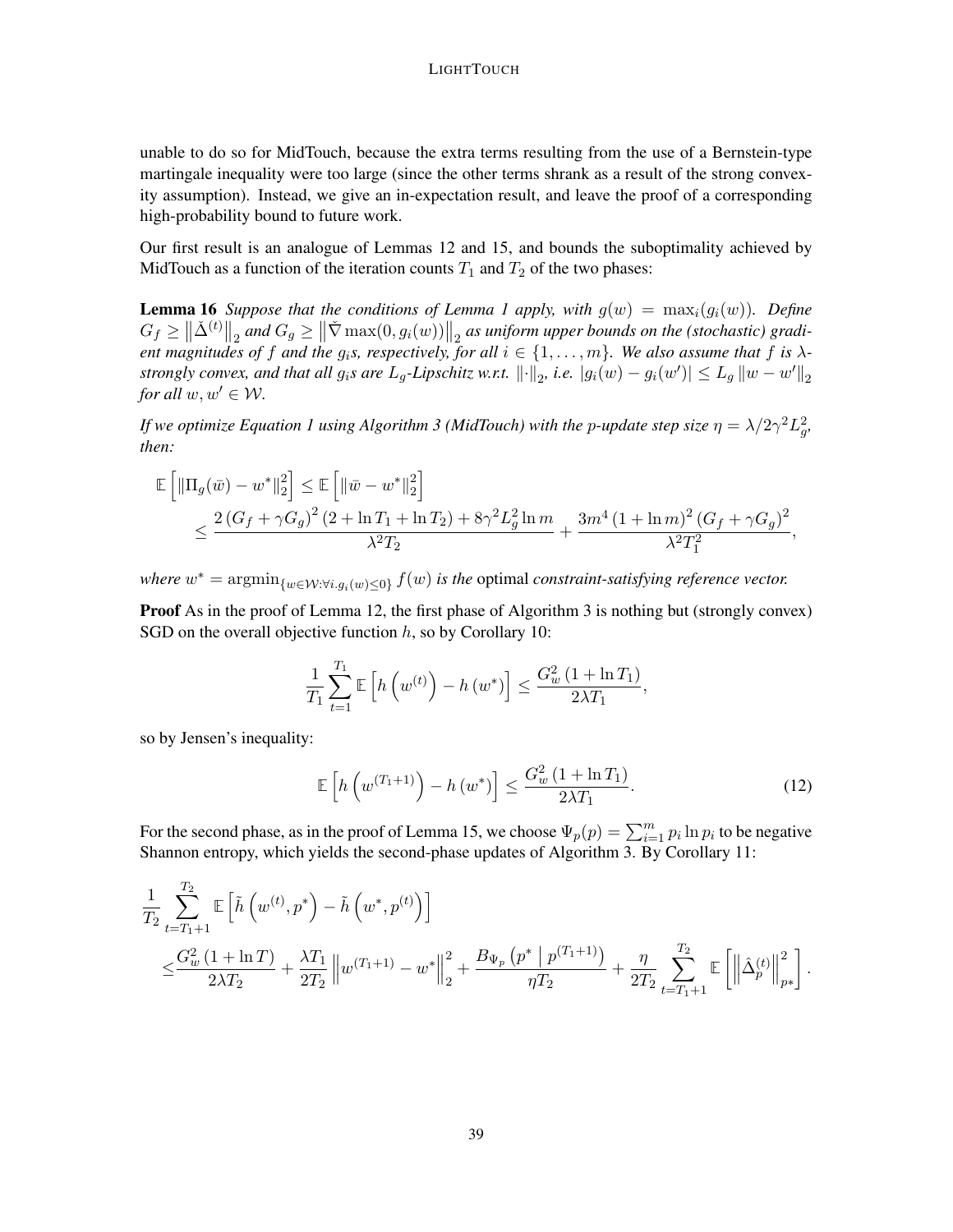unable to do so for MidTouch, because the extra terms resulting from the use of a Bernstein-type martingale inequality were too large (since the other terms shrank as a result of the strong convexity assumption). Instead, we give an in-expectation result, and leave the proof of a corresponding high-probability bound to future work.

Our first result is an analogue of Lemmas 12 and 15, and bounds the suboptimality achieved by MidTouch as a function of the iteration counts $T_1$ and $T_2$ of the two phases:

**Lemma 16** *Suppose that the conditions of Lemma 1 apply, with $g(w) = \max_i(g_i(w))$. Define $G_f \geq \left\|\check{\Delta}^{(t)}\right\|_2$ and $G_g \geq \left\|\check{\nabla}\max(0, g_i(w))\right\|_2$ as uniform upper bounds on the (stochastic) gradient magnitudes of $f$ and the $g_i$s, respectively, for all $i \in \{1, \dots, m\}$. We also assume that $f$ is $\lambda$-strongly convex, and that all $g_i$s are $L_g$-Lipschitz w.r.t. $\|\cdot\|_2$, i.e. $|g_i(w) - g_i(w')| \leq L_g \|w - w'\|_2$ for all $w, w' \in \mathcal{W}$.*

*If we optimize Equation 1 using Algorithm 3 (MidTouch) with the $p$-update step size $\eta = \lambda / 2\gamma^2 L_g^2$, then:*

$$
\begin{aligned}
\mathbb{E}\left[\|\Pi_g(\bar{w}) - w^*\|_2^2\right] &\leq \mathbb{E}\left[\|\bar{w} - w^*\|_2^2\right] \\
&\leq \frac{2\left(G_f + \gamma G_g\right)^2\left(2 + \ln T_1 + \ln T_2\right) + 8\gamma^2 L_g^2 \ln m}{\lambda^2 T_2} + \frac{3m^4\left(1 + \ln m\right)^2\left(G_f + \gamma G_g\right)^2}{\lambda^2 T_1^2},
\end{aligned}
$$

*where $w^* = \operatorname{argmin}_{\{w \in \mathcal{W} : \forall i . g_i(w) \leq 0\}} f(w)$ is the* optimal *constraint-satisfying reference vector.*

**Proof** As in the proof of Lemma 12, the first phase of Algorithm 3 is nothing but (strongly convex) SGD on the overall objective function $h$, so by Corollary 10:

$$
\frac{1}{T_1}\sum_{t=1}^{T_1}\mathbb{E}\left[h\left(w^{(t)}\right) - h\left(w^*\right)\right] \leq \frac{G_w^2\left(1 + \ln T_1\right)}{2\lambda T_1},
$$

so by Jensen's inequality:

$$
\mathbb{E}\left[h\left(w^{(T_1+1)}\right) - h\left(w^*\right)\right] \leq \frac{G_w^2\left(1 + \ln T_1\right)}{2\lambda T_1}. \tag{12}
$$

For the second phase, as in the proof of Lemma 15, we choose $\Psi_p(p) = \sum_{i=1}^m p_i \ln p_i$ to be negative Shannon entropy, which yields the second-phase updates of Algorithm 3. By Corollary 11:

$$
\begin{aligned}
&\frac{1}{T_2}\sum_{t=T_1+1}^{T_2}\mathbb{E}\left[\tilde{h}\left(w^{(t)}, p^*\right) - \tilde{h}\left(w^*, p^{(t)}\right)\right] \\
\leq &\frac{G_w^2\left(1 + \ln T\right)}{2\lambda T_2} + \frac{\lambda T_1}{2T_2}\left\|w^{(T_1+1)} - w^*\right\|_2^2 + \frac{B_{\Psi_p}\left(p^* \mid p^{(T_1+1)}\right)}{\eta T_2} + \frac{\eta}{2T_2}\sum_{t=T_1+1}^{T_2}\mathbb{E}\left[\left\|\hat{\Delta}_p^{(t)}\right\|_{p*}^2\right].
\end{aligned}
$$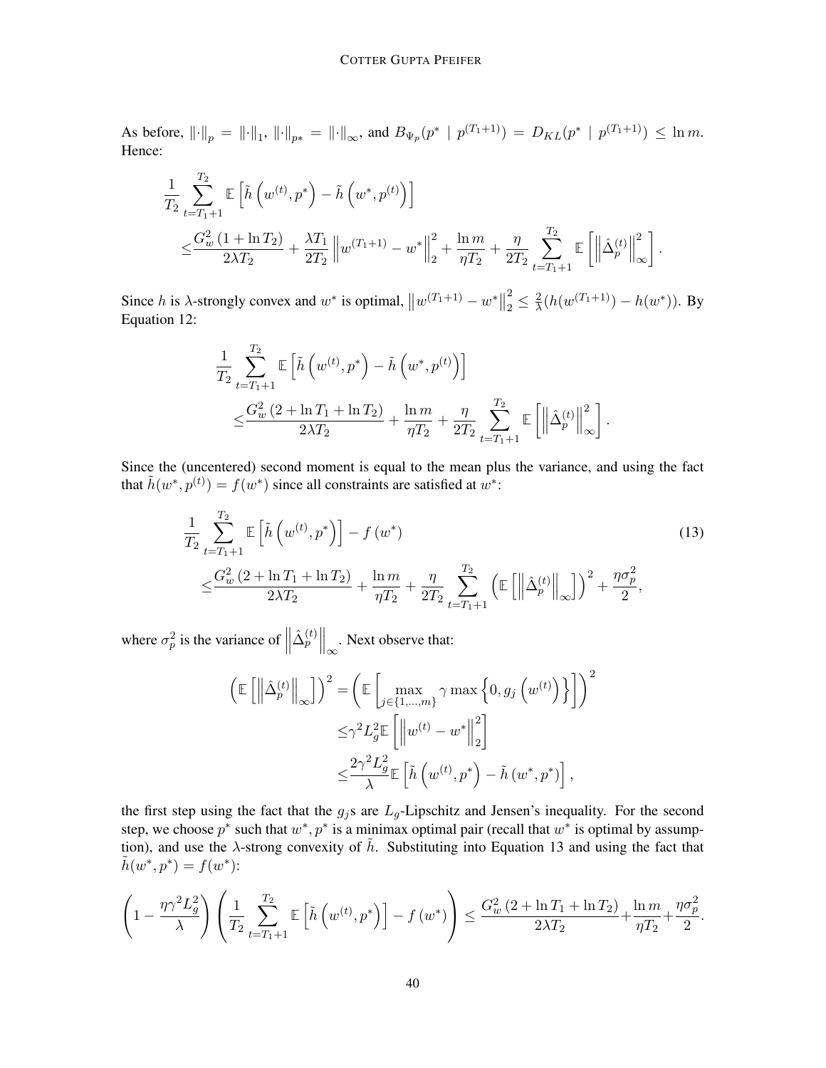As before, $\left\|\cdot\right\|_p = \left\|\cdot\right\|_1$, $\left\|\cdot\right\|_{p*} = \left\|\cdot\right\|_\infty$, and $B_{\Psi_p}(p^* \mid p^{(T_1+1)}) = D_{KL}(p^* \mid p^{(T_1+1)}) \leq \ln m$. Hence:

$$
\begin{aligned}
&\frac{1}{T_2} \sum_{t=T_1+1}^{T_2} \mathbb{E}\left[\tilde{h}\left(w^{(t)}, p^*\right) - \tilde{h}\left(w^*, p^{(t)}\right)\right] \\
\leq & \frac{G_w^2\left(1+\ln T_2\right)}{2\lambda T_2} + \frac{\lambda T_1}{2T_2}\left\|w^{(T_1+1)} - w^*\right\|_2^2 + \frac{\ln m}{\eta T_2} + \frac{\eta}{2T_2} \sum_{t=T_1+1}^{T_2} \mathbb{E}\left[\left\|\hat{\Delta}_p^{(t)}\right\|_\infty^2\right].
\end{aligned}
$$

Since $h$ is $\lambda$-strongly convex and $w^*$ is optimal, $\left\|w^{(T_1+1)} - w^*\right\|_2^2 \leq \frac{2}{\lambda}(h(w^{(T_1+1)}) - h(w^*))$. By Equation 12:

$$
\begin{aligned}
&\frac{1}{T_2} \sum_{t=T_1+1}^{T_2} \mathbb{E}\left[\tilde{h}\left(w^{(t)}, p^*\right) - \tilde{h}\left(w^*, p^{(t)}\right)\right] \\
\leq & \frac{G_w^2\left(2+\ln T_1 + \ln T_2\right)}{2\lambda T_2} + \frac{\ln m}{\eta T_2} + \frac{\eta}{2T_2} \sum_{t=T_1+1}^{T_2} \mathbb{E}\left[\left\|\hat{\Delta}_p^{(t)}\right\|_\infty^2\right].
\end{aligned}
$$

Since the (uncentered) second moment is equal to the mean plus the variance, and using the fact that $\tilde{h}(w^*, p^{(t)}) = f(w^*)$ since all constraints are satisfied at $w^*$:

$$
\begin{aligned}
&\frac{1}{T_2} \sum_{t=T_1+1}^{T_2} \mathbb{E}\left[\tilde{h}\left(w^{(t)}, p^*\right)\right] - f\left(w^*\right) \\
\leq & \frac{G_w^2\left(2+\ln T_1 + \ln T_2\right)}{2\lambda T_2} + \frac{\ln m}{\eta T_2} + \frac{\eta}{2T_2} \sum_{t=T_1+1}^{T_2} \left(\mathbb{E}\left[\left\|\hat{\Delta}_p^{(t)}\right\|_\infty\right]\right)^2 + \frac{\eta \sigma_p^2}{2},
\end{aligned}
\tag{13}
$$

where $\sigma_p^2$ is the variance of $\left\|\hat{\Delta}_p^{(t)}\right\|_\infty$. Next observe that:

$$
\begin{aligned}
\left(\mathbb{E}\left[\left\|\hat{\Delta}_p^{(t)}\right\|_\infty\right]\right)^2 =& \left(\mathbb{E}\left[\max_{j\in\{1,\dots,m\}} \gamma \max\left\{0, g_j\left(w^{(t)}\right)\right\}\right]\right)^2 \\
\leq& \gamma^2 L_g^2 \mathbb{E}\left[\left\|w^{(t)} - w^*\right\|_2^2\right] \\
\leq& \frac{2\gamma^2 L_g^2}{\lambda} \mathbb{E}\left[\tilde{h}\left(w^{(t)}, p^*\right) - \tilde{h}\left(w^*, p^*\right)\right],
\end{aligned}
$$

the first step using the fact that the $g_j$s are $L_g$-Lipschitz and Jensen's inequality. For the second step, we choose $p^*$ such that $w^*, p^*$ is a minimax optimal pair (recall that $w^*$ is optimal by assumption), and use the $\lambda$-strong convexity of $\tilde{h}$. Substituting into Equation 13 and using the fact that $\tilde{h}(w^*, p^*) = f(w^*)$:

$$
\left(1 - \frac{\eta \gamma^2 L_g^2}{\lambda}\right)\left(\frac{1}{T_2} \sum_{t=T_1+1}^{T_2} \mathbb{E}\left[\tilde{h}\left(w^{(t)}, p^*\right)\right] - f\left(w^*\right)\right) \leq \frac{G_w^2\left(2+\ln T_1 + \ln T_2\right)}{2\lambda T_2} + \frac{\ln m}{\eta T_2} + \frac{\eta \sigma_p^2}{2}.
$$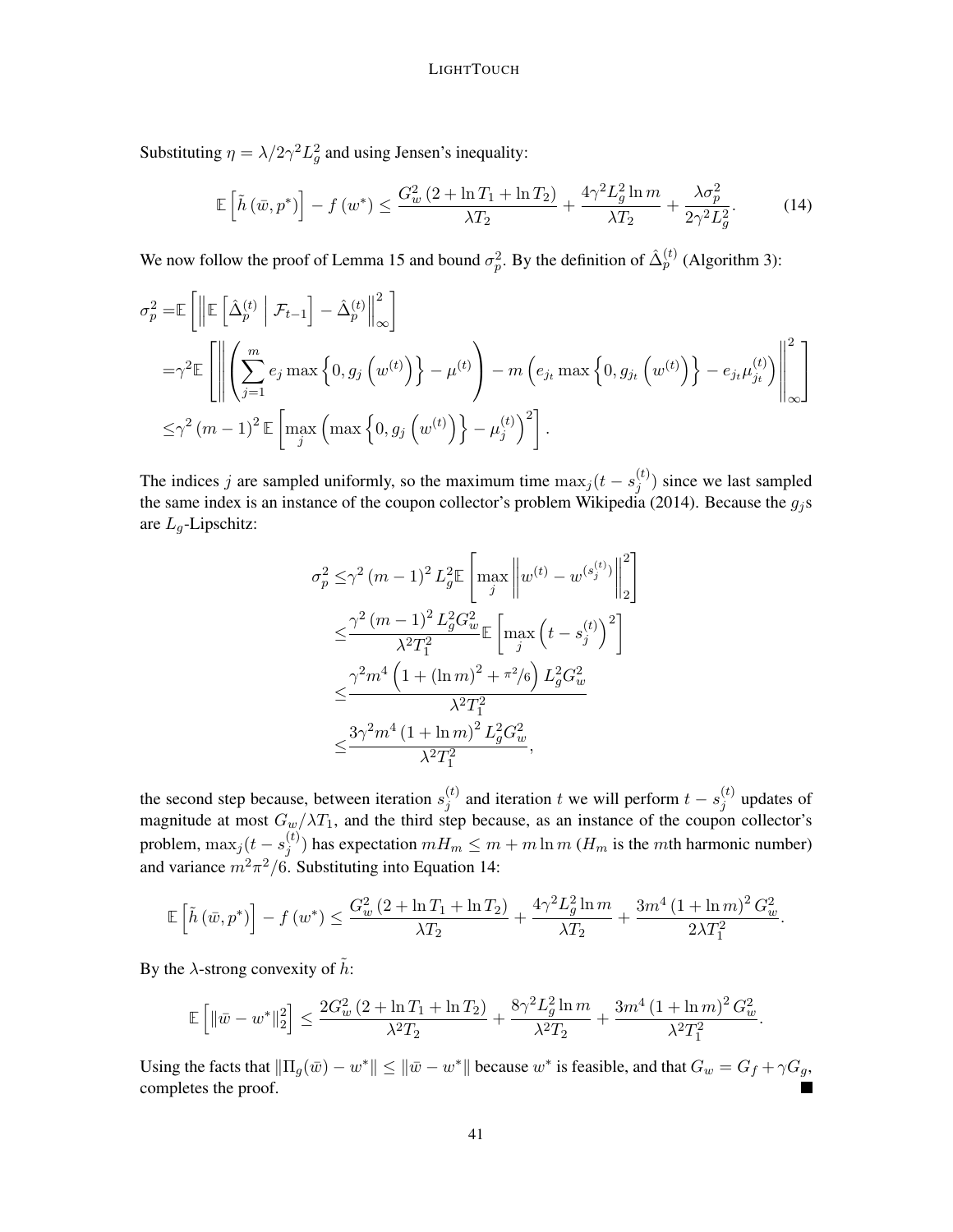Substituting $\eta = \lambda / 2\gamma^2 L_g^2$ and using Jensen's inequality:

$$\mathbb{E}\left[\tilde{h}\left(\bar{w}, p^*\right)\right] - f\left(w^*\right) \leq \frac{G_w^2\left(2 + \ln T_1 + \ln T_2\right)}{\lambda T_2} + \frac{4\gamma^2 L_g^2 \ln m}{\lambda T_2} + \frac{\lambda \sigma_p^2}{2\gamma^2 L_g^2}. \tag{14}$$

We now follow the proof of Lemma 15 and bound $\sigma_p^2$. By the definition of $\hat{\Delta}_p^{(t)}$ (Algorithm 3):

$$\begin{aligned}
\sigma_p^2 =& \mathbb{E}\left[\left\|\mathbb{E}\left[\hat{\Delta}_p^{(t)} \;\middle|\; \mathcal{F}_{t-1}\right] - \hat{\Delta}_p^{(t)}\right\|_\infty^2\right] \\
=& \gamma^2 \mathbb{E}\left[\left\|\left(\sum_{j=1}^m e_j \max\left\{0, g_j\left(w^{(t)}\right)\right\} - \mu^{(t)}\right) - m\left(e_{j_t} \max\left\{0, g_{j_t}\left(w^{(t)}\right)\right\} - e_{j_t}\mu_{j_t}^{(t)}\right)\right\|_\infty^2\right] \\
\leq& \gamma^2 \left(m-1\right)^2 \mathbb{E}\left[\max_j \left(\max\left\{0, g_j\left(w^{(t)}\right)\right\} - \mu_j^{(t)}\right)^2\right].
\end{aligned}$$

The indices $j$ are sampled uniformly, so the maximum time $\max_j(t - s_j^{(t)})$ since we last sampled the same index is an instance of the coupon collector's problem Wikipedia (2014). Because the $g_j$s are $L_g$-Lipschitz:

$$\begin{aligned}
\sigma_p^2 \leq& \gamma^2 \left(m-1\right)^2 L_g^2 \mathbb{E}\left[\max_j \left\|w^{(t)} - w^{(s_j^{(t)})}\right\|_2^2\right] \\
\leq& \frac{\gamma^2 \left(m-1\right)^2 L_g^2 G_w^2}{\lambda^2 T_1^2} \mathbb{E}\left[\max_j \left(t - s_j^{(t)}\right)^2\right] \\
\leq& \frac{\gamma^2 m^4 \left(1 + \left(\ln m\right)^2 + \pi^2/6\right) L_g^2 G_w^2}{\lambda^2 T_1^2} \\
\leq& \frac{3\gamma^2 m^4 \left(1 + \ln m\right)^2 L_g^2 G_w^2}{\lambda^2 T_1^2},
\end{aligned}$$

the second step because, between iteration $s_j^{(t)}$ and iteration $t$ we will perform $t - s_j^{(t)}$ updates of magnitude at most $G_w / \lambda T_1$, and the third step because, as an instance of the coupon collector's problem, $\max_j(t - s_j^{(t)})$ has expectation $m H_m \leq m + m \ln m$ ($H_m$ is the $m$th harmonic number) and variance $m^2 \pi^2 / 6$. Substituting into Equation 14:

$$\mathbb{E}\left[\tilde{h}\left(\bar{w}, p^*\right)\right] - f\left(w^*\right) \leq \frac{G_w^2\left(2 + \ln T_1 + \ln T_2\right)}{\lambda T_2} + \frac{4\gamma^2 L_g^2 \ln m}{\lambda T_2} + \frac{3m^4\left(1 + \ln m\right)^2 G_w^2}{2\lambda T_1^2}.$$

By the $\lambda$-strong convexity of $\tilde{h}$:

$$\mathbb{E}\left[\left\|\bar{w} - w^*\right\|_2^2\right] \leq \frac{2G_w^2\left(2 + \ln T_1 + \ln T_2\right)}{\lambda^2 T_2} + \frac{8\gamma^2 L_g^2 \ln m}{\lambda^2 T_2} + \frac{3m^4\left(1 + \ln m\right)^2 G_w^2}{\lambda^2 T_1^2}.$$

Using the facts that $\|\Pi_g(\bar{w}) - w^*\| \leq \|\bar{w} - w^*\|$ because $w^*$ is feasible, and that $G_w = G_f + \gamma G_g$, completes the proof. ∎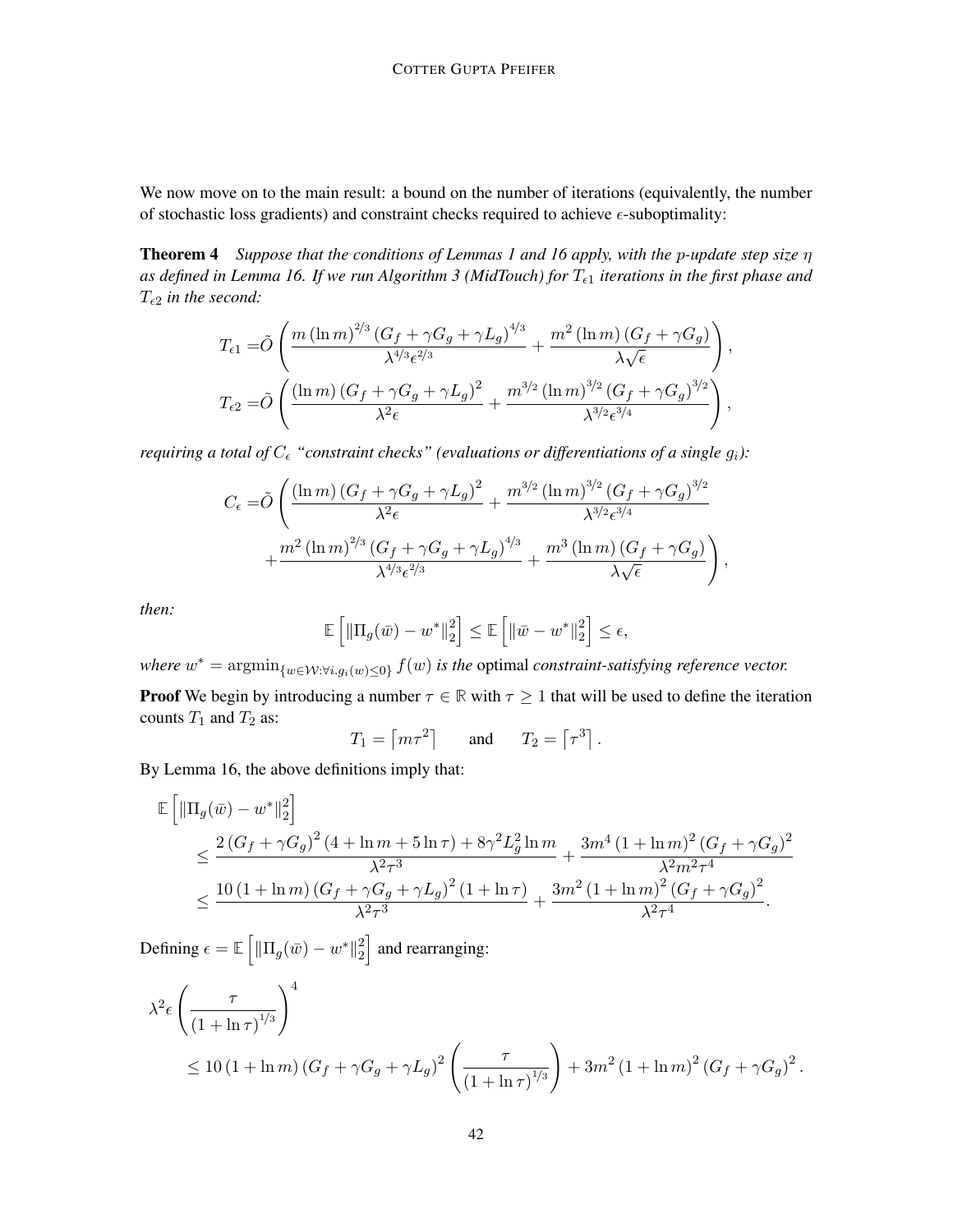We now move on to the main result: a bound on the number of iterations (equivalently, the number of stochastic loss gradients) and constraint checks required to achieve $\epsilon$-suboptimality:

**Theorem 4** *Suppose that the conditions of Lemmas 1 and 16 apply, with the $p$-update step size $\eta$ as defined in Lemma 16. If we run Algorithm 3 (MidTouch) for $T_{\epsilon 1}$ iterations in the first phase and $T_{\epsilon 2}$ in the second:*

$$T_{\epsilon 1} = \tilde{O}\left(\frac{m\left(\ln m\right)^{2/3}\left(G_f+\gamma G_g+\gamma L_g\right)^{4/3}}{\lambda^{4/3}\epsilon^{2/3}} + \frac{m^2\left(\ln m\right)\left(G_f+\gamma G_g\right)}{\lambda\sqrt{\epsilon}}\right),$$

$$T_{\epsilon 2} = \tilde{O}\left(\frac{\left(\ln m\right)\left(G_f+\gamma G_g+\gamma L_g\right)^2}{\lambda^2\epsilon} + \frac{m^{3/2}\left(\ln m\right)^{3/2}\left(G_f+\gamma G_g\right)^{3/2}}{\lambda^{3/2}\epsilon^{3/4}}\right),$$

*requiring a total of $C_\epsilon$ "constraint checks" (evaluations or differentiations of a single $g_i$):*

$$C_\epsilon = \tilde{O}\left(\frac{\left(\ln m\right)\left(G_f+\gamma G_g+\gamma L_g\right)^2}{\lambda^2\epsilon} + \frac{m^{3/2}\left(\ln m\right)^{3/2}\left(G_f+\gamma G_g\right)^{3/2}}{\lambda^{3/2}\epsilon^{3/4}} + \frac{m^2\left(\ln m\right)^{2/3}\left(G_f+\gamma G_g+\gamma L_g\right)^{4/3}}{\lambda^{4/3}\epsilon^{2/3}} + \frac{m^3\left(\ln m\right)\left(G_f+\gamma G_g\right)}{\lambda\sqrt{\epsilon}}\right),$$

*then:*

$$\mathbb{E}\left[\left\|\Pi_g(\bar{w}) - w^*\right\|_2^2\right] \le \mathbb{E}\left[\left\|\bar{w} - w^*\right\|_2^2\right] \le \epsilon,$$

*where $w^* = \operatorname{argmin}_{\{w\in\mathcal{W}:\forall i.g_i(w)\le 0\}} f(w)$ is the* optimal *constraint-satisfying reference vector.*

**Proof** We begin by introducing a number $\tau \in \mathbb{R}$ with $\tau \ge 1$ that will be used to define the iteration counts $T_1$ and $T_2$ as:

$$T_1 = \left\lceil m\tau^2 \right\rceil \qquad \text{and} \qquad T_2 = \left\lceil \tau^3 \right\rceil.$$

By Lemma 16, the above definitions imply that:

$$\begin{aligned}
&\mathbb{E}\left[\left\|\Pi_g(\bar{w}) - w^*\right\|_2^2\right] \\
&\quad\le \frac{2\left(G_f+\gamma G_g\right)^2\left(4+\ln m+5\ln\tau\right) + 8\gamma^2 L_g^2 \ln m}{\lambda^2\tau^3} + \frac{3m^4\left(1+\ln m\right)^2\left(G_f+\gamma G_g\right)^2}{\lambda^2 m^2 \tau^4} \\
&\quad\le \frac{10\left(1+\ln m\right)\left(G_f+\gamma G_g+\gamma L_g\right)^2\left(1+\ln\tau\right)}{\lambda^2\tau^3} + \frac{3m^2\left(1+\ln m\right)^2\left(G_f+\gamma G_g\right)^2}{\lambda^2\tau^4}.
\end{aligned}$$

Defining $\epsilon = \mathbb{E}\left[\left\|\Pi_g(\bar{w}) - w^*\right\|_2^2\right]$ and rearranging:

$$\begin{aligned}
&\lambda^2\epsilon\left(\frac{\tau}{\left(1+\ln\tau\right)^{1/3}}\right)^4 \\
&\quad\le 10\left(1+\ln m\right)\left(G_f+\gamma G_g+\gamma L_g\right)^2\left(\frac{\tau}{\left(1+\ln\tau\right)^{1/3}}\right) + 3m^2\left(1+\ln m\right)^2\left(G_f+\gamma G_g\right)^2.
\end{aligned}$$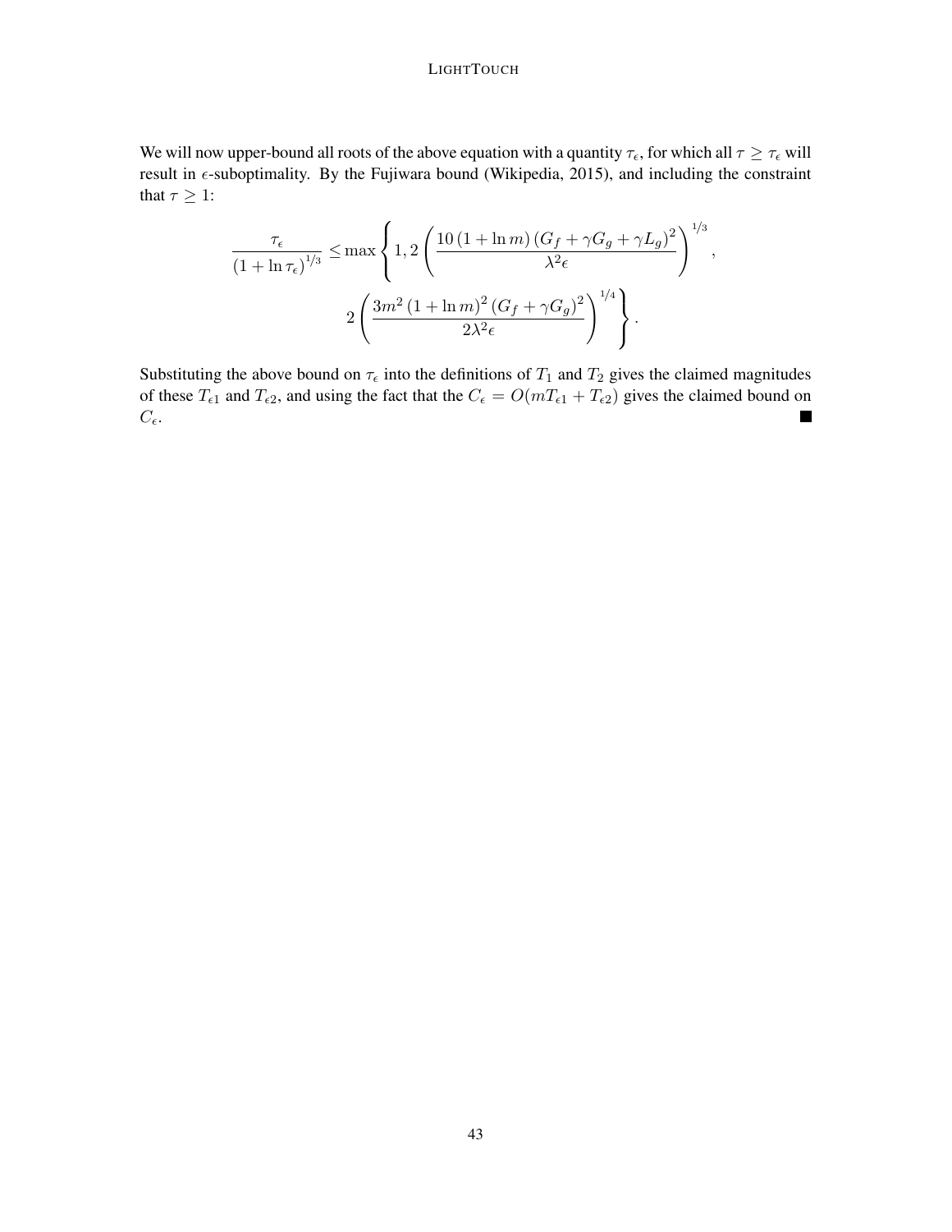We will now upper-bound all roots of the above equation with a quantity $\tau_\epsilon$, for which all $\tau \geq \tau_\epsilon$ will result in $\epsilon$-suboptimality. By the Fujiwara bound (Wikipedia, 2015), and including the constraint that $\tau \geq 1$:

$$
\frac{\tau_\epsilon}{\left(1 + \ln \tau_\epsilon\right)^{1/3}} \leq \max \left\{ 1, 2 \left( \frac{10 \left(1 + \ln m\right) \left(G_f + \gamma G_g + \gamma L_g\right)^2}{\lambda^2 \epsilon} \right)^{1/3}, \right.
$$

$$
\left. 2 \left( \frac{3m^2 \left(1 + \ln m\right)^2 \left(G_f + \gamma G_g\right)^2}{2\lambda^2 \epsilon} \right)^{1/4} \right\}.
$$

Substituting the above bound on $\tau_\epsilon$ into the definitions of $T_1$ and $T_2$ gives the claimed magnitudes of these $T_{\epsilon 1}$ and $T_{\epsilon 2}$, and using the fact that the $C_\epsilon = O(mT_{\epsilon 1} + T_{\epsilon 2})$ gives the claimed bound on $C_\epsilon$. ■